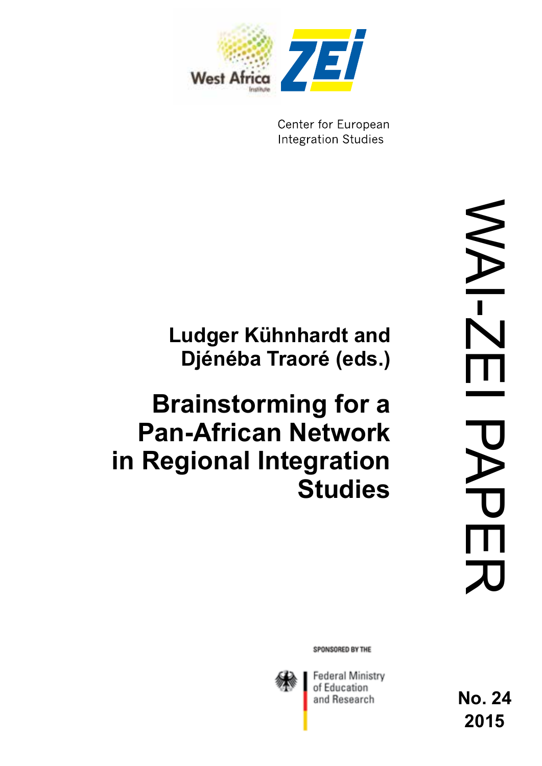West Africa Institute

ZEI

Center for European Integration Studies

**Ludger Kühnhardt and Djénéba Traoré (eds.)**

# Brainstorming for a Pan-African Network in Regional Integration Studies

WAI-ZEI PAPER

SPONSORED BY THE

Federal Ministry of Education and Research

**No. 24**
**2015**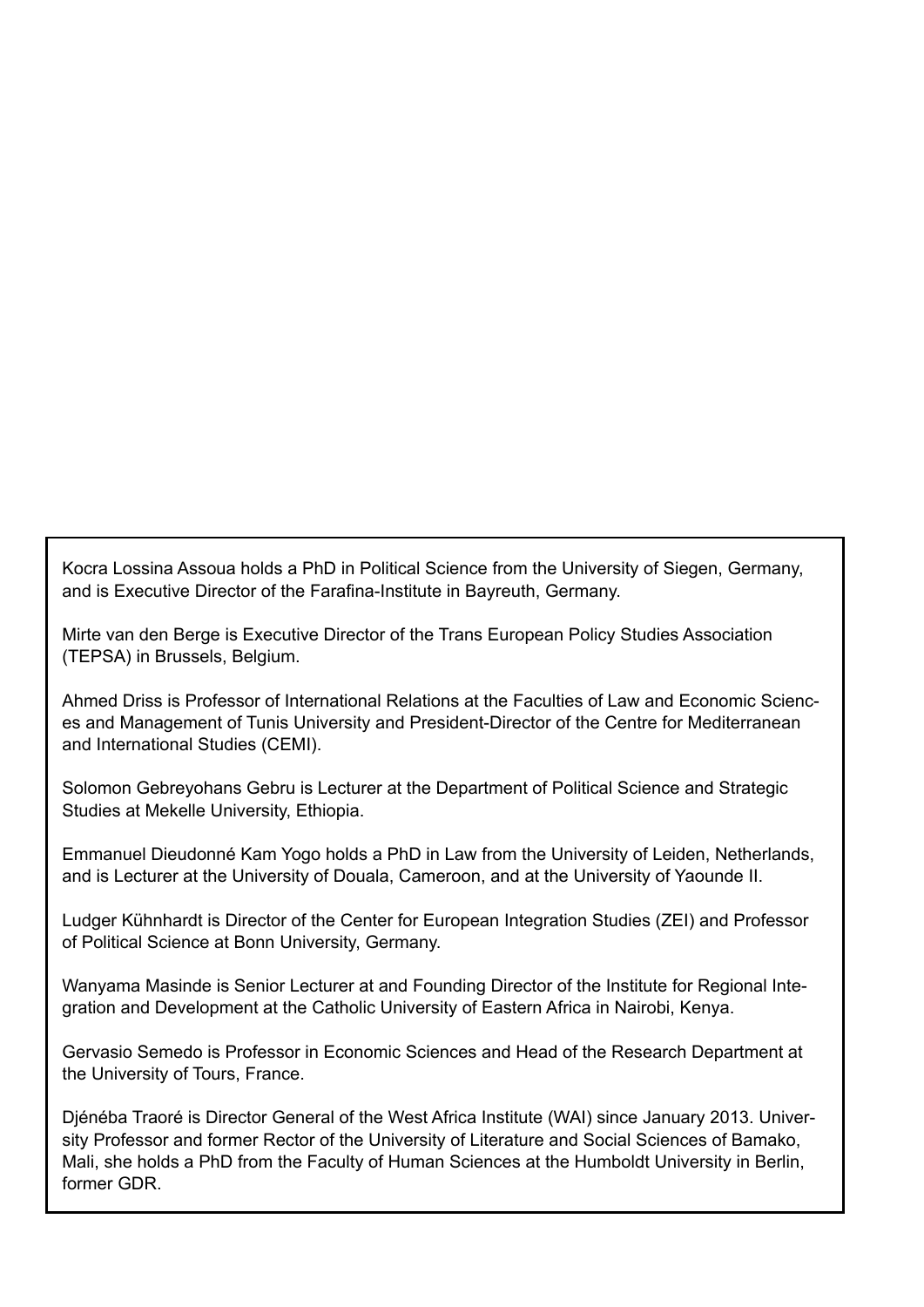Kocra Lossina Assoua holds a PhD in Political Science from the University of Siegen, Germany, and is Executive Director of the Farafina-Institute in Bayreuth, Germany.

Mirte van den Berge is Executive Director of the Trans European Policy Studies Association (TEPSA) in Brussels, Belgium.

Ahmed Driss is Professor of International Relations at the Faculties of Law and Economic Sciences and Management of Tunis University and President-Director of the Centre for Mediterranean and International Studies (CEMI).

Solomon Gebreyohans Gebru is Lecturer at the Department of Political Science and Strategic Studies at Mekelle University, Ethiopia.

Emmanuel Dieudonné Kam Yogo holds a PhD in Law from the University of Leiden, Netherlands, and is Lecturer at the University of Douala, Cameroon, and at the University of Yaounde II.

Ludger Kühnhardt is Director of the Center for European Integration Studies (ZEI) and Professor of Political Science at Bonn University, Germany.

Wanyama Masinde is Senior Lecturer at and Founding Director of the Institute for Regional Integration and Development at the Catholic University of Eastern Africa in Nairobi, Kenya.

Gervasio Semedo is Professor in Economic Sciences and Head of the Research Department at the University of Tours, France.

Djénéba Traoré is Director General of the West Africa Institute (WAI) since January 2013. University Professor and former Rector of the University of Literature and Social Sciences of Bamako, Mali, she holds a PhD from the Faculty of Human Sciences at the Humboldt University in Berlin, former GDR.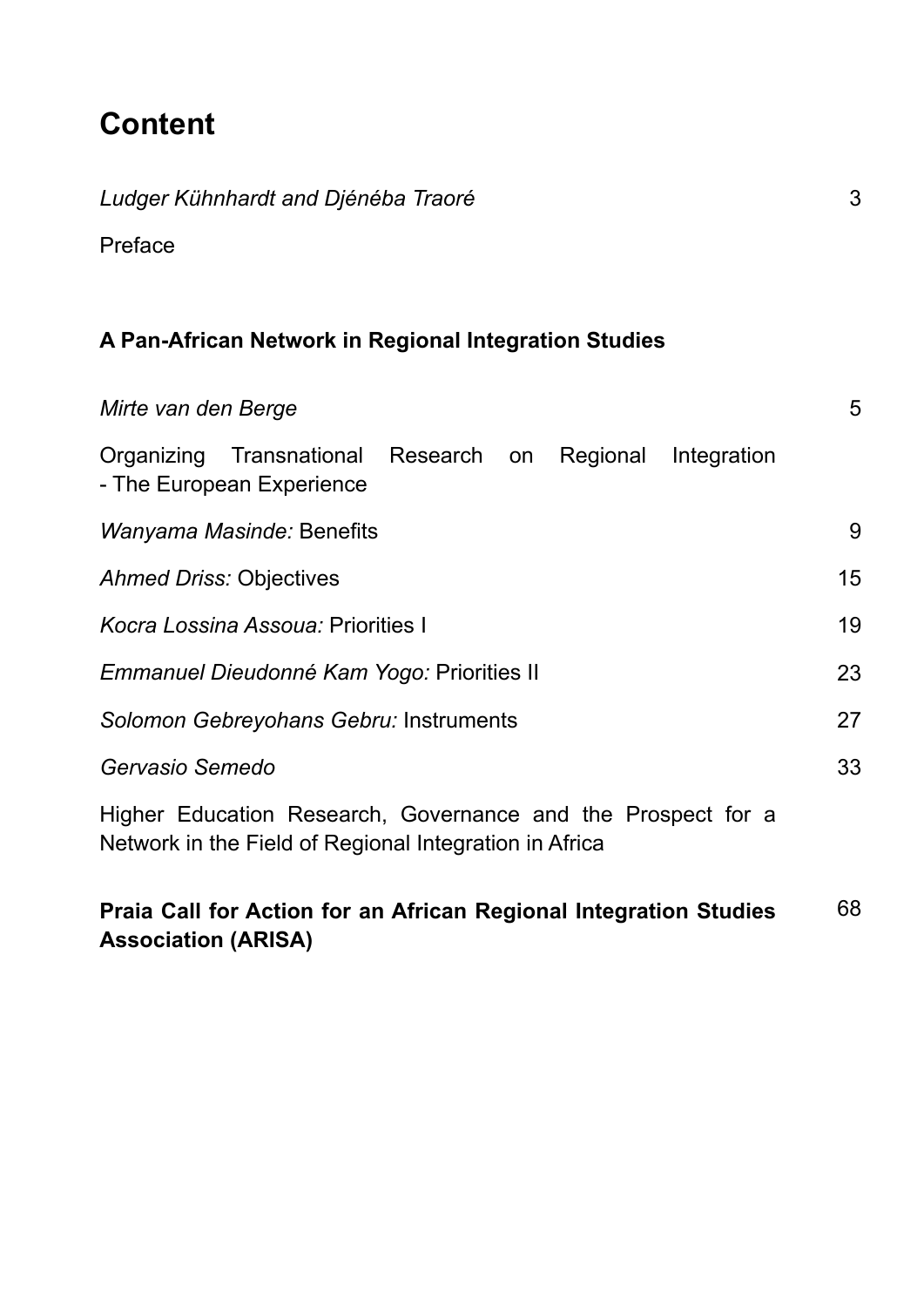# Content

*Ludger Kühnhardt and Djénéba Traoré* 3

Preface

## A Pan-African Network in Regional Integration Studies

*Mirte van den Berge* 5

Organizing Transnational Research on Regional Integration - The European Experience

*Wanyama Masinde:* Benefits 9

*Ahmed Driss:* Objectives 15

*Kocra Lossina Assoua:* Priorities I 19

*Emmanuel Dieudonné Kam Yogo:* Priorities II 23

*Solomon Gebreyohans Gebru:* Instruments 27

*Gervasio Semedo* 33

Higher Education Research, Governance and the Prospect for a Network in the Field of Regional Integration in Africa

**Praia Call for Action for an African Regional Integration Studies Association (ARISA)** 68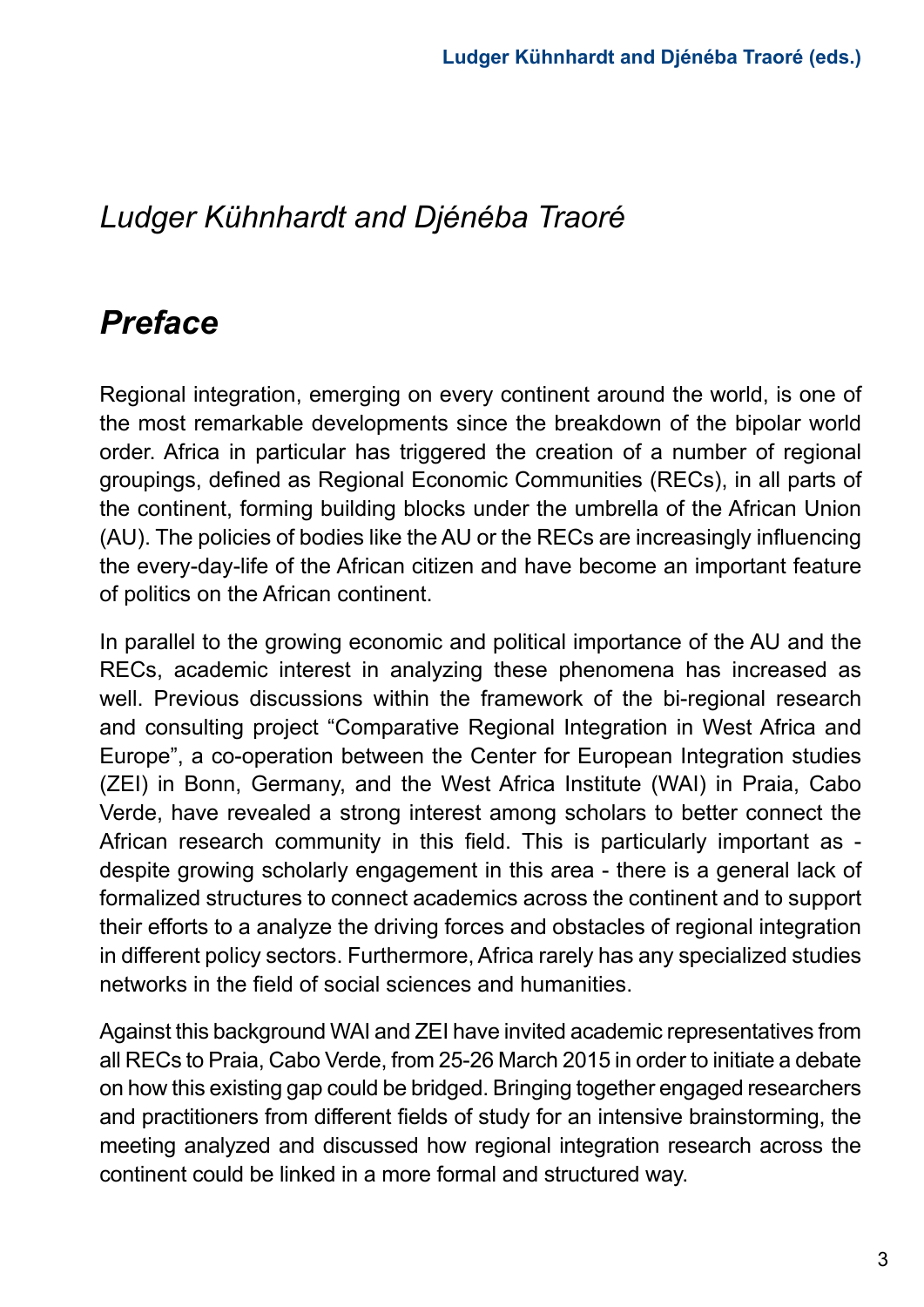*Ludger Kühnhardt and Djénéba Traoré*

# Preface

Regional integration, emerging on every continent around the world, is one of the most remarkable developments since the breakdown of the bipolar world order. Africa in particular has triggered the creation of a number of regional groupings, defined as Regional Economic Communities (RECs), in all parts of the continent, forming building blocks under the umbrella of the African Union (AU). The policies of bodies like the AU or the RECs are increasingly influencing the every-day-life of the African citizen and have become an important feature of politics on the African continent.

In parallel to the growing economic and political importance of the AU and the RECs, academic interest in analyzing these phenomena has increased as well. Previous discussions within the framework of the bi-regional research and consulting project "Comparative Regional Integration in West Africa and Europe", a co-operation between the Center for European Integration studies (ZEI) in Bonn, Germany, and the West Africa Institute (WAI) in Praia, Cabo Verde, have revealed a strong interest among scholars to better connect the African research community in this field. This is particularly important as - despite growing scholarly engagement in this area - there is a general lack of formalized structures to connect academics across the continent and to support their efforts to a analyze the driving forces and obstacles of regional integration in different policy sectors. Furthermore, Africa rarely has any specialized studies networks in the field of social sciences and humanities.

Against this background WAI and ZEI have invited academic representatives from all RECs to Praia, Cabo Verde, from 25-26 March 2015 in order to initiate a debate on how this existing gap could be bridged. Bringing together engaged researchers and practitioners from different fields of study for an intensive brainstorming, the meeting analyzed and discussed how regional integration research across the continent could be linked in a more formal and structured way.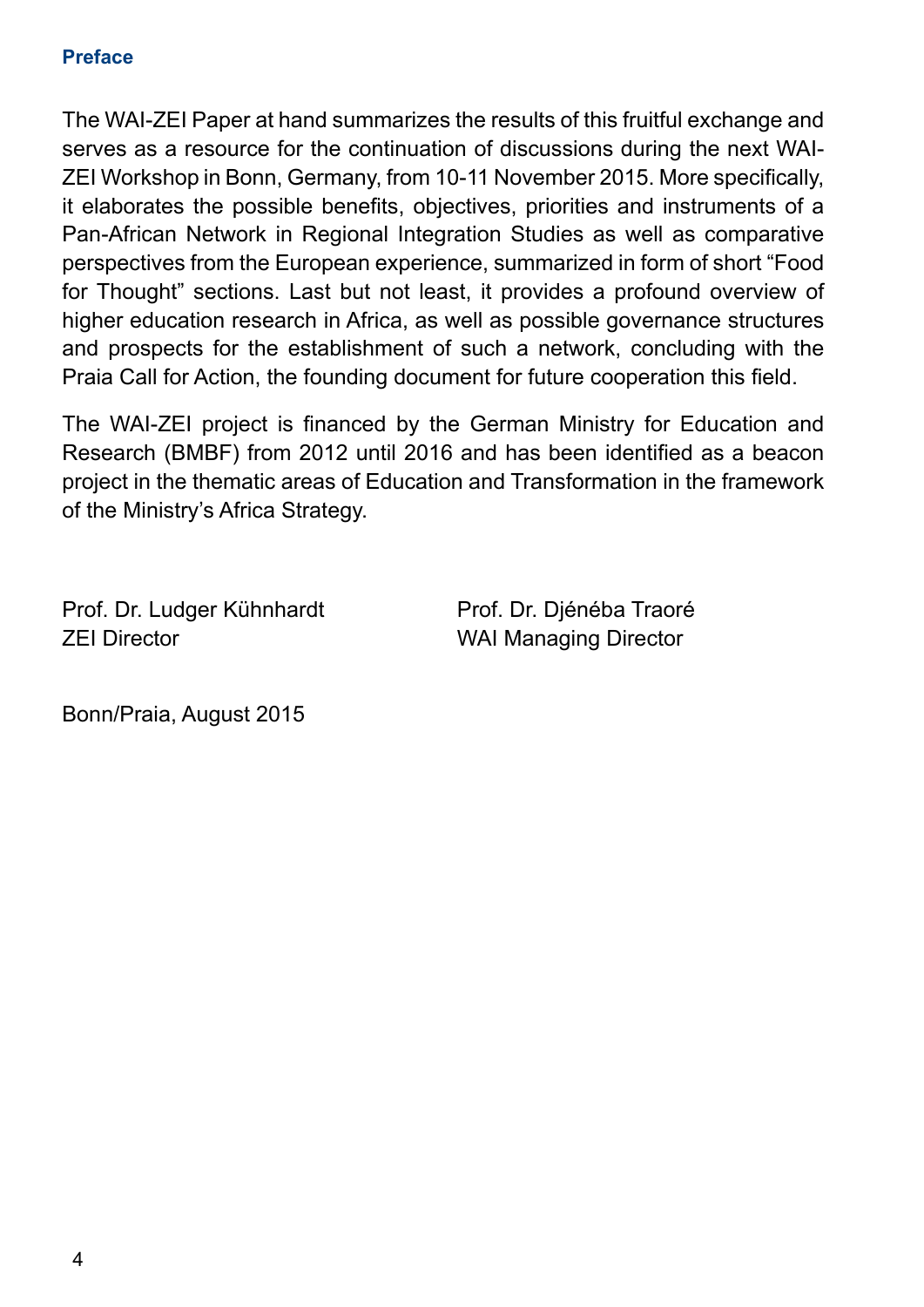**Preface**

The WAI-ZEI Paper at hand summarizes the results of this fruitful exchange and serves as a resource for the continuation of discussions during the next WAI-ZEI Workshop in Bonn, Germany, from 10-11 November 2015. More specifically, it elaborates the possible benefits, objectives, priorities and instruments of a Pan-African Network in Regional Integration Studies as well as comparative perspectives from the European experience, summarized in form of short "Food for Thought" sections. Last but not least, it provides a profound overview of higher education research in Africa, as well as possible governance structures and prospects for the establishment of such a network, concluding with the Praia Call for Action, the founding document for future cooperation this field.

The WAI-ZEI project is financed by the German Ministry for Education and Research (BMBF) from 2012 until 2016 and has been identified as a beacon project in the thematic areas of Education and Transformation in the framework of the Ministry's Africa Strategy.

Prof. Dr. Ludger Kühnhardt
ZEI Director

Prof. Dr. Djénéba Traoré
WAI Managing Director

Bonn/Praia, August 2015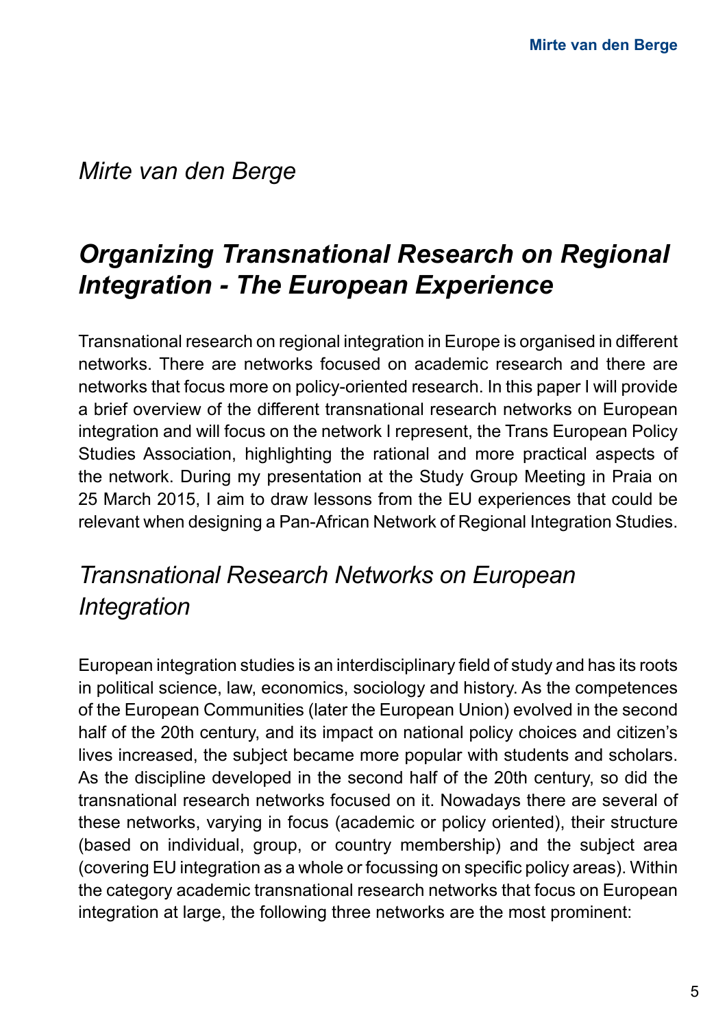*Mirte van den Berge*

# *Organizing Transnational Research on Regional Integration - The European Experience*

Transnational research on regional integration in Europe is organised in different networks. There are networks focused on academic research and there are networks that focus more on policy-oriented research. In this paper I will provide a brief overview of the different transnational research networks on European integration and will focus on the network I represent, the Trans European Policy Studies Association, highlighting the rational and more practical aspects of the network. During my presentation at the Study Group Meeting in Praia on 25 March 2015, I aim to draw lessons from the EU experiences that could be relevant when designing a Pan-African Network of Regional Integration Studies.

## *Transnational Research Networks on European Integration*

European integration studies is an interdisciplinary field of study and has its roots in political science, law, economics, sociology and history. As the competences of the European Communities (later the European Union) evolved in the second half of the 20th century, and its impact on national policy choices and citizen's lives increased, the subject became more popular with students and scholars. As the discipline developed in the second half of the 20th century, so did the transnational research networks focused on it. Nowadays there are several of these networks, varying in focus (academic or policy oriented), their structure (based on individual, group, or country membership) and the subject area (covering EU integration as a whole or focussing on specific policy areas). Within the category academic transnational research networks that focus on European integration at large, the following three networks are the most prominent: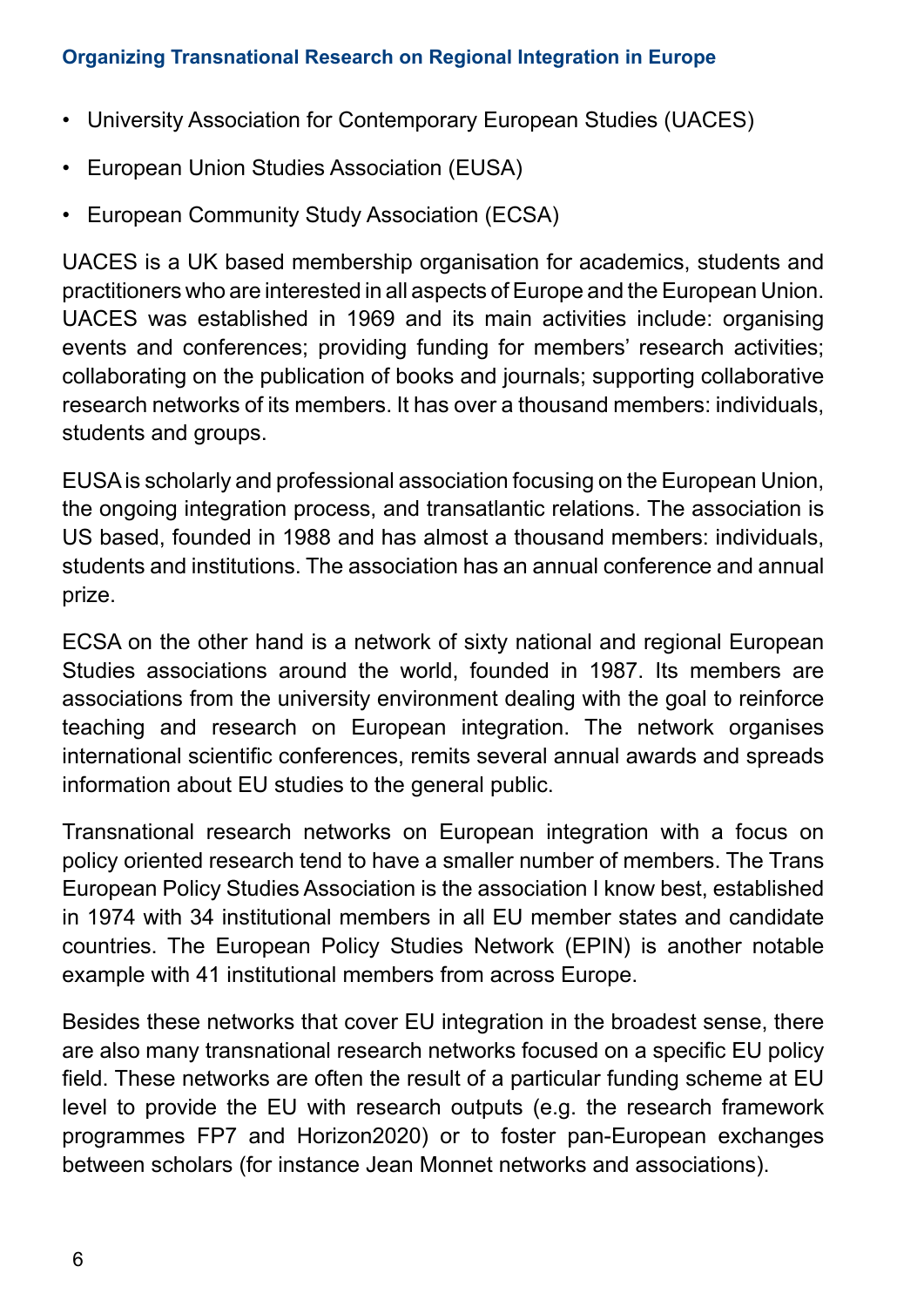- University Association for Contemporary European Studies (UACES)
- European Union Studies Association (EUSA)
- European Community Study Association (ECSA)

UACES is a UK based membership organisation for academics, students and practitioners who are interested in all aspects of Europe and the European Union. UACES was established in 1969 and its main activities include: organising events and conferences; providing funding for members' research activities; collaborating on the publication of books and journals; supporting collaborative research networks of its members. It has over a thousand members: individuals, students and groups.

EUSA is scholarly and professional association focusing on the European Union, the ongoing integration process, and transatlantic relations. The association is US based, founded in 1988 and has almost a thousand members: individuals, students and institutions. The association has an annual conference and annual prize.

ECSA on the other hand is a network of sixty national and regional European Studies associations around the world, founded in 1987. Its members are associations from the university environment dealing with the goal to reinforce teaching and research on European integration. The network organises international scientific conferences, remits several annual awards and spreads information about EU studies to the general public.

Transnational research networks on European integration with a focus on policy oriented research tend to have a smaller number of members. The Trans European Policy Studies Association is the association I know best, established in 1974 with 34 institutional members in all EU member states and candidate countries. The European Policy Studies Network (EPIN) is another notable example with 41 institutional members from across Europe.

Besides these networks that cover EU integration in the broadest sense, there are also many transnational research networks focused on a specific EU policy field. These networks are often the result of a particular funding scheme at EU level to provide the EU with research outputs (e.g. the research framework programmes FP7 and Horizon2020) or to foster pan-European exchanges between scholars (for instance Jean Monnet networks and associations).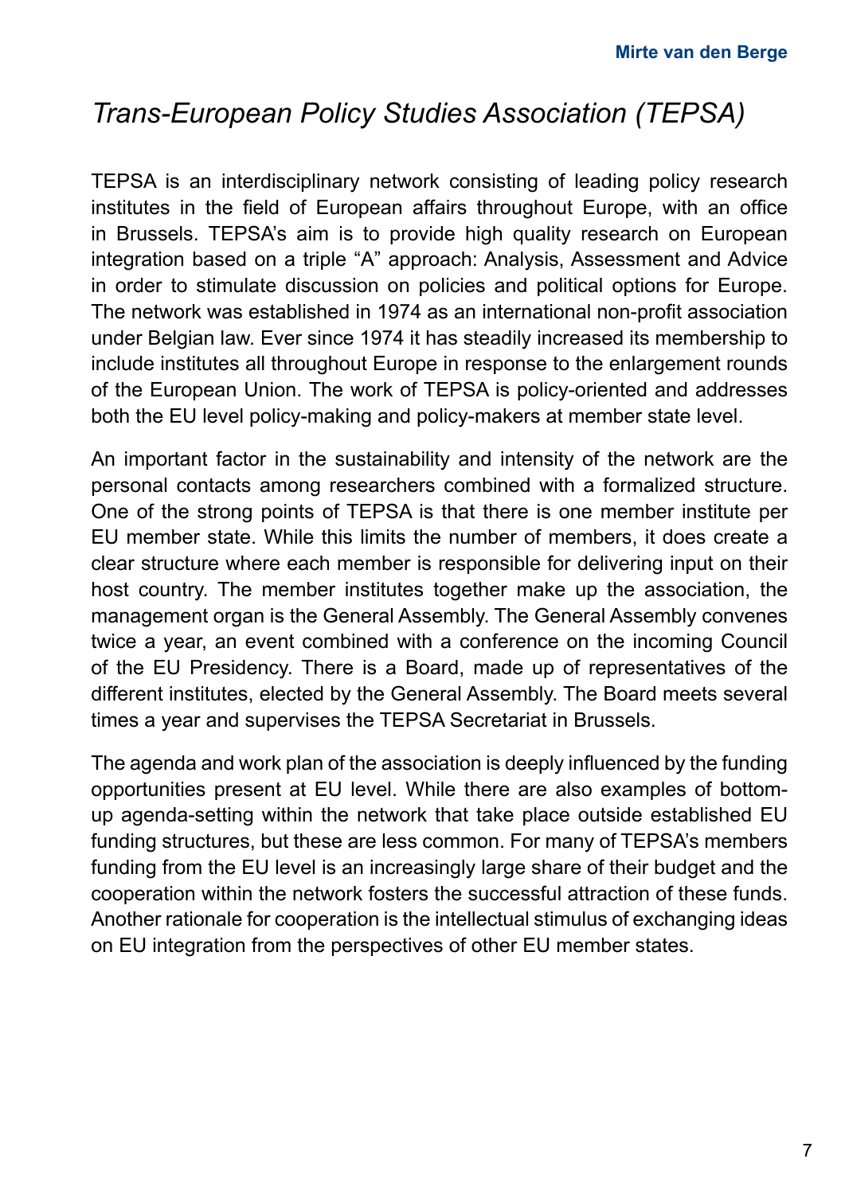## *Trans-European Policy Studies Association (TEPSA)*

TEPSA is an interdisciplinary network consisting of leading policy research institutes in the field of European affairs throughout Europe, with an office in Brussels. TEPSA's aim is to provide high quality research on European integration based on a triple "A" approach: Analysis, Assessment and Advice in order to stimulate discussion on policies and political options for Europe. The network was established in 1974 as an international non-profit association under Belgian law. Ever since 1974 it has steadily increased its membership to include institutes all throughout Europe in response to the enlargement rounds of the European Union. The work of TEPSA is policy-oriented and addresses both the EU level policy-making and policy-makers at member state level.

An important factor in the sustainability and intensity of the network are the personal contacts among researchers combined with a formalized structure. One of the strong points of TEPSA is that there is one member institute per EU member state. While this limits the number of members, it does create a clear structure where each member is responsible for delivering input on their host country. The member institutes together make up the association, the management organ is the General Assembly. The General Assembly convenes twice a year, an event combined with a conference on the incoming Council of the EU Presidency. There is a Board, made up of representatives of the different institutes, elected by the General Assembly. The Board meets several times a year and supervises the TEPSA Secretariat in Brussels.

The agenda and work plan of the association is deeply influenced by the funding opportunities present at EU level. While there are also examples of bottom-up agenda-setting within the network that take place outside established EU funding structures, but these are less common. For many of TEPSA's members funding from the EU level is an increasingly large share of their budget and the cooperation within the network fosters the successful attraction of these funds. Another rationale for cooperation is the intellectual stimulus of exchanging ideas on EU integration from the perspectives of other EU member states.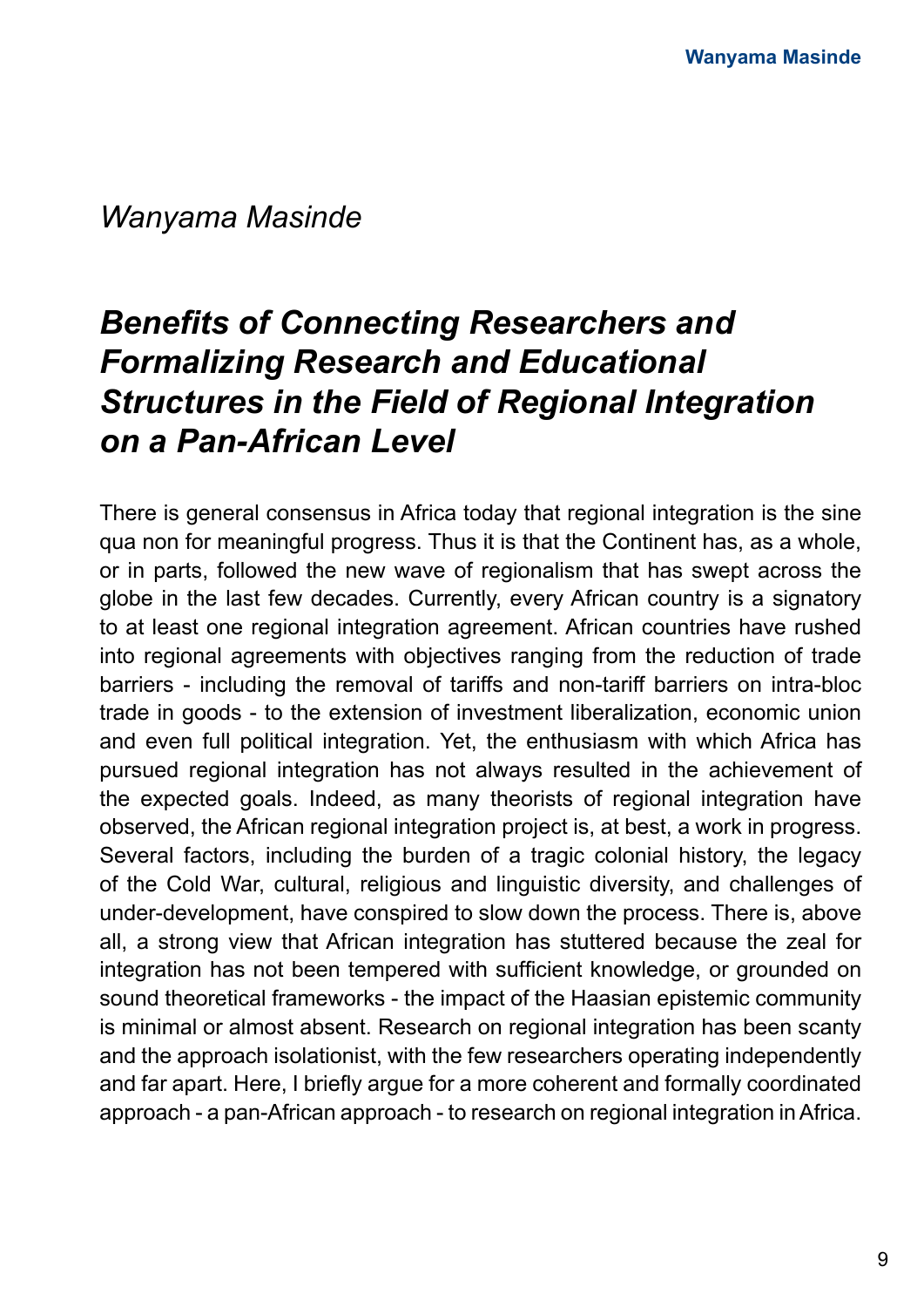*Wanyama Masinde*

# *Benefits of Connecting Researchers and Formalizing Research and Educational Structures in the Field of Regional Integration on a Pan-African Level*

There is general consensus in Africa today that regional integration is the sine qua non for meaningful progress. Thus it is that the Continent has, as a whole, or in parts, followed the new wave of regionalism that has swept across the globe in the last few decades. Currently, every African country is a signatory to at least one regional integration agreement. African countries have rushed into regional agreements with objectives ranging from the reduction of trade barriers - including the removal of tariffs and non-tariff barriers on intra-bloc trade in goods - to the extension of investment liberalization, economic union and even full political integration. Yet, the enthusiasm with which Africa has pursued regional integration has not always resulted in the achievement of the expected goals. Indeed, as many theorists of regional integration have observed, the African regional integration project is, at best, a work in progress. Several factors, including the burden of a tragic colonial history, the legacy of the Cold War, cultural, religious and linguistic diversity, and challenges of under-development, have conspired to slow down the process. There is, above all, a strong view that African integration has stuttered because the zeal for integration has not been tempered with sufficient knowledge, or grounded on sound theoretical frameworks - the impact of the Haasian epistemic community is minimal or almost absent. Research on regional integration has been scanty and the approach isolationist, with the few researchers operating independently and far apart. Here, I briefly argue for a more coherent and formally coordinated approach - a pan-African approach - to research on regional integration in Africa.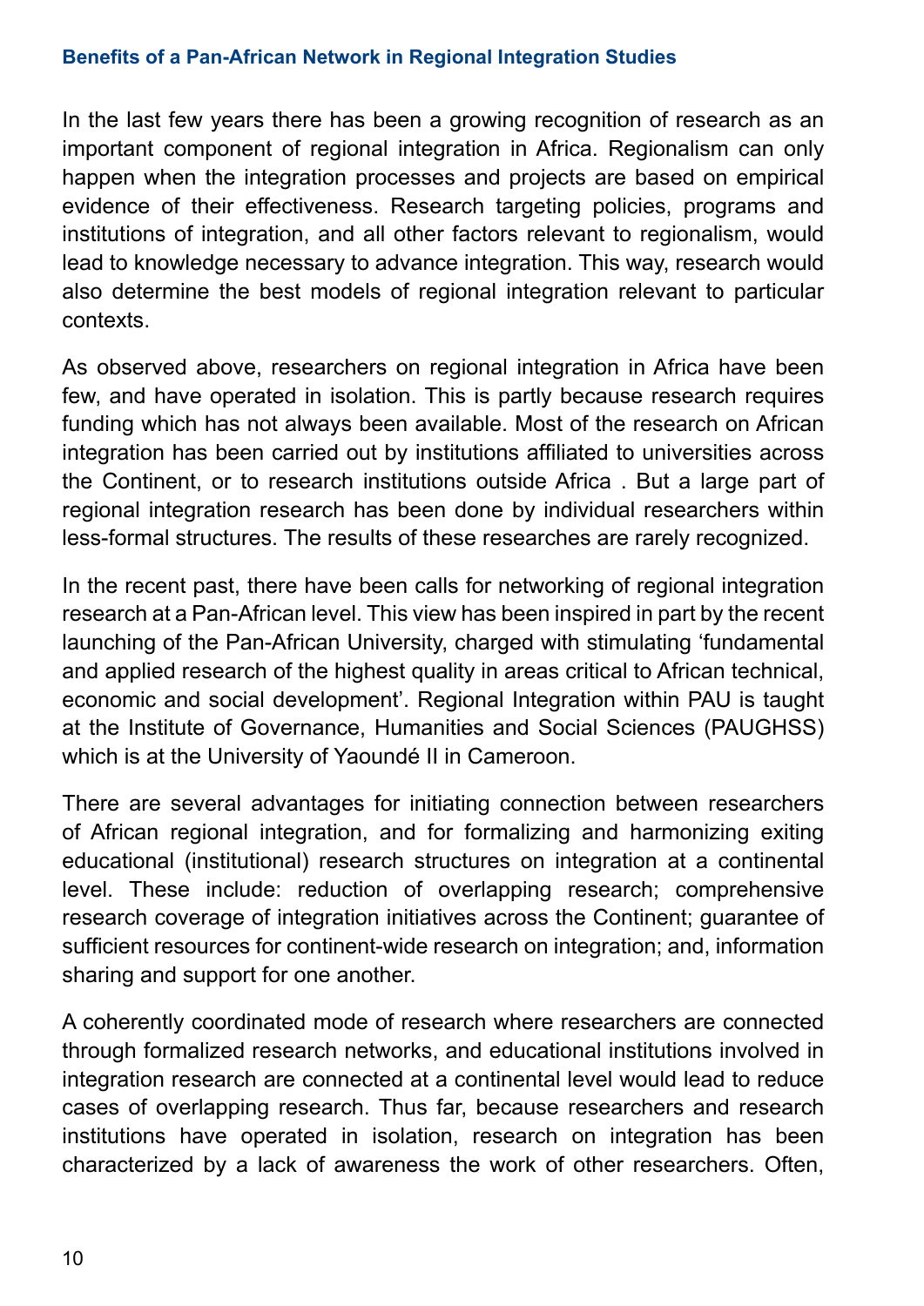### Benefits of a Pan-African Network in Regional Integration Studies

In the last few years there has been a growing recognition of research as an important component of regional integration in Africa. Regionalism can only happen when the integration processes and projects are based on empirical evidence of their effectiveness. Research targeting policies, programs and institutions of integration, and all other factors relevant to regionalism, would lead to knowledge necessary to advance integration. This way, research would also determine the best models of regional integration relevant to particular contexts.

As observed above, researchers on regional integration in Africa have been few, and have operated in isolation. This is partly because research requires funding which has not always been available. Most of the research on African integration has been carried out by institutions affiliated to universities across the Continent, or to research institutions outside Africa . But a large part of regional integration research has been done by individual researchers within less-formal structures. The results of these researches are rarely recognized.

In the recent past, there have been calls for networking of regional integration research at a Pan-African level. This view has been inspired in part by the recent launching of the Pan-African University, charged with stimulating 'fundamental and applied research of the highest quality in areas critical to African technical, economic and social development'. Regional Integration within PAU is taught at the Institute of Governance, Humanities and Social Sciences (PAUGHSS) which is at the University of Yaoundé II in Cameroon.

There are several advantages for initiating connection between researchers of African regional integration, and for formalizing and harmonizing exiting educational (institutional) research structures on integration at a continental level. These include: reduction of overlapping research; comprehensive research coverage of integration initiatives across the Continent; guarantee of sufficient resources for continent-wide research on integration; and, information sharing and support for one another.

A coherently coordinated mode of research where researchers are connected through formalized research networks, and educational institutions involved in integration research are connected at a continental level would lead to reduce cases of overlapping research. Thus far, because researchers and research institutions have operated in isolation, research on integration has been characterized by a lack of awareness the work of other researchers. Often,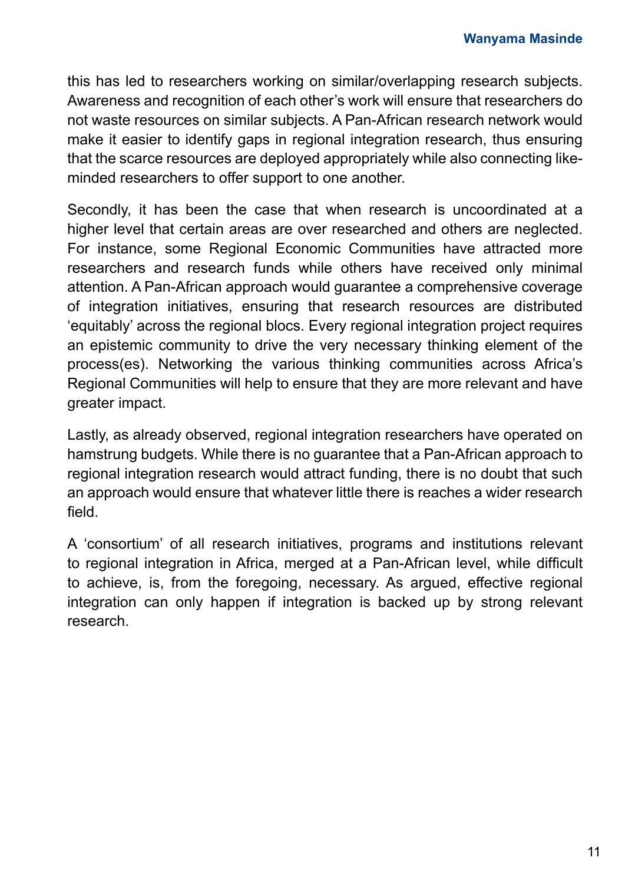this has led to researchers working on similar/overlapping research subjects. Awareness and recognition of each other's work will ensure that researchers do not waste resources on similar subjects. A Pan-African research network would make it easier to identify gaps in regional integration research, thus ensuring that the scarce resources are deployed appropriately while also connecting like-minded researchers to offer support to one another.

Secondly, it has been the case that when research is uncoordinated at a higher level that certain areas are over researched and others are neglected. For instance, some Regional Economic Communities have attracted more researchers and research funds while others have received only minimal attention. A Pan-African approach would guarantee a comprehensive coverage of integration initiatives, ensuring that research resources are distributed 'equitably' across the regional blocs. Every regional integration project requires an epistemic community to drive the very necessary thinking element of the process(es). Networking the various thinking communities across Africa's Regional Communities will help to ensure that they are more relevant and have greater impact.

Lastly, as already observed, regional integration researchers have operated on hamstrung budgets. While there is no guarantee that a Pan-African approach to regional integration research would attract funding, there is no doubt that such an approach would ensure that whatever little there is reaches a wider research field.

A 'consortium' of all research initiatives, programs and institutions relevant to regional integration in Africa, merged at a Pan-African level, while difficult to achieve, is, from the foregoing, necessary. As argued, effective regional integration can only happen if integration is backed up by strong relevant research.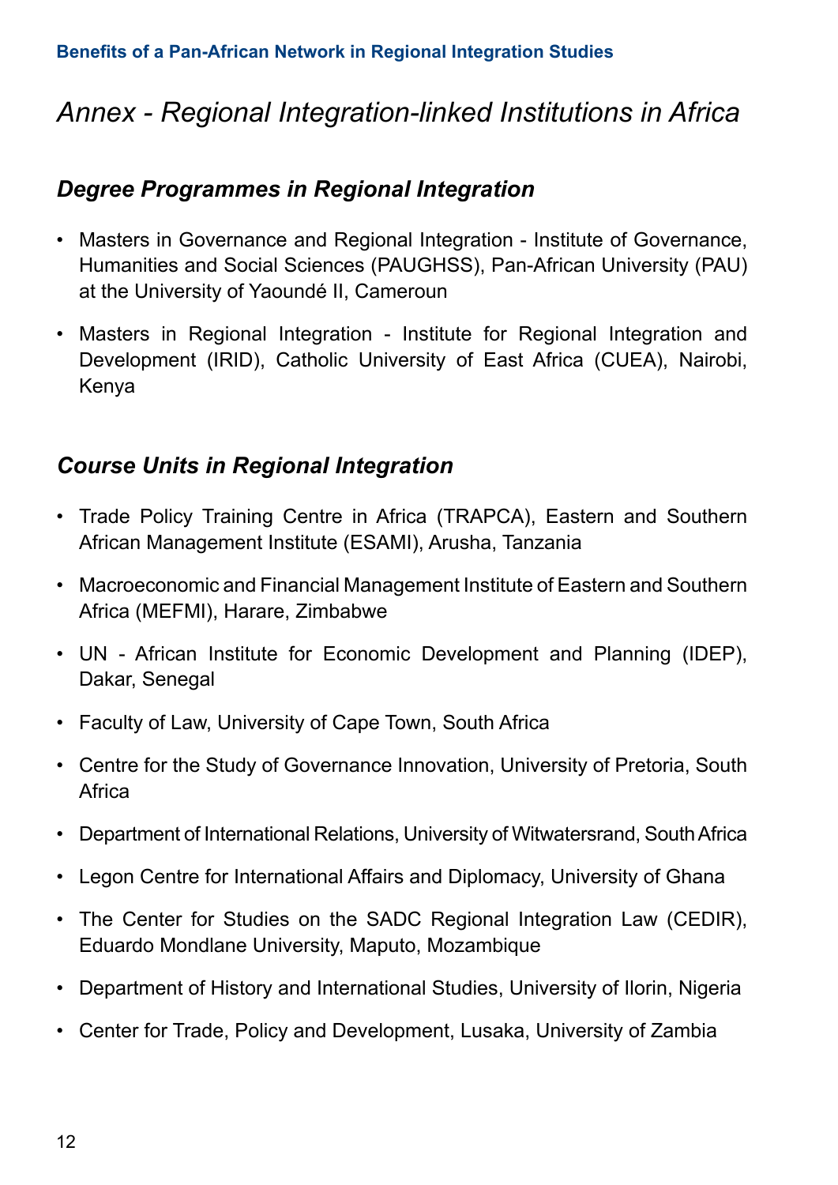# *Annex - Regional Integration-linked Institutions in Africa*

## *Degree Programmes in Regional Integration*

- Masters in Governance and Regional Integration - Institute of Governance, Humanities and Social Sciences (PAUGHSS), Pan-African University (PAU) at the University of Yaoundé II, Cameroun
- Masters in Regional Integration - Institute for Regional Integration and Development (IRID), Catholic University of East Africa (CUEA), Nairobi, Kenya

## *Course Units in Regional Integration*

- Trade Policy Training Centre in Africa (TRAPCA), Eastern and Southern African Management Institute (ESAMI), Arusha, Tanzania
- Macroeconomic and Financial Management Institute of Eastern and Southern Africa (MEFMI), Harare, Zimbabwe
- UN - African Institute for Economic Development and Planning (IDEP), Dakar, Senegal
- Faculty of Law, University of Cape Town, South Africa
- Centre for the Study of Governance Innovation, University of Pretoria, South Africa
- Department of International Relations, University of Witwatersrand, South Africa
- Legon Centre for International Affairs and Diplomacy, University of Ghana
- The Center for Studies on the SADC Regional Integration Law (CEDIR), Eduardo Mondlane University, Maputo, Mozambique
- Department of History and International Studies, University of Ilorin, Nigeria
- Center for Trade, Policy and Development, Lusaka, University of Zambia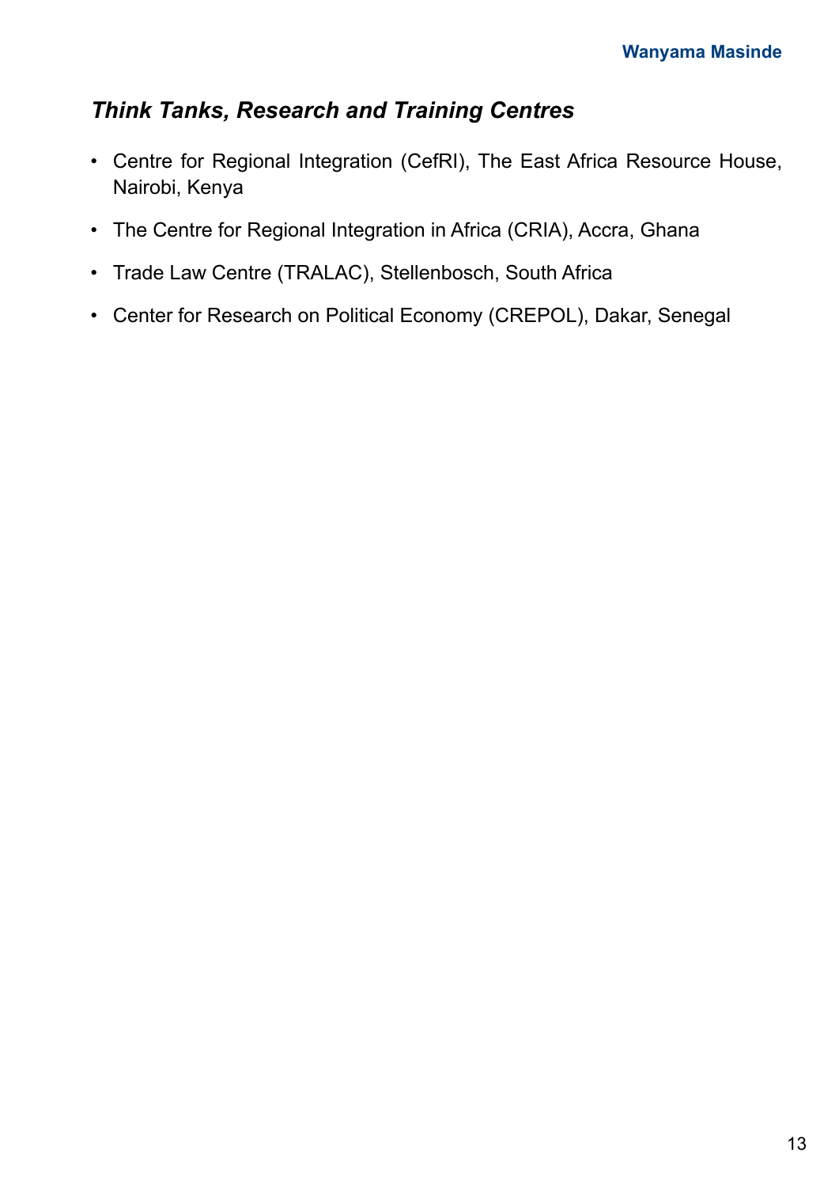### *Think Tanks, Research and Training Centres*

- Centre for Regional Integration (CefRI), The East Africa Resource House, Nairobi, Kenya
- The Centre for Regional Integration in Africa (CRIA), Accra, Ghana
- Trade Law Centre (TRALAC), Stellenbosch, South Africa
- Center for Research on Political Economy (CREPOL), Dakar, Senegal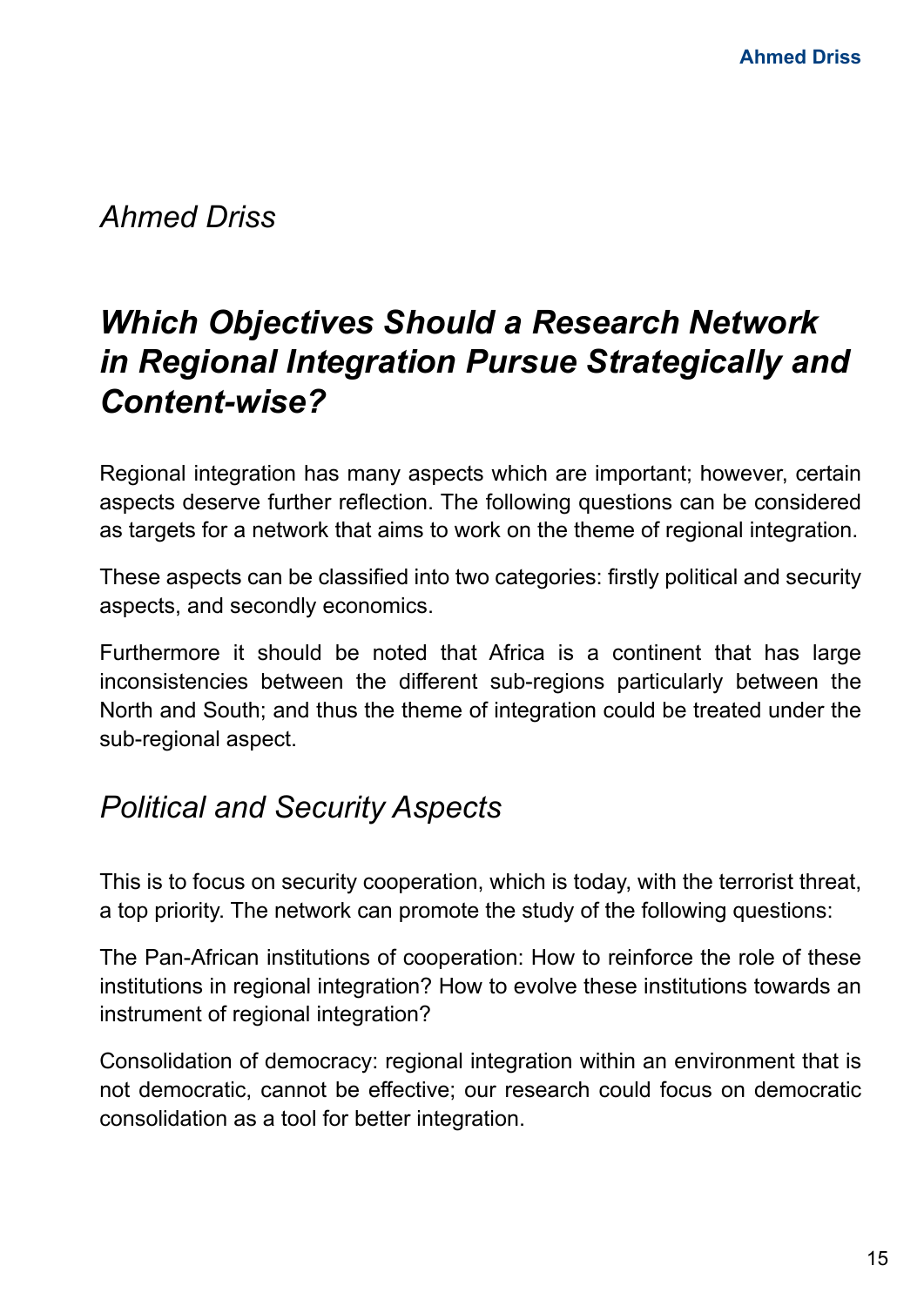*Ahmed Driss*

# *Which Objectives Should a Research Network in Regional Integration Pursue Strategically and Content-wise?*

Regional integration has many aspects which are important; however, certain aspects deserve further reflection. The following questions can be considered as targets for a network that aims to work on the theme of regional integration.

These aspects can be classified into two categories: firstly political and security aspects, and secondly economics.

Furthermore it should be noted that Africa is a continent that has large inconsistencies between the different sub-regions particularly between the North and South; and thus the theme of integration could be treated under the sub-regional aspect.

## *Political and Security Aspects*

This is to focus on security cooperation, which is today, with the terrorist threat, a top priority. The network can promote the study of the following questions:

The Pan-African institutions of cooperation: How to reinforce the role of these institutions in regional integration? How to evolve these institutions towards an instrument of regional integration?

Consolidation of democracy: regional integration within an environment that is not democratic, cannot be effective; our research could focus on democratic consolidation as a tool for better integration.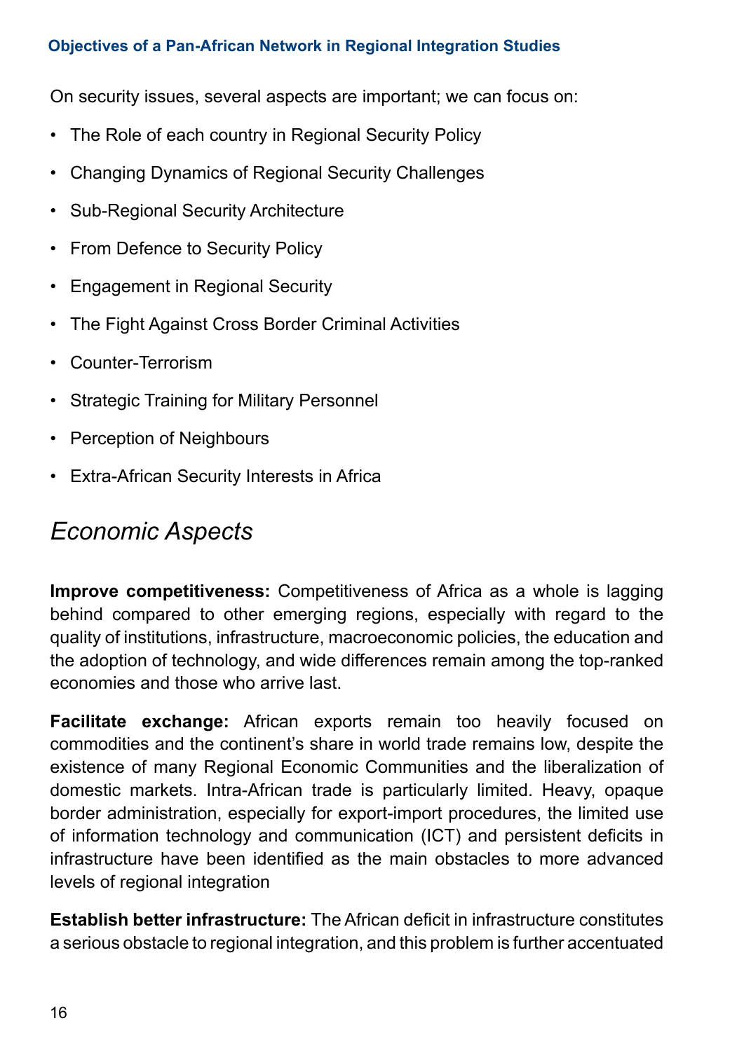On security issues, several aspects are important; we can focus on:

- The Role of each country in Regional Security Policy
- Changing Dynamics of Regional Security Challenges
- Sub-Regional Security Architecture
- From Defence to Security Policy
- Engagement in Regional Security
- The Fight Against Cross Border Criminal Activities
- Counter-Terrorism
- Strategic Training for Military Personnel
- Perception of Neighbours
- Extra-African Security Interests in Africa

## *Economic Aspects*

**Improve competitiveness:** Competitiveness of Africa as a whole is lagging behind compared to other emerging regions, especially with regard to the quality of institutions, infrastructure, macroeconomic policies, the education and the adoption of technology, and wide differences remain among the top-ranked economies and those who arrive last.

**Facilitate exchange:** African exports remain too heavily focused on commodities and the continent's share in world trade remains low, despite the existence of many Regional Economic Communities and the liberalization of domestic markets. Intra-African trade is particularly limited. Heavy, opaque border administration, especially for export-import procedures, the limited use of information technology and communication (ICT) and persistent deficits in infrastructure have been identified as the main obstacles to more advanced levels of regional integration

**Establish better infrastructure:** The African deficit in infrastructure constitutes a serious obstacle to regional integration, and this problem is further accentuated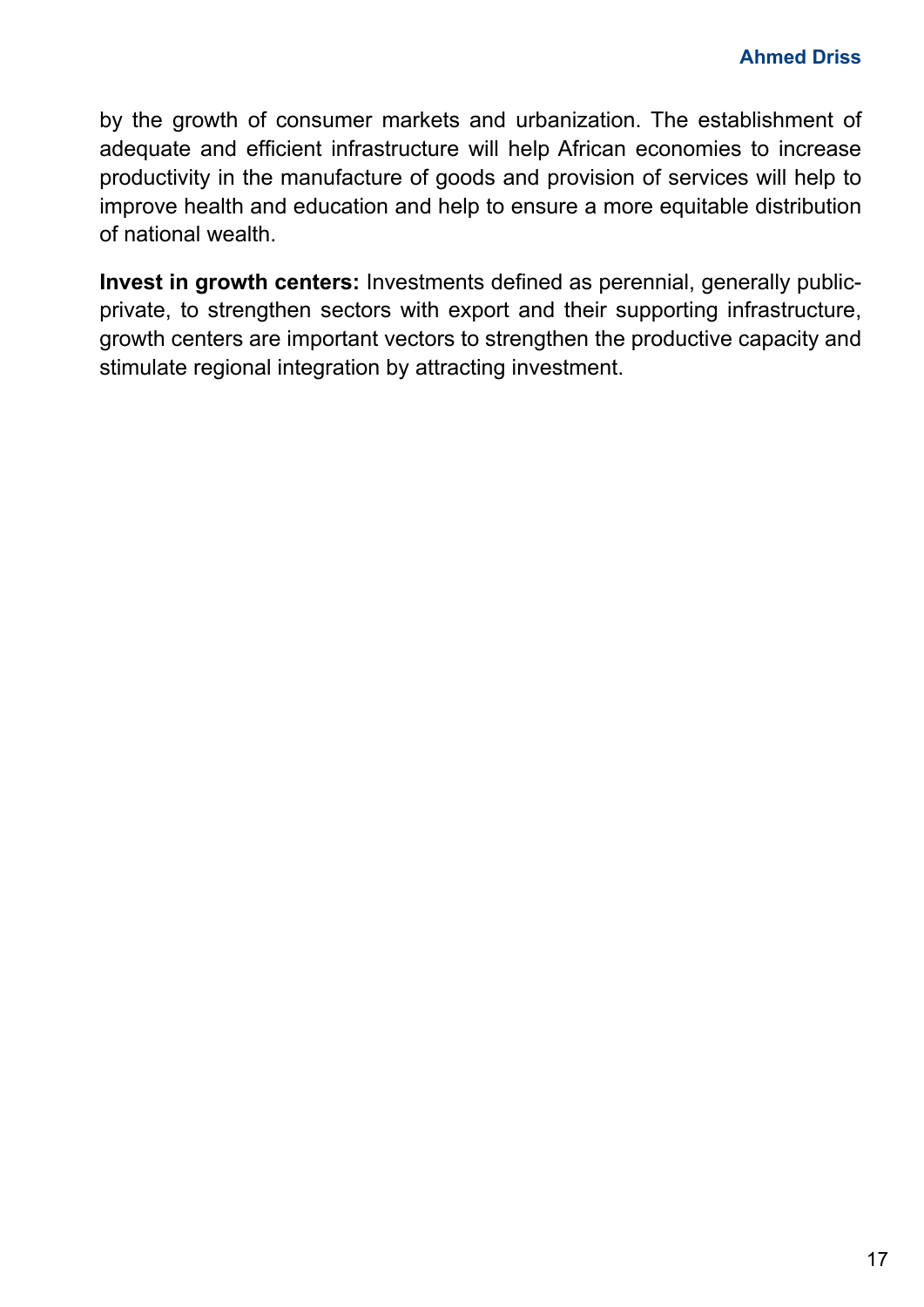by the growth of consumer markets and urbanization. The establishment of adequate and efficient infrastructure will help African economies to increase productivity in the manufacture of goods and provision of services will help to improve health and education and help to ensure a more equitable distribution of national wealth.

**Invest in growth centers:** Investments defined as perennial, generally public-private, to strengthen sectors with export and their supporting infrastructure, growth centers are important vectors to strengthen the productive capacity and stimulate regional integration by attracting investment.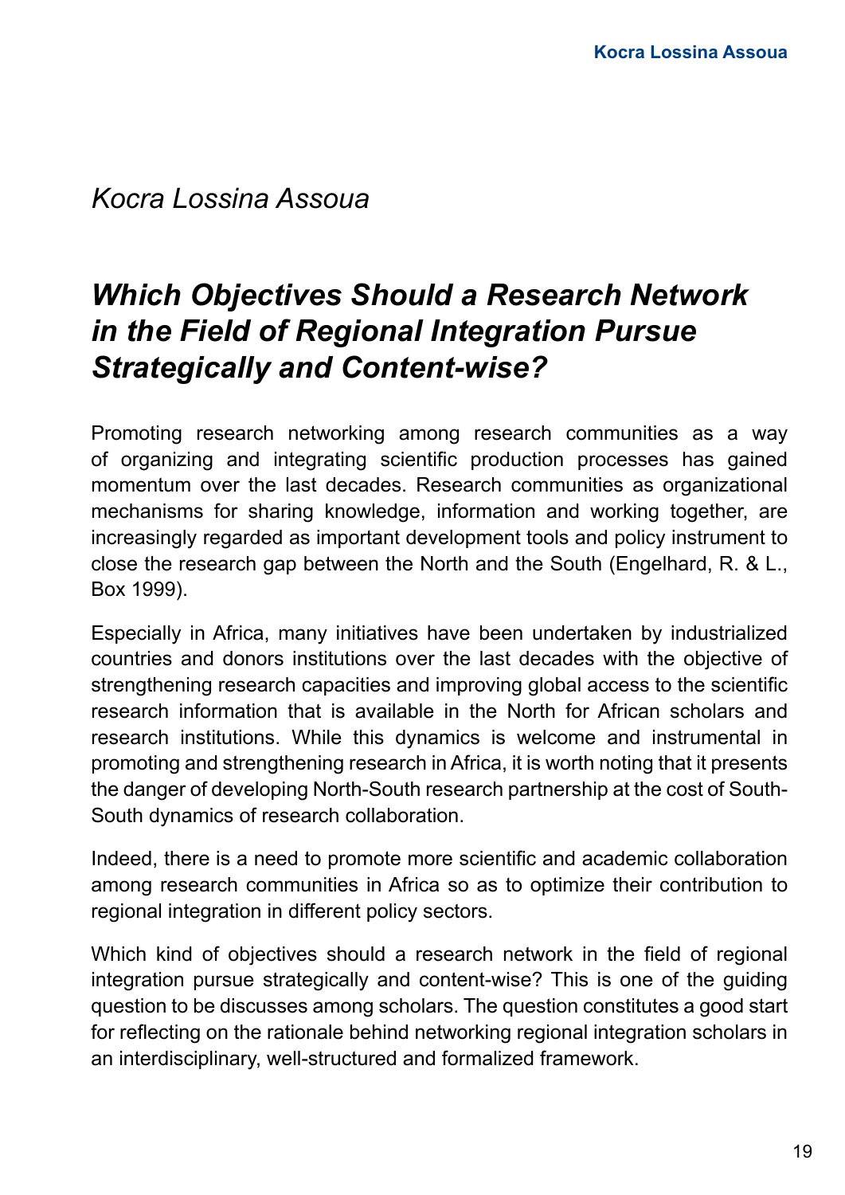*Kocra Lossina Assoua*

## *Which Objectives Should a Research Network in the Field of Regional Integration Pursue Strategically and Content-wise?*

Promoting research networking among research communities as a way of organizing and integrating scientific production processes has gained momentum over the last decades. Research communities as organizational mechanisms for sharing knowledge, information and working together, are increasingly regarded as important development tools and policy instrument to close the research gap between the North and the South (Engelhard, R. & L., Box 1999).

Especially in Africa, many initiatives have been undertaken by industrialized countries and donors institutions over the last decades with the objective of strengthening research capacities and improving global access to the scientific research information that is available in the North for African scholars and research institutions. While this dynamics is welcome and instrumental in promoting and strengthening research in Africa, it is worth noting that it presents the danger of developing North-South research partnership at the cost of South-South dynamics of research collaboration.

Indeed, there is a need to promote more scientific and academic collaboration among research communities in Africa so as to optimize their contribution to regional integration in different policy sectors.

Which kind of objectives should a research network in the field of regional integration pursue strategically and content-wise? This is one of the guiding question to be discusses among scholars. The question constitutes a good start for reflecting on the rationale behind networking regional integration scholars in an interdisciplinary, well-structured and formalized framework.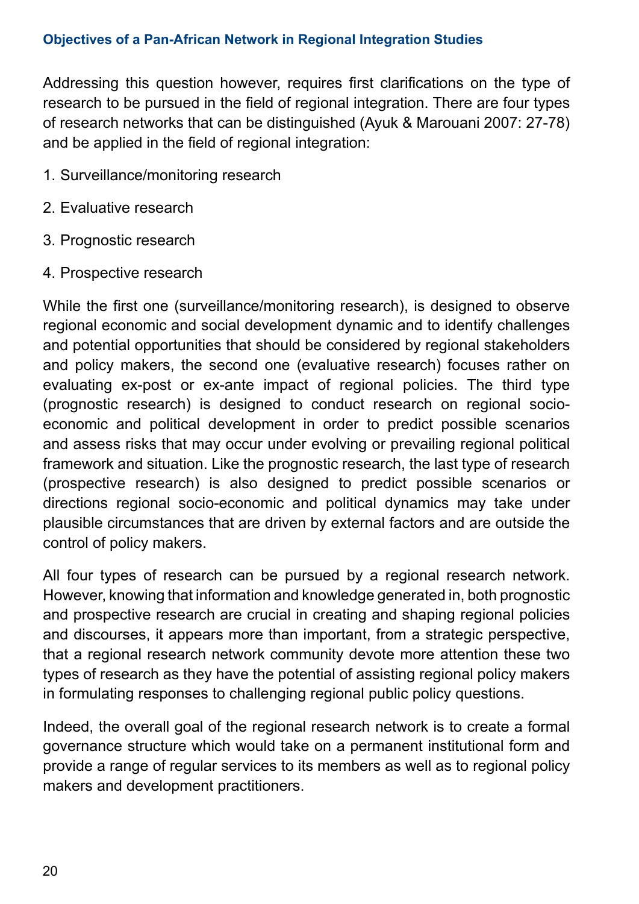### Objectives of a Pan-African Network in Regional Integration Studies

Addressing this question however, requires first clarifications on the type of research to be pursued in the field of regional integration. There are four types of research networks that can be distinguished (Ayuk & Marouani 2007: 27-78) and be applied in the field of regional integration:

1. Surveillance/monitoring research
2. Evaluative research
3. Prognostic research
4. Prospective research

While the first one (surveillance/monitoring research), is designed to observe regional economic and social development dynamic and to identify challenges and potential opportunities that should be considered by regional stakeholders and policy makers, the second one (evaluative research) focuses rather on evaluating ex-post or ex-ante impact of regional policies. The third type (prognostic research) is designed to conduct research on regional socio-economic and political development in order to predict possible scenarios and assess risks that may occur under evolving or prevailing regional political framework and situation. Like the prognostic research, the last type of research (prospective research) is also designed to predict possible scenarios or directions regional socio-economic and political dynamics may take under plausible circumstances that are driven by external factors and are outside the control of policy makers.

All four types of research can be pursued by a regional research network. However, knowing that information and knowledge generated in, both prognostic and prospective research are crucial in creating and shaping regional policies and discourses, it appears more than important, from a strategic perspective, that a regional research network community devote more attention these two types of research as they have the potential of assisting regional policy makers in formulating responses to challenging regional public policy questions.

Indeed, the overall goal of the regional research network is to create a formal governance structure which would take on a permanent institutional form and provide a range of regular services to its members as well as to regional policy makers and development practitioners.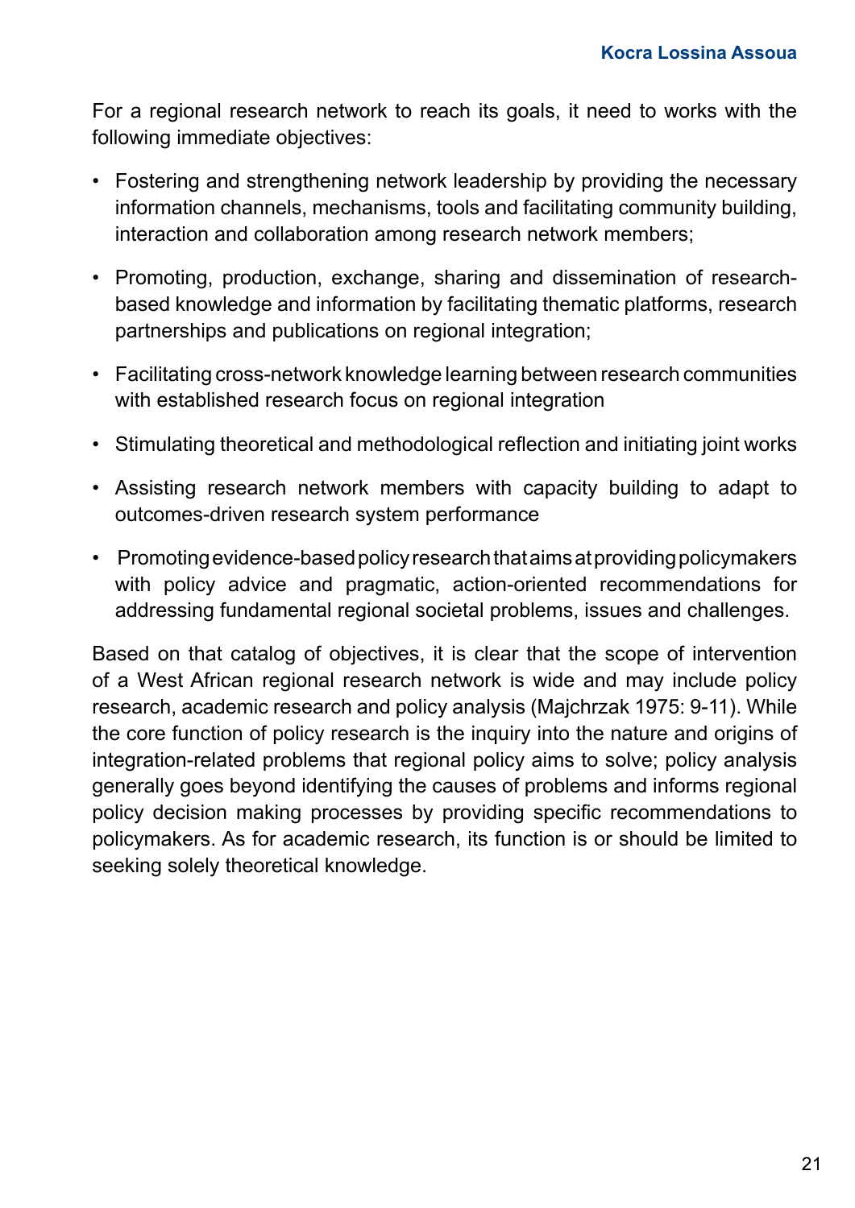For a regional research network to reach its goals, it need to works with the following immediate objectives:

- Fostering and strengthening network leadership by providing the necessary information channels, mechanisms, tools and facilitating community building, interaction and collaboration among research network members;
- Promoting, production, exchange, sharing and dissemination of research-based knowledge and information by facilitating thematic platforms, research partnerships and publications on regional integration;
- Facilitating cross-network knowledge learning between research communities with established research focus on regional integration
- Stimulating theoretical and methodological reflection and initiating joint works
- Assisting research network members with capacity building to adapt to outcomes-driven research system performance
- Promoting evidence-based policy research that aims at providing policymakers with policy advice and pragmatic, action-oriented recommendations for addressing fundamental regional societal problems, issues and challenges.

Based on that catalog of objectives, it is clear that the scope of intervention of a West African regional research network is wide and may include policy research, academic research and policy analysis (Majchrzak 1975: 9-11). While the core function of policy research is the inquiry into the nature and origins of integration-related problems that regional policy aims to solve; policy analysis generally goes beyond identifying the causes of problems and informs regional policy decision making processes by providing specific recommendations to policymakers. As for academic research, its function is or should be limited to seeking solely theoretical knowledge.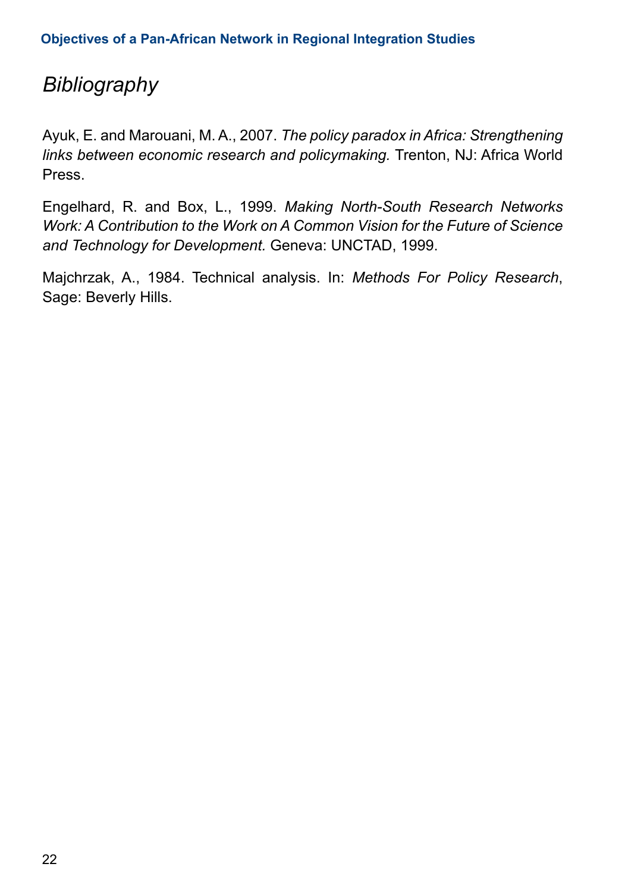# *Bibliography*

Ayuk, E. and Marouani, M. A., 2007. *The policy paradox in Africa: Strengthening links between economic research and policymaking.* Trenton, NJ: Africa World Press.

Engelhard, R. and Box, L., 1999. *Making North-South Research Networks Work: A Contribution to the Work on A Common Vision for the Future of Science and Technology for Development.* Geneva: UNCTAD, 1999.

Majchrzak, A., 1984. Technical analysis. In: *Methods For Policy Research*, Sage: Beverly Hills.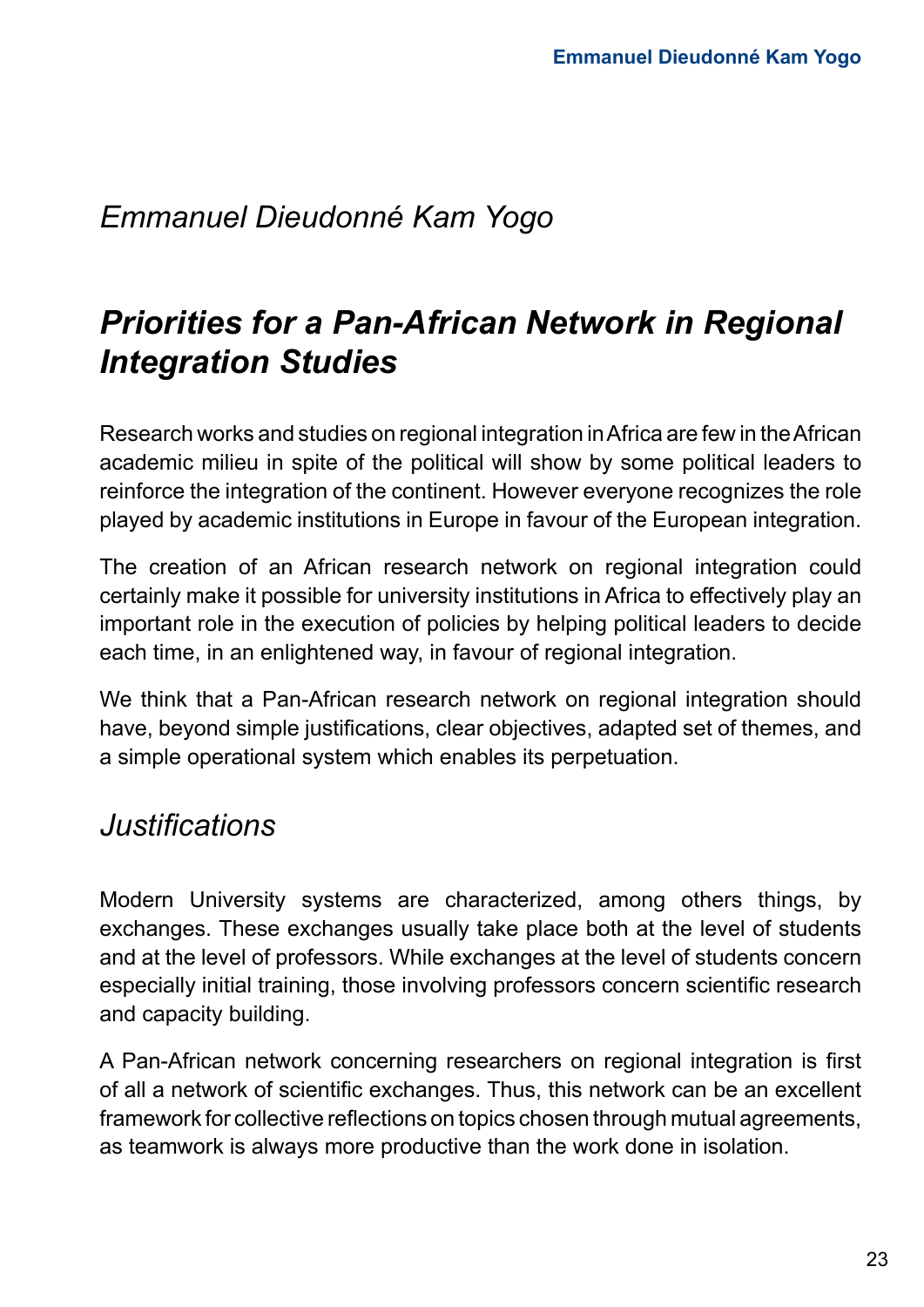*Emmanuel Dieudonné Kam Yogo*

# *Priorities for a Pan-African Network in Regional Integration Studies*

Research works and studies on regional integration in Africa are few in the African academic milieu in spite of the political will show by some political leaders to reinforce the integration of the continent. However everyone recognizes the role played by academic institutions in Europe in favour of the European integration.

The creation of an African research network on regional integration could certainly make it possible for university institutions in Africa to effectively play an important role in the execution of policies by helping political leaders to decide each time, in an enlightened way, in favour of regional integration.

We think that a Pan-African research network on regional integration should have, beyond simple justifications, clear objectives, adapted set of themes, and a simple operational system which enables its perpetuation.

## *Justifications*

Modern University systems are characterized, among others things, by exchanges. These exchanges usually take place both at the level of students and at the level of professors. While exchanges at the level of students concern especially initial training, those involving professors concern scientific research and capacity building.

A Pan-African network concerning researchers on regional integration is first of all a network of scientific exchanges. Thus, this network can be an excellent framework for collective reflections on topics chosen through mutual agreements, as teamwork is always more productive than the work done in isolation.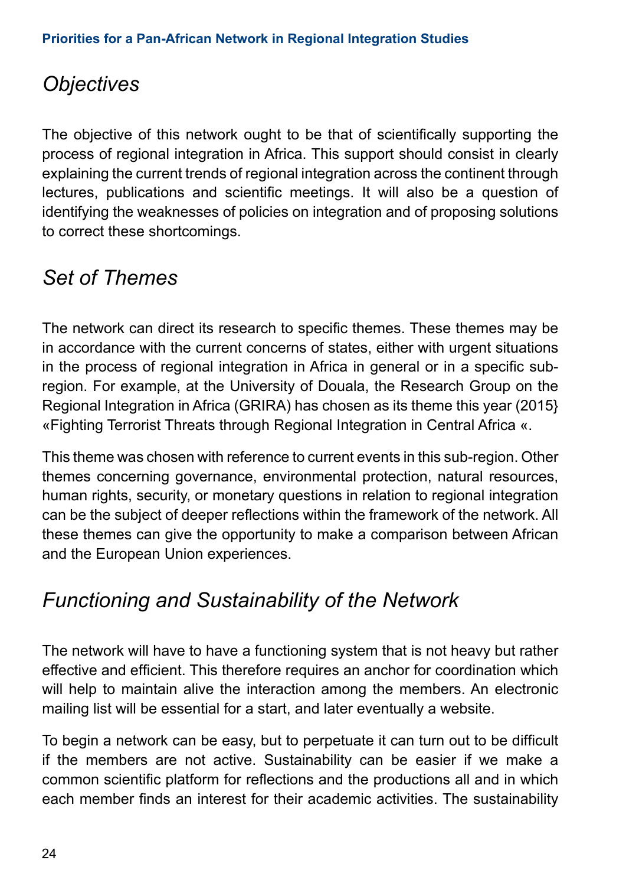## *Objectives*

The objective of this network ought to be that of scientifically supporting the process of regional integration in Africa. This support should consist in clearly explaining the current trends of regional integration across the continent through lectures, publications and scientific meetings. It will also be a question of identifying the weaknesses of policies on integration and of proposing solutions to correct these shortcomings.

## *Set of Themes*

The network can direct its research to specific themes. These themes may be in accordance with the current concerns of states, either with urgent situations in the process of regional integration in Africa in general or in a specific sub-region. For example, at the University of Douala, the Research Group on the Regional Integration in Africa (GRIRA) has chosen as its theme this year (2015} «Fighting Terrorist Threats through Regional Integration in Central Africa «.

This theme was chosen with reference to current events in this sub-region. Other themes concerning governance, environmental protection, natural resources, human rights, security, or monetary questions in relation to regional integration can be the subject of deeper reflections within the framework of the network. All these themes can give the opportunity to make a comparison between African and the European Union experiences.

## *Functioning and Sustainability of the Network*

The network will have to have a functioning system that is not heavy but rather effective and efficient. This therefore requires an anchor for coordination which will help to maintain alive the interaction among the members. An electronic mailing list will be essential for a start, and later eventually a website.

To begin a network can be easy, but to perpetuate it can turn out to be difficult if the members are not active. Sustainability can be easier if we make a common scientific platform for reflections and the productions all and in which each member finds an interest for their academic activities. The sustainability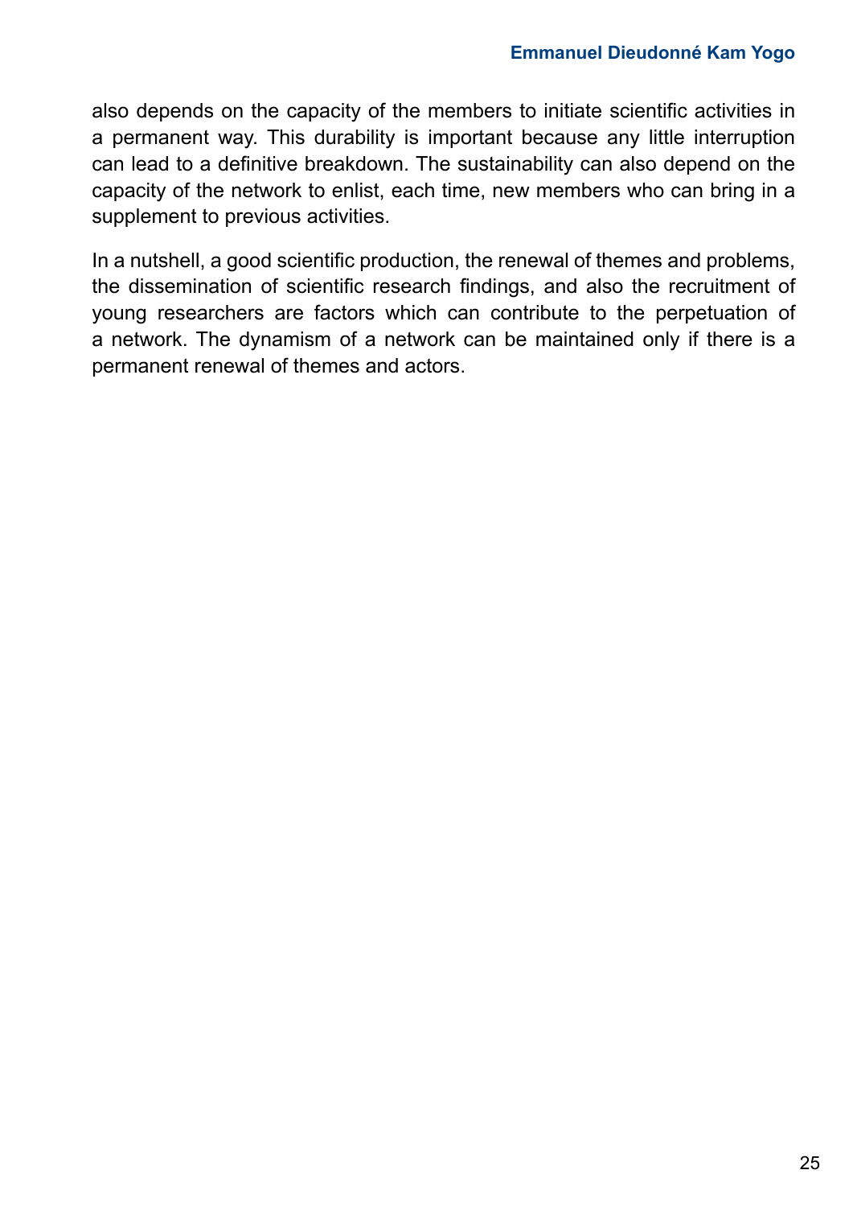also depends on the capacity of the members to initiate scientific activities in a permanent way. This durability is important because any little interruption can lead to a definitive breakdown. The sustainability can also depend on the capacity of the network to enlist, each time, new members who can bring in a supplement to previous activities.

In a nutshell, a good scientific production, the renewal of themes and problems, the dissemination of scientific research findings, and also the recruitment of young researchers are factors which can contribute to the perpetuation of a network. The dynamism of a network can be maintained only if there is a permanent renewal of themes and actors.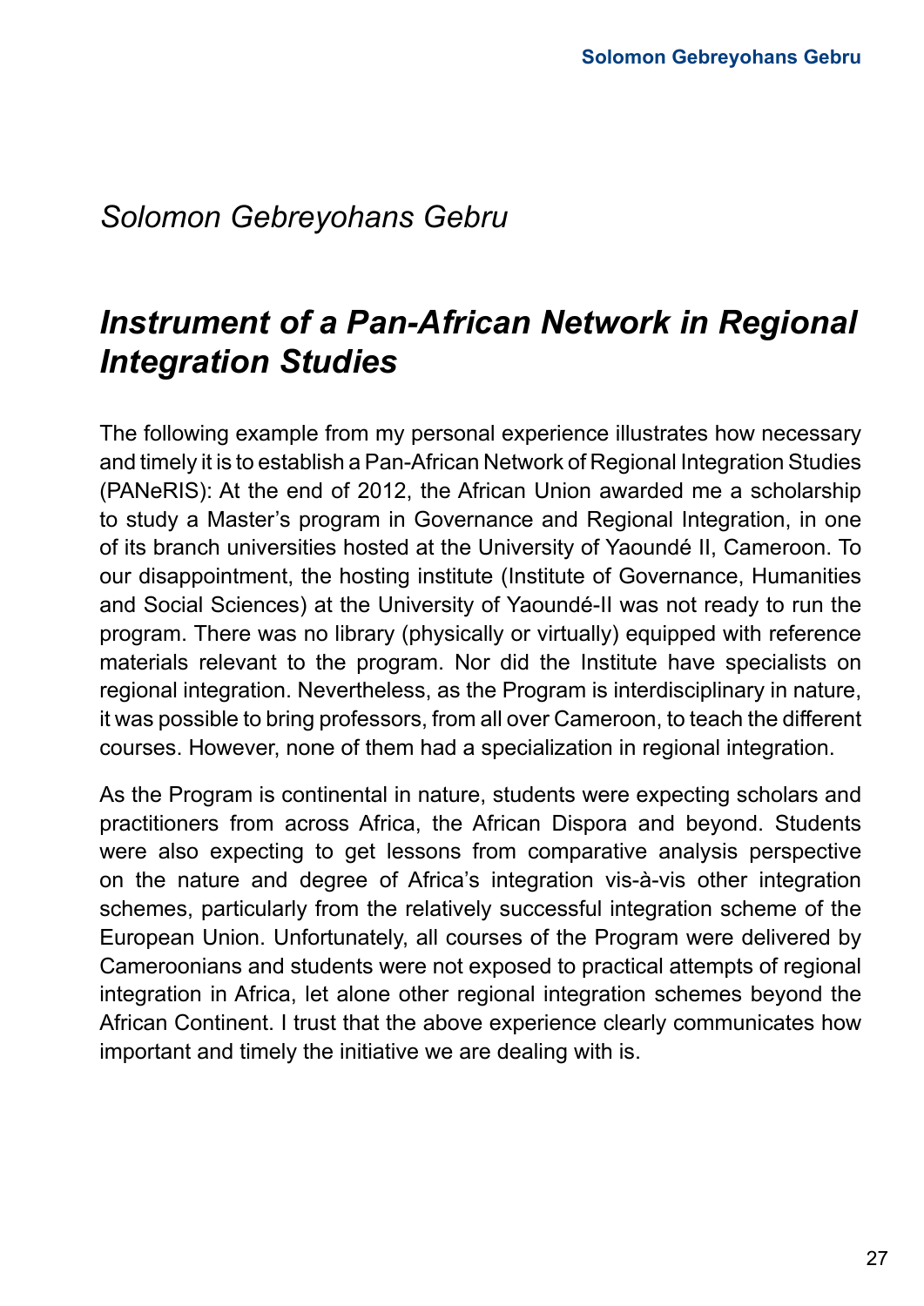*Solomon Gebreyohans Gebru*

## *Instrument of a Pan-African Network in Regional Integration Studies*

The following example from my personal experience illustrates how necessary and timely it is to establish a Pan-African Network of Regional Integration Studies (PANeRIS): At the end of 2012, the African Union awarded me a scholarship to study a Master's program in Governance and Regional Integration, in one of its branch universities hosted at the University of Yaoundé II, Cameroon. To our disappointment, the hosting institute (Institute of Governance, Humanities and Social Sciences) at the University of Yaoundé-II was not ready to run the program. There was no library (physically or virtually) equipped with reference materials relevant to the program. Nor did the Institute have specialists on regional integration. Nevertheless, as the Program is interdisciplinary in nature, it was possible to bring professors, from all over Cameroon, to teach the different courses. However, none of them had a specialization in regional integration.

As the Program is continental in nature, students were expecting scholars and practitioners from across Africa, the African Dispora and beyond. Students were also expecting to get lessons from comparative analysis perspective on the nature and degree of Africa's integration vis-à-vis other integration schemes, particularly from the relatively successful integration scheme of the European Union. Unfortunately, all courses of the Program were delivered by Cameroonians and students were not exposed to practical attempts of regional integration in Africa, let alone other regional integration schemes beyond the African Continent. I trust that the above experience clearly communicates how important and timely the initiative we are dealing with is.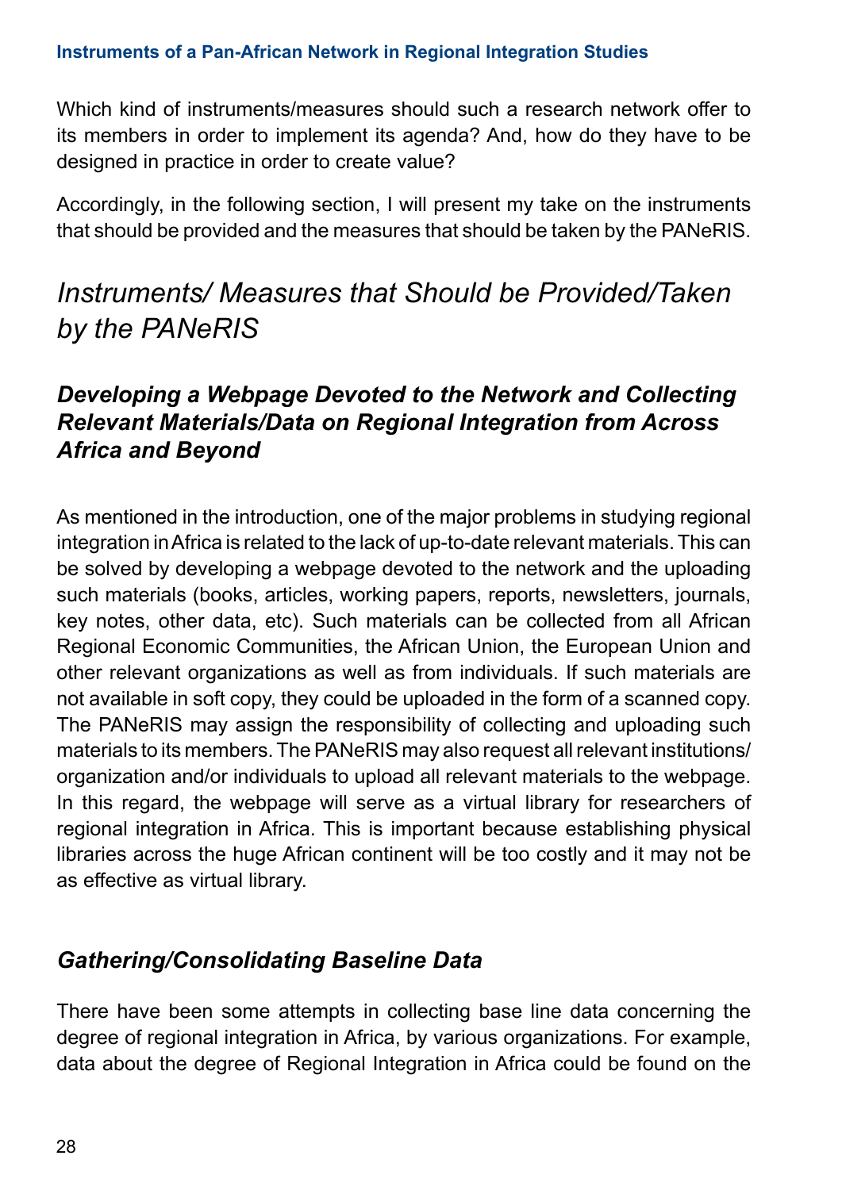Which kind of instruments/measures should such a research network offer to its members in order to implement its agenda? And, how do they have to be designed in practice in order to create value?

Accordingly, in the following section, I will present my take on the instruments that should be provided and the measures that should be taken by the PANeRIS.

## *Instruments/ Measures that Should be Provided/Taken by the PANeRIS*

### ***Developing a Webpage Devoted to the Network and Collecting Relevant Materials/Data on Regional Integration from Across Africa and Beyond***

As mentioned in the introduction, one of the major problems in studying regional integration in Africa is related to the lack of up-to-date relevant materials. This can be solved by developing a webpage devoted to the network and the uploading such materials (books, articles, working papers, reports, newsletters, journals, key notes, other data, etc). Such materials can be collected from all African Regional Economic Communities, the African Union, the European Union and other relevant organizations as well as from individuals. If such materials are not available in soft copy, they could be uploaded in the form of a scanned copy. The PANeRIS may assign the responsibility of collecting and uploading such materials to its members. The PANeRIS may also request all relevant institutions/ organization and/or individuals to upload all relevant materials to the webpage. In this regard, the webpage will serve as a virtual library for researchers of regional integration in Africa. This is important because establishing physical libraries across the huge African continent will be too costly and it may not be as effective as virtual library.

### ***Gathering/Consolidating Baseline Data***

There have been some attempts in collecting base line data concerning the degree of regional integration in Africa, by various organizations. For example, data about the degree of Regional Integration in Africa could be found on the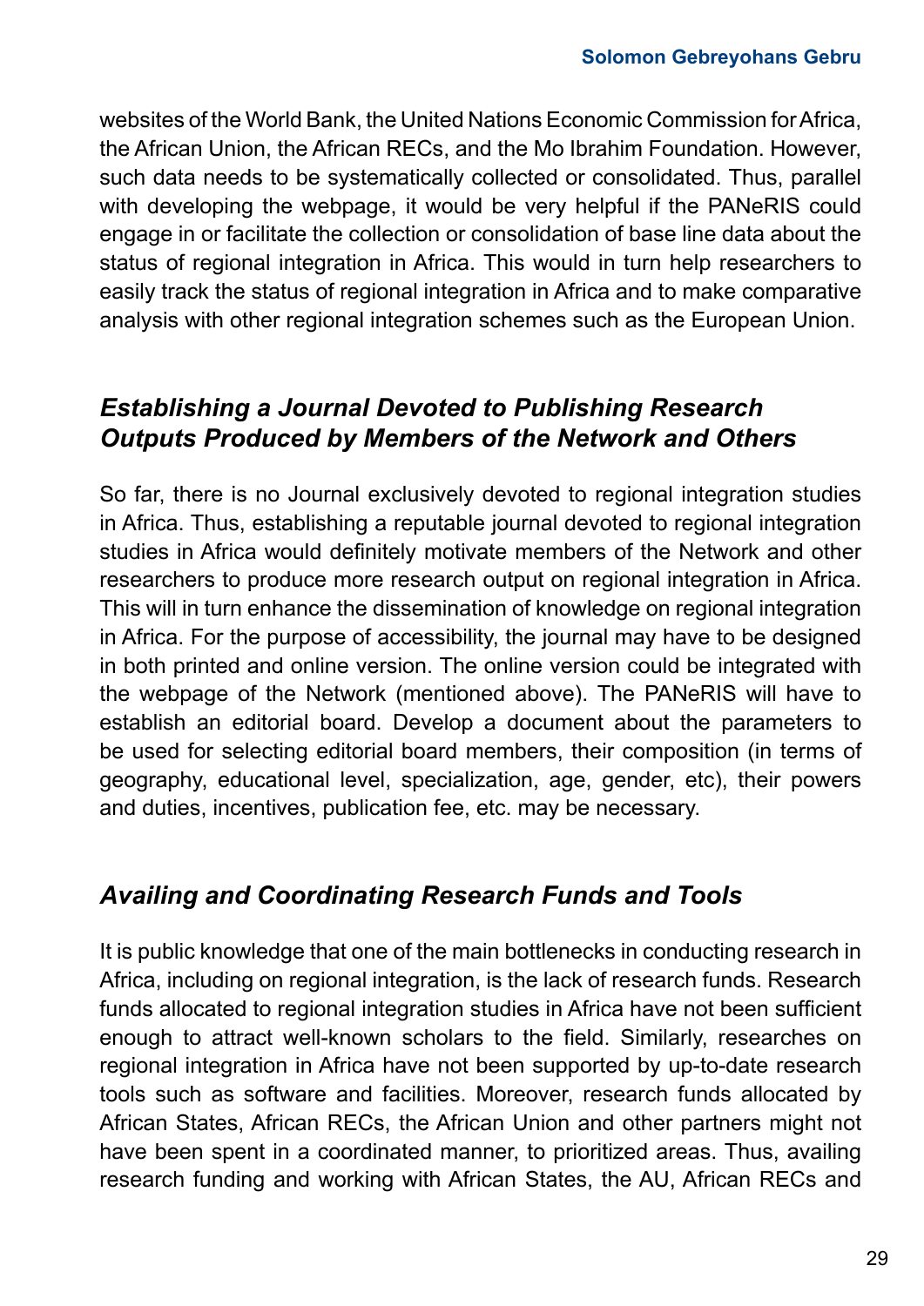websites of the World Bank, the United Nations Economic Commission for Africa, the African Union, the African RECs, and the Mo Ibrahim Foundation. However, such data needs to be systematically collected or consolidated. Thus, parallel with developing the webpage, it would be very helpful if the PANeRIS could engage in or facilitate the collection or consolidation of base line data about the status of regional integration in Africa. This would in turn help researchers to easily track the status of regional integration in Africa and to make comparative analysis with other regional integration schemes such as the European Union.

## *Establishing a Journal Devoted to Publishing Research Outputs Produced by Members of the Network and Others*

So far, there is no Journal exclusively devoted to regional integration studies in Africa. Thus, establishing a reputable journal devoted to regional integration studies in Africa would definitely motivate members of the Network and other researchers to produce more research output on regional integration in Africa. This will in turn enhance the dissemination of knowledge on regional integration in Africa. For the purpose of accessibility, the journal may have to be designed in both printed and online version. The online version could be integrated with the webpage of the Network (mentioned above). The PANeRIS will have to establish an editorial board. Develop a document about the parameters to be used for selecting editorial board members, their composition (in terms of geography, educational level, specialization, age, gender, etc), their powers and duties, incentives, publication fee, etc. may be necessary.

## *Availing and Coordinating Research Funds and Tools*

It is public knowledge that one of the main bottlenecks in conducting research in Africa, including on regional integration, is the lack of research funds. Research funds allocated to regional integration studies in Africa have not been sufficient enough to attract well-known scholars to the field. Similarly, researches on regional integration in Africa have not been supported by up-to-date research tools such as software and facilities. Moreover, research funds allocated by African States, African RECs, the African Union and other partners might not have been spent in a coordinated manner, to prioritized areas. Thus, availing research funding and working with African States, the AU, African RECs and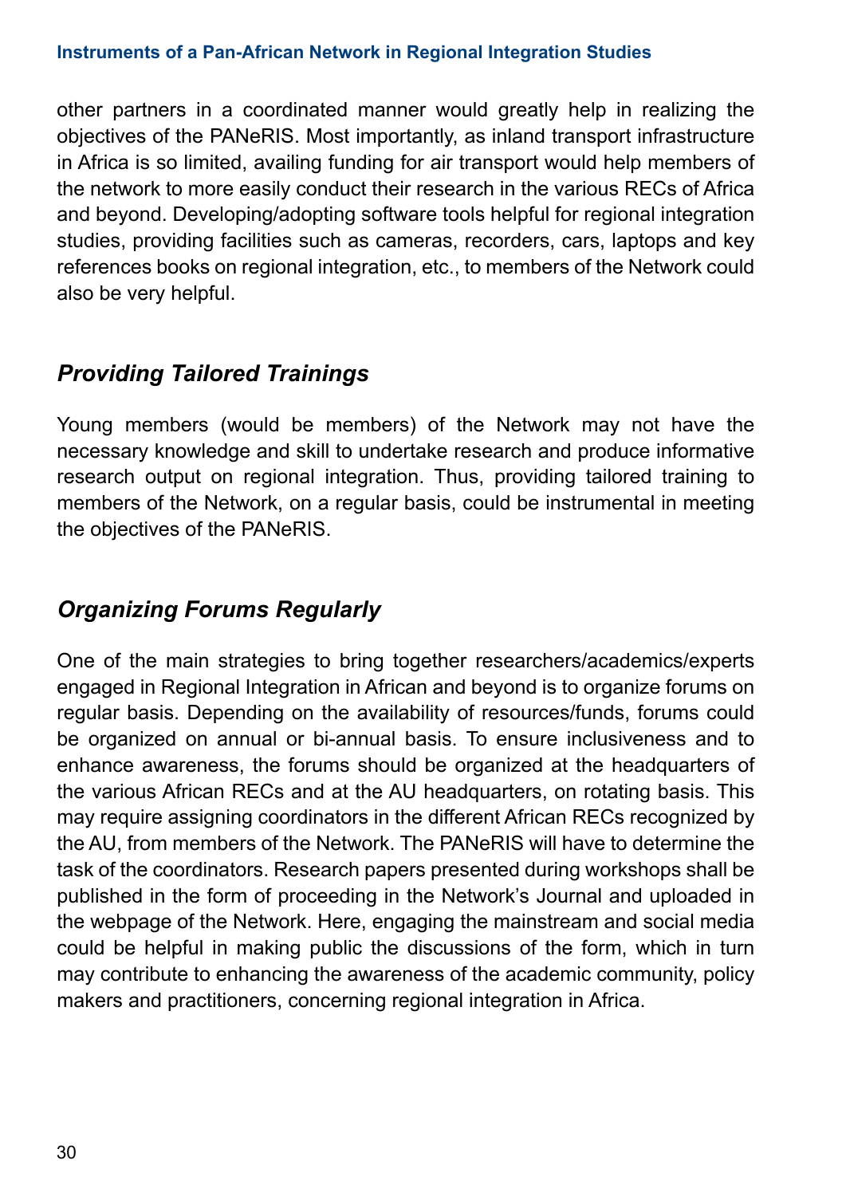other partners in a coordinated manner would greatly help in realizing the objectives of the PANeRIS. Most importantly, as inland transport infrastructure in Africa is so limited, availing funding for air transport would help members of the network to more easily conduct their research in the various RECs of Africa and beyond. Developing/adopting software tools helpful for regional integration studies, providing facilities such as cameras, recorders, cars, laptops and key references books on regional integration, etc., to members of the Network could also be very helpful.

## *Providing Tailored Trainings*

Young members (would be members) of the Network may not have the necessary knowledge and skill to undertake research and produce informative research output on regional integration. Thus, providing tailored training to members of the Network, on a regular basis, could be instrumental in meeting the objectives of the PANeRIS.

## *Organizing Forums Regularly*

One of the main strategies to bring together researchers/academics/experts engaged in Regional Integration in African and beyond is to organize forums on regular basis. Depending on the availability of resources/funds, forums could be organized on annual or bi-annual basis. To ensure inclusiveness and to enhance awareness, the forums should be organized at the headquarters of the various African RECs and at the AU headquarters, on rotating basis. This may require assigning coordinators in the different African RECs recognized by the AU, from members of the Network. The PANeRIS will have to determine the task of the coordinators. Research papers presented during workshops shall be published in the form of proceeding in the Network's Journal and uploaded in the webpage of the Network. Here, engaging the mainstream and social media could be helpful in making public the discussions of the form, which in turn may contribute to enhancing the awareness of the academic community, policy makers and practitioners, concerning regional integration in Africa.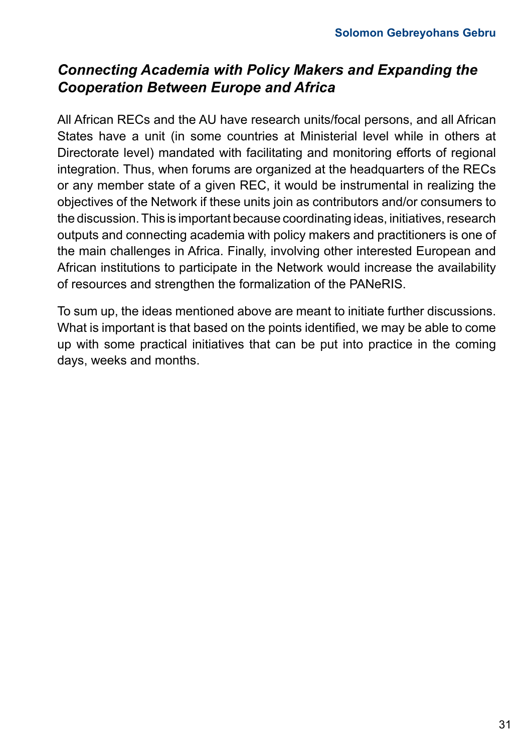## *Connecting Academia with Policy Makers and Expanding the Cooperation Between Europe and Africa*

All African RECs and the AU have research units/focal persons, and all African States have a unit (in some countries at Ministerial level while in others at Directorate level) mandated with facilitating and monitoring efforts of regional integration. Thus, when forums are organized at the headquarters of the RECs or any member state of a given REC, it would be instrumental in realizing the objectives of the Network if these units join as contributors and/or consumers to the discussion. This is important because coordinating ideas, initiatives, research outputs and connecting academia with policy makers and practitioners is one of the main challenges in Africa. Finally, involving other interested European and African institutions to participate in the Network would increase the availability of resources and strengthen the formalization of the PANeRIS.

To sum up, the ideas mentioned above are meant to initiate further discussions. What is important is that based on the points identified, we may be able to come up with some practical initiatives that can be put into practice in the coming days, weeks and months.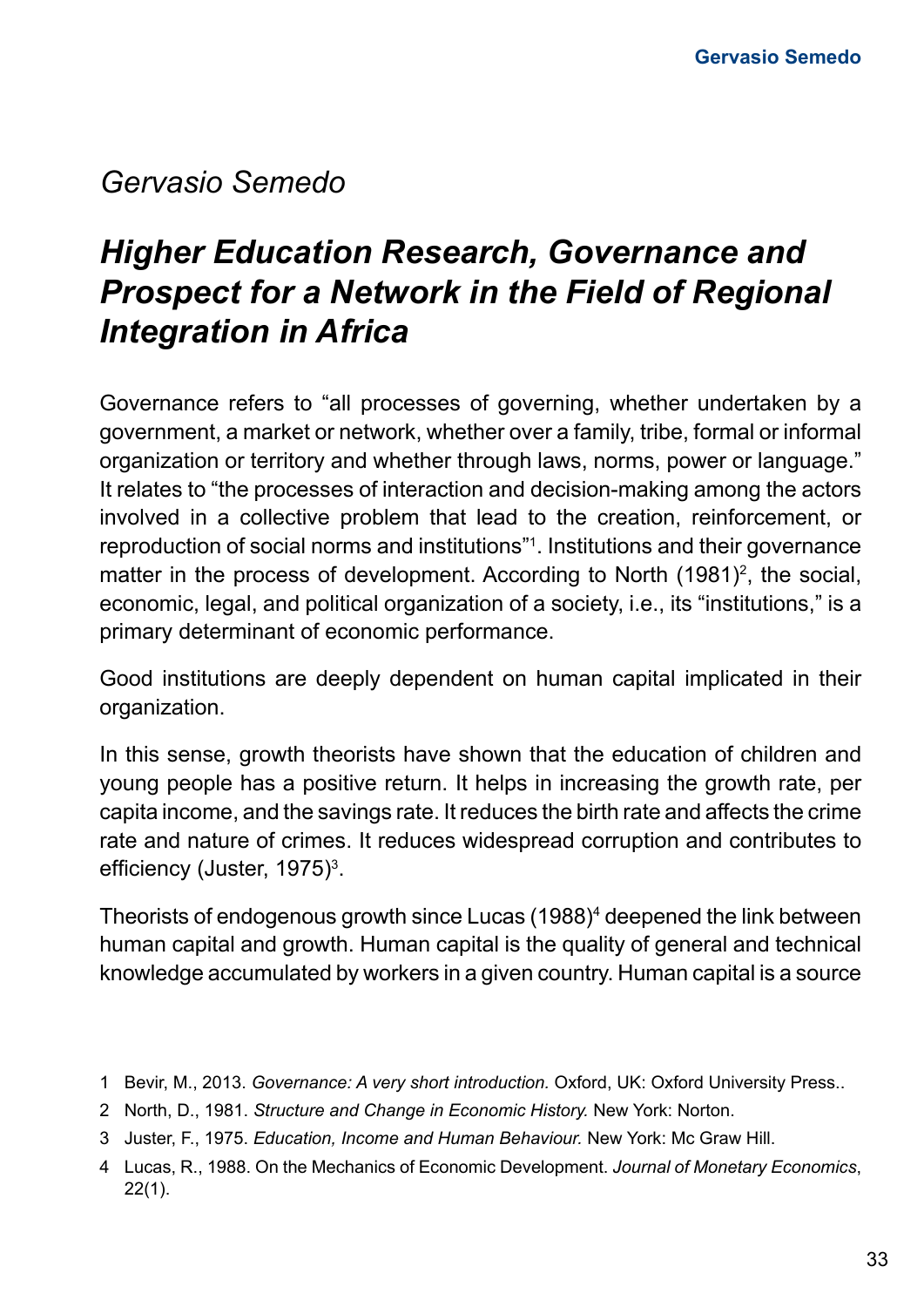*Gervasio Semedo*

# *Higher Education Research, Governance and Prospect for a Network in the Field of Regional Integration in Africa*

Governance refers to "all processes of governing, whether undertaken by a government, a market or network, whether over a family, tribe, formal or informal organization or territory and whether through laws, norms, power or language." It relates to "the processes of interaction and decision-making among the actors involved in a collective problem that lead to the creation, reinforcement, or reproduction of social norms and institutions"[1]. Institutions and their governance matter in the process of development. According to North (1981)[2], the social, economic, legal, and political organization of a society, i.e., its "institutions," is a primary determinant of economic performance.

Good institutions are deeply dependent on human capital implicated in their organization.

In this sense, growth theorists have shown that the education of children and young people has a positive return. It helps in increasing the growth rate, per capita income, and the savings rate. It reduces the birth rate and affects the crime rate and nature of crimes. It reduces widespread corruption and contributes to efficiency (Juster, 1975)[3].

Theorists of endogenous growth since Lucas (1988)[4] deepened the link between human capital and growth. Human capital is the quality of general and technical knowledge accumulated by workers in a given country. Human capital is a source

1 Bevir, M., 2013. *Governance: A very short introduction.* Oxford, UK: Oxford University Press..

2 North, D., 1981. *Structure and Change in Economic History.* New York: Norton.

3 Juster, F., 1975. *Education, Income and Human Behaviour.* New York: Mc Graw Hill.

4 Lucas, R., 1988. On the Mechanics of Economic Development. *Journal of Monetary Economics*, 22(1).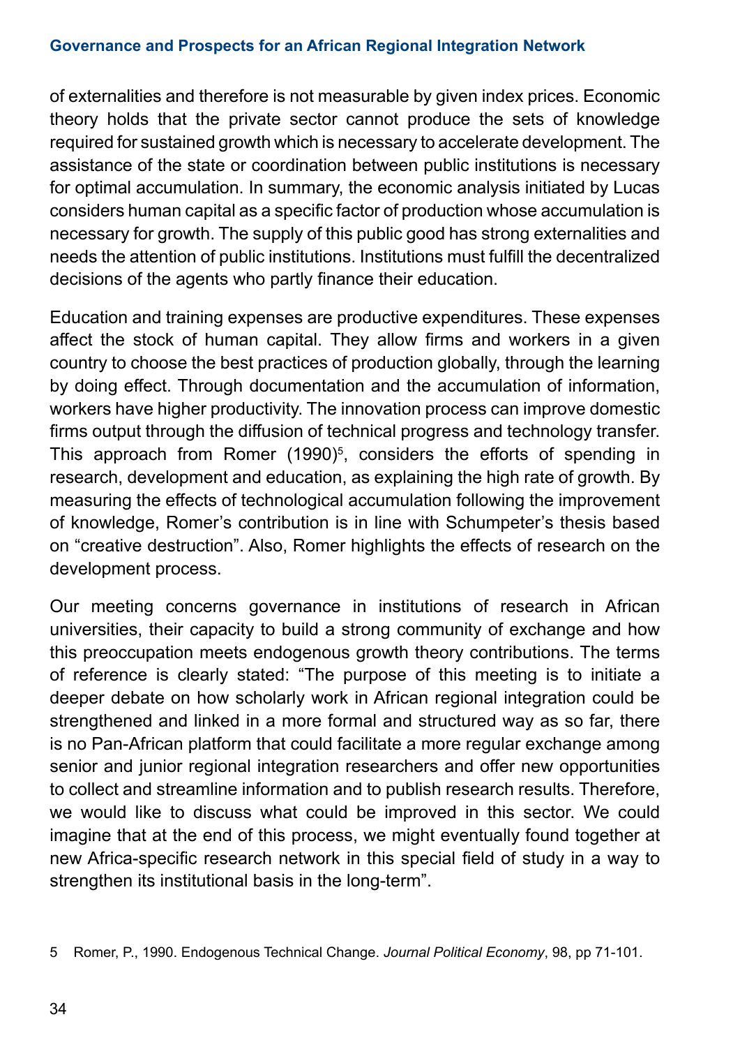of externalities and therefore is not measurable by given index prices. Economic theory holds that the private sector cannot produce the sets of knowledge required for sustained growth which is necessary to accelerate development. The assistance of the state or coordination between public institutions is necessary for optimal accumulation. In summary, the economic analysis initiated by Lucas considers human capital as a specific factor of production whose accumulation is necessary for growth. The supply of this public good has strong externalities and needs the attention of public institutions. Institutions must fulfill the decentralized decisions of the agents who partly finance their education.

Education and training expenses are productive expenditures. These expenses affect the stock of human capital. They allow firms and workers in a given country to choose the best practices of production globally, through the learning by doing effect. Through documentation and the accumulation of information, workers have higher productivity. The innovation process can improve domestic firms output through the diffusion of technical progress and technology transfer. This approach from Romer (1990)[5], considers the efforts of spending in research, development and education, as explaining the high rate of growth. By measuring the effects of technological accumulation following the improvement of knowledge, Romer's contribution is in line with Schumpeter's thesis based on "creative destruction". Also, Romer highlights the effects of research on the development process.

Our meeting concerns governance in institutions of research in African universities, their capacity to build a strong community of exchange and how this preoccupation meets endogenous growth theory contributions. The terms of reference is clearly stated: "The purpose of this meeting is to initiate a deeper debate on how scholarly work in African regional integration could be strengthened and linked in a more formal and structured way as so far, there is no Pan-African platform that could facilitate a more regular exchange among senior and junior regional integration researchers and offer new opportunities to collect and streamline information and to publish research results. Therefore, we would like to discuss what could be improved in this sector. We could imagine that at the end of this process, we might eventually found together at new Africa-specific research network in this special field of study in a way to strengthen its institutional basis in the long-term".

5 Romer, P., 1990. Endogenous Technical Change. *Journal Political Economy*, 98, pp 71-101.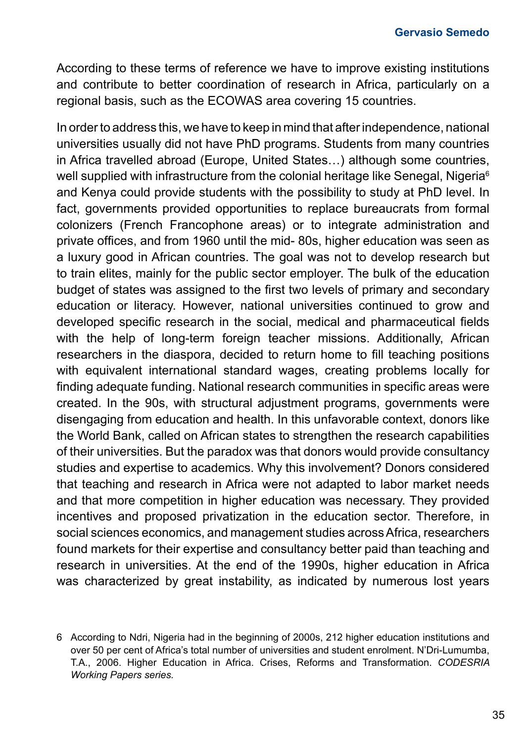According to these terms of reference we have to improve existing institutions and contribute to better coordination of research in Africa, particularly on a regional basis, such as the ECOWAS area covering 15 countries.

In order to address this, we have to keep in mind that after independence, national universities usually did not have PhD programs. Students from many countries in Africa travelled abroad (Europe, United States…) although some countries, well supplied with infrastructure from the colonial heritage like Senegal, Nigeria[6] and Kenya could provide students with the possibility to study at PhD level. In fact, governments provided opportunities to replace bureaucrats from formal colonizers (French Francophone areas) or to integrate administration and private offices, and from 1960 until the mid- 80s, higher education was seen as a luxury good in African countries. The goal was not to develop research but to train elites, mainly for the public sector employer. The bulk of the education budget of states was assigned to the first two levels of primary and secondary education or literacy. However, national universities continued to grow and developed specific research in the social, medical and pharmaceutical fields with the help of long-term foreign teacher missions. Additionally, African researchers in the diaspora, decided to return home to fill teaching positions with equivalent international standard wages, creating problems locally for finding adequate funding. National research communities in specific areas were created. In the 90s, with structural adjustment programs, governments were disengaging from education and health. In this unfavorable context, donors like the World Bank, called on African states to strengthen the research capabilities of their universities. But the paradox was that donors would provide consultancy studies and expertise to academics. Why this involvement? Donors considered that teaching and research in Africa were not adapted to labor market needs and that more competition in higher education was necessary. They provided incentives and proposed privatization in the education sector. Therefore, in social sciences economics, and management studies across Africa, researchers found markets for their expertise and consultancy better paid than teaching and research in universities. At the end of the 1990s, higher education in Africa was characterized by great instability, as indicated by numerous lost years

6 According to Ndri, Nigeria had in the beginning of 2000s, 212 higher education institutions and over 50 per cent of Africa's total number of universities and student enrolment. N'Dri-Lumumba, T.A., 2006. Higher Education in Africa. Crises, Reforms and Transformation. *CODESRIA Working Papers series.*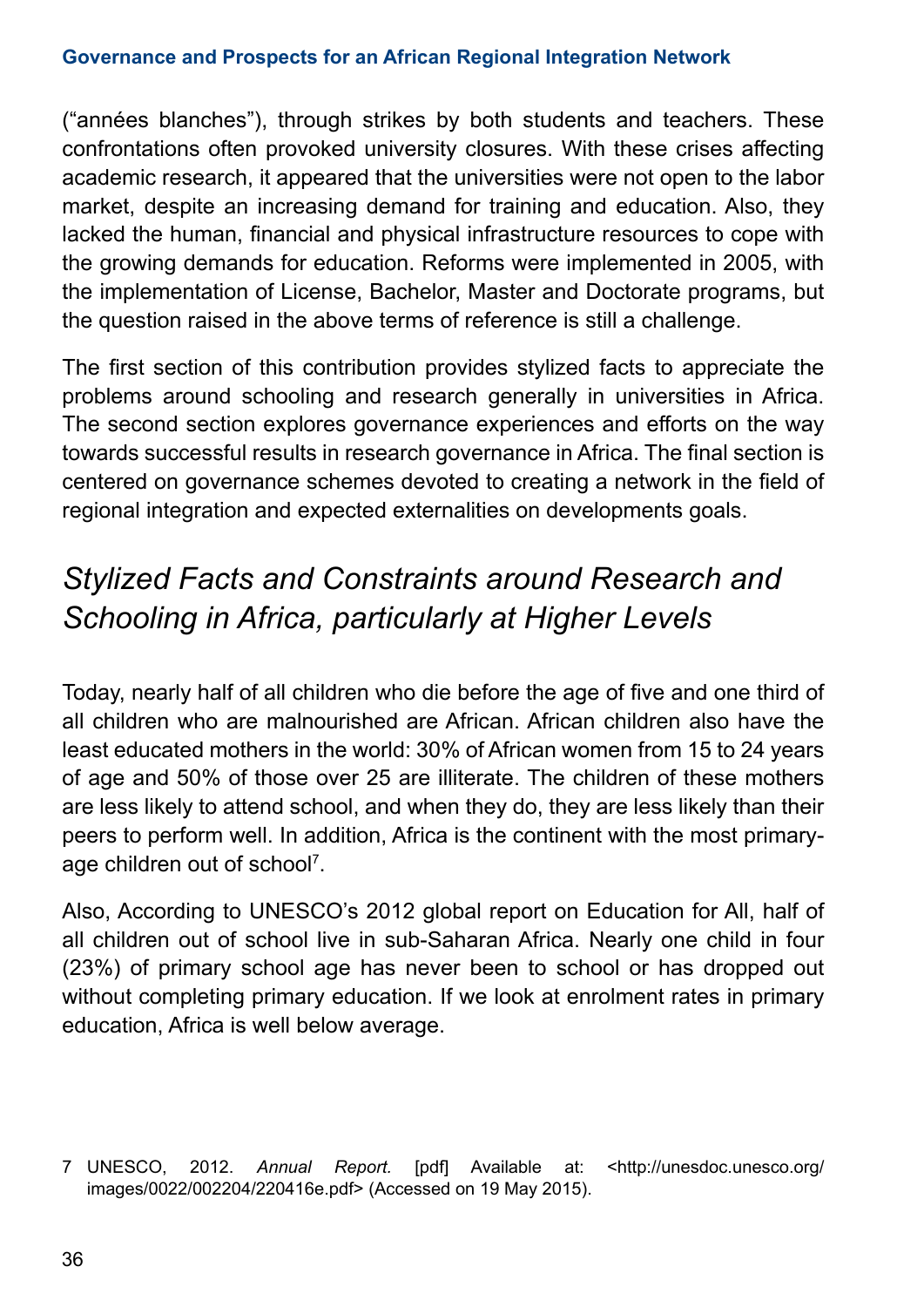("années blanches"), through strikes by both students and teachers. These confrontations often provoked university closures. With these crises affecting academic research, it appeared that the universities were not open to the labor market, despite an increasing demand for training and education. Also, they lacked the human, financial and physical infrastructure resources to cope with the growing demands for education. Reforms were implemented in 2005, with the implementation of License, Bachelor, Master and Doctorate programs, but the question raised in the above terms of reference is still a challenge.

The first section of this contribution provides stylized facts to appreciate the problems around schooling and research generally in universities in Africa. The second section explores governance experiences and efforts on the way towards successful results in research governance in Africa. The final section is centered on governance schemes devoted to creating a network in the field of regional integration and expected externalities on developments goals.

## *Stylized Facts and Constraints around Research and Schooling in Africa, particularly at Higher Levels*

Today, nearly half of all children who die before the age of five and one third of all children who are malnourished are African. African children also have the least educated mothers in the world: 30% of African women from 15 to 24 years of age and 50% of those over 25 are illiterate. The children of these mothers are less likely to attend school, and when they do, they are less likely than their peers to perform well. In addition, Africa is the continent with the most primary-age children out of school[7].

Also, According to UNESCO's 2012 global report on Education for All, half of all children out of school live in sub-Saharan Africa. Nearly one child in four (23%) of primary school age has never been to school or has dropped out without completing primary education. If we look at enrolment rates in primary education, Africa is well below average.

7 UNESCO, 2012. *Annual Report.* [pdf] Available at: <http://unesdoc.unesco.org/images/0022/002204/220416e.pdf> (Accessed on 19 May 2015).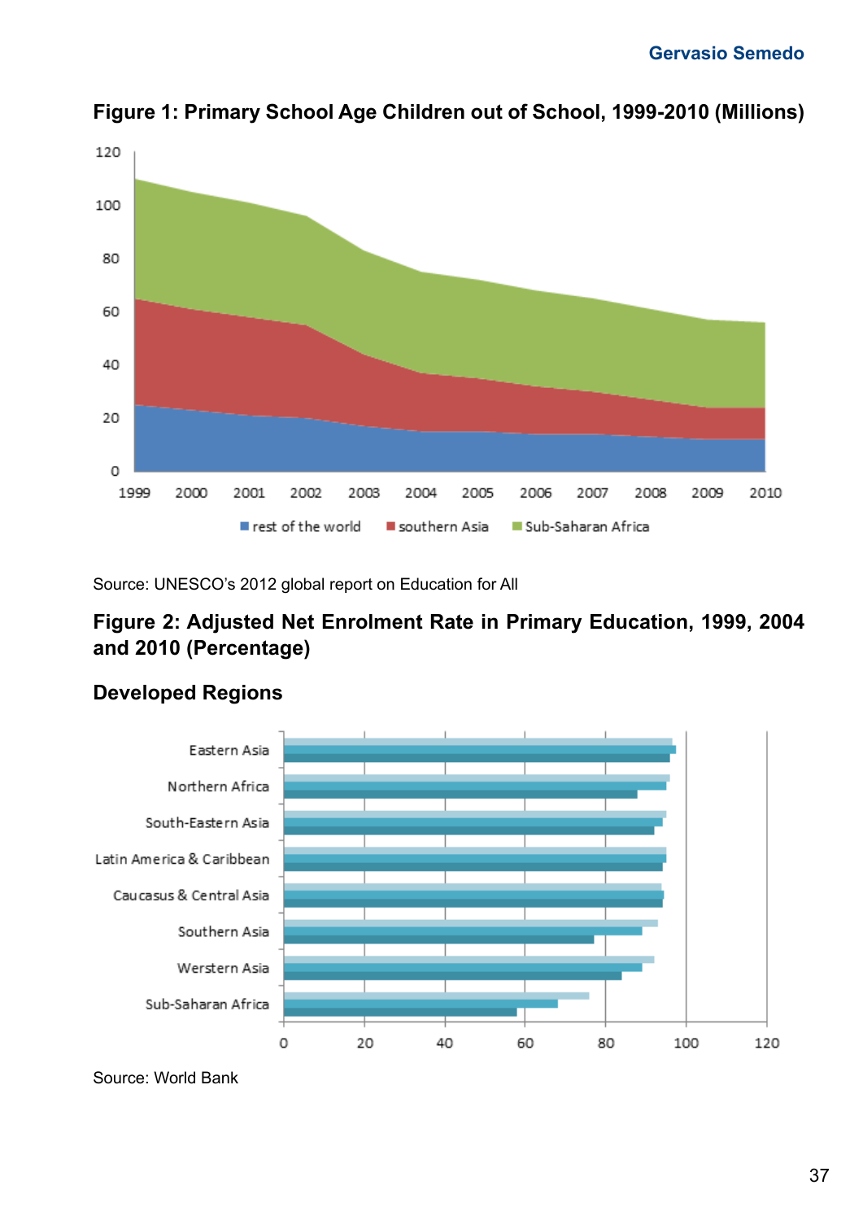**Figure 1: Primary School Age Children out of School, 1999-2010 (Millions)**

Source: UNESCO's 2012 global report on Education for All

**Figure 2: Adjusted Net Enrolment Rate in Primary Education, 1999, 2004 and 2010 (Percentage)**

**Developed Regions**

Source: World Bank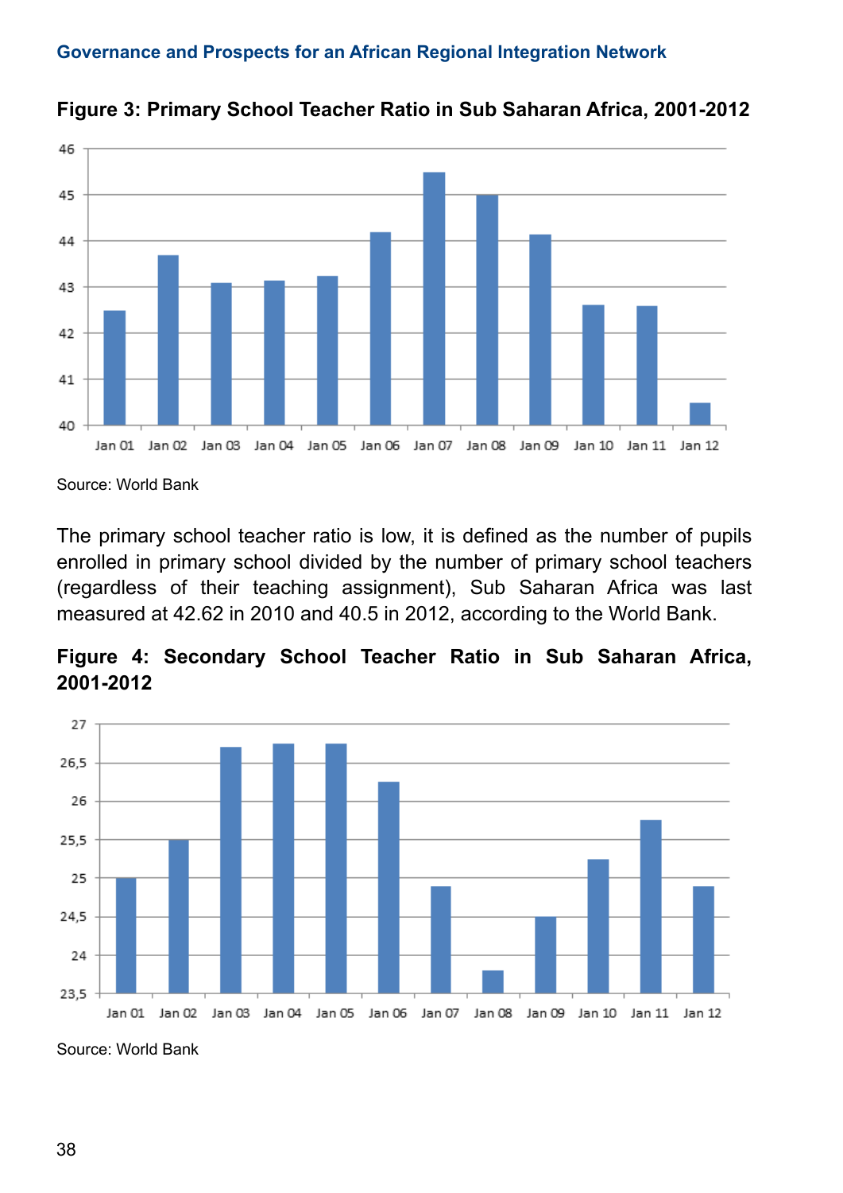**Figure 3: Primary School Teacher Ratio in Sub Saharan Africa, 2001-2012**

Source: World Bank

The primary school teacher ratio is low, it is defined as the number of pupils enrolled in primary school divided by the number of primary school teachers (regardless of their teaching assignment), Sub Saharan Africa was last measured at 42.62 in 2010 and 40.5 in 2012, according to the World Bank.

**Figure 4: Secondary School Teacher Ratio in Sub Saharan Africa, 2001-2012**

Source: World Bank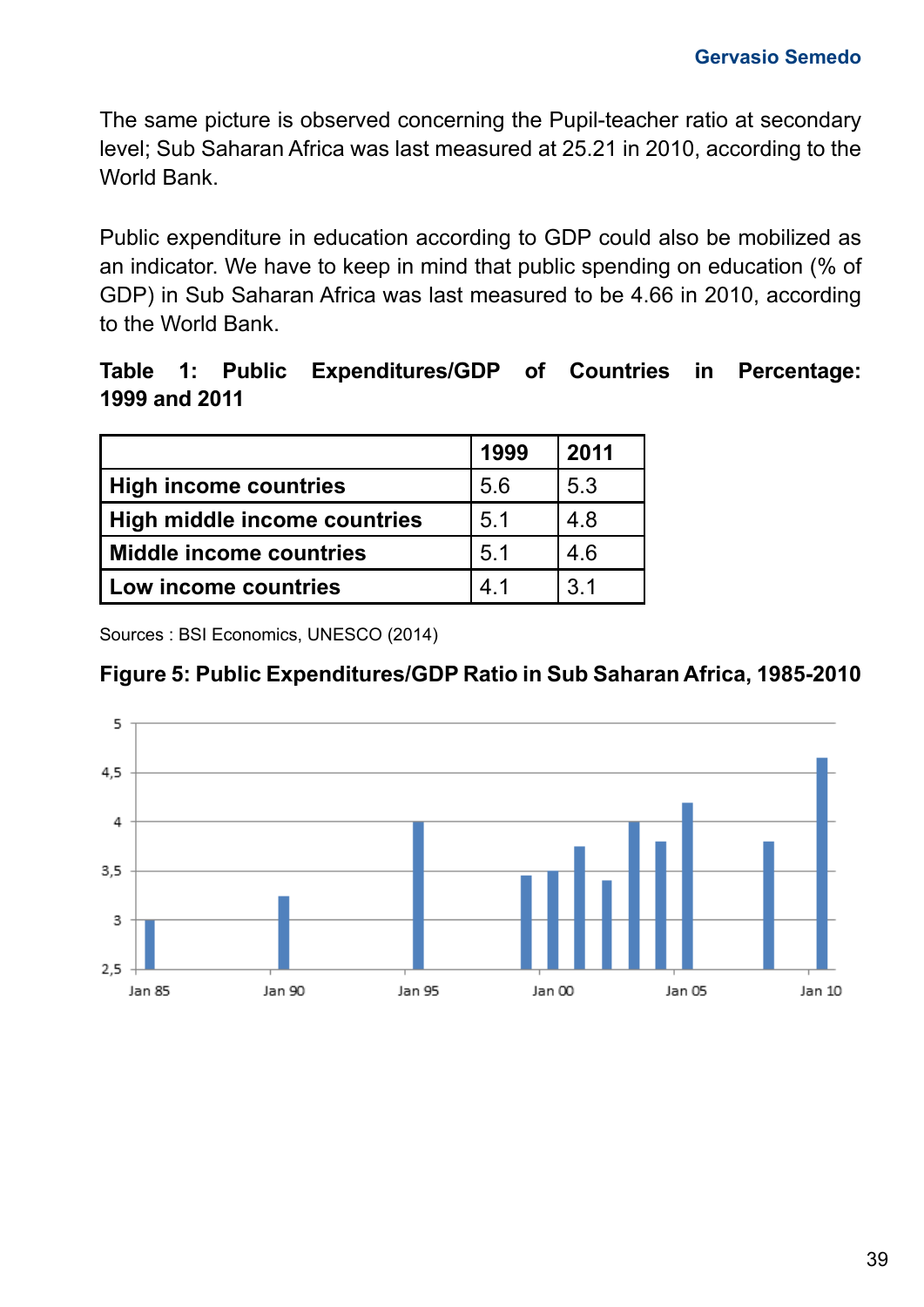The same picture is observed concerning the Pupil-teacher ratio at secondary level; Sub Saharan Africa was last measured at 25.21 in 2010, according to the World Bank.

Public expenditure in education according to GDP could also be mobilized as an indicator. We have to keep in mind that public spending on education (% of GDP) in Sub Saharan Africa was last measured to be 4.66 in 2010, according to the World Bank.

**Table 1: Public Expenditures/GDP of Countries in Percentage: 1999 and 2011**

| | 1999 | 2011 |
|---|---|---|
| **High income countries** | 5.6 | 5.3 |
| **High middle income countries** | 5.1 | 4.8 |
| **Middle income countries** | 5.1 | 4.6 |
| **Low income countries** | 4.1 | 3.1 |

Sources : BSI Economics, UNESCO (2014)

**Figure 5: Public Expenditures/GDP Ratio in Sub Saharan Africa, 1985-2010**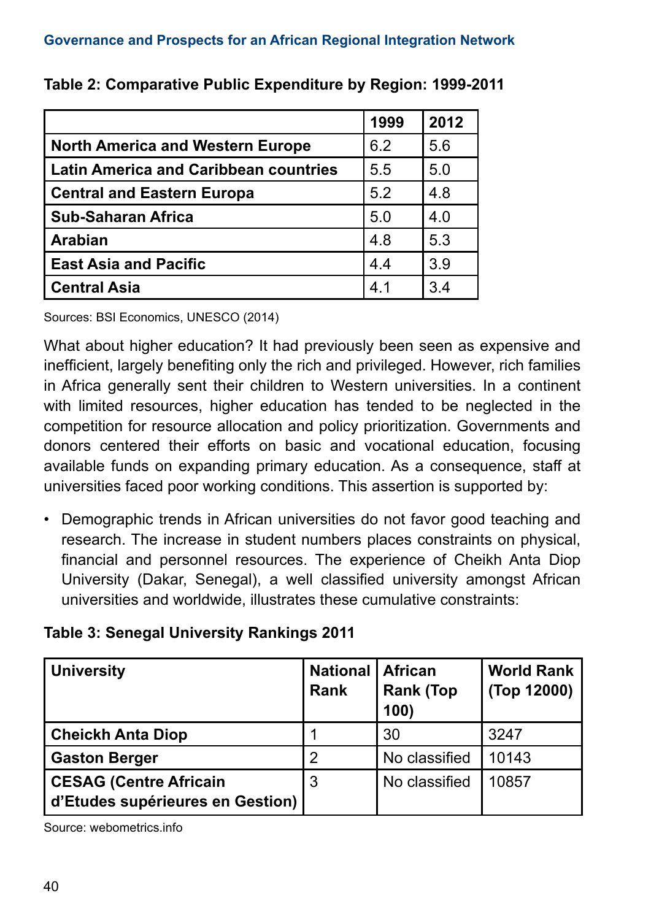**Table 2: Comparative Public Expenditure by Region: 1999-2011**

| | 1999 | 2012 |
|---|---|---|
| **North America and Western Europe** | 6.2 | 5.6 |
| **Latin America and Caribbean countries** | 5.5 | 5.0 |
| **Central and Eastern Europa** | 5.2 | 4.8 |
| **Sub-Saharan Africa** | 5.0 | 4.0 |
| **Arabian** | 4.8 | 5.3 |
| **East Asia and Pacific** | 4.4 | 3.9 |
| **Central Asia** | 4.1 | 3.4 |

Sources: BSI Economics, UNESCO (2014)

What about higher education? It had previously been seen as expensive and inefficient, largely benefiting only the rich and privileged. However, rich families in Africa generally sent their children to Western universities. In a continent with limited resources, higher education has tended to be neglected in the competition for resource allocation and policy prioritization. Governments and donors centered their efforts on basic and vocational education, focusing available funds on expanding primary education. As a consequence, staff at universities faced poor working conditions. This assertion is supported by:

- Demographic trends in African universities do not favor good teaching and research. The increase in student numbers places constraints on physical, financial and personnel resources. The experience of Cheikh Anta Diop University (Dakar, Senegal), a well classified university amongst African universities and worldwide, illustrates these cumulative constraints:

**Table 3: Senegal University Rankings 2011**

| University | National Rank | African Rank (Top 100) | World Rank (Top 12000) |
|---|---|---|---|
| **Cheickh Anta Diop** | 1 | 30 | 3247 |
| **Gaston Berger** | 2 | No classified | 10143 |
| **CESAG (Centre Africain d'Etudes supérieures en Gestion)** | 3 | No classified | 10857 |

Source: webometrics.info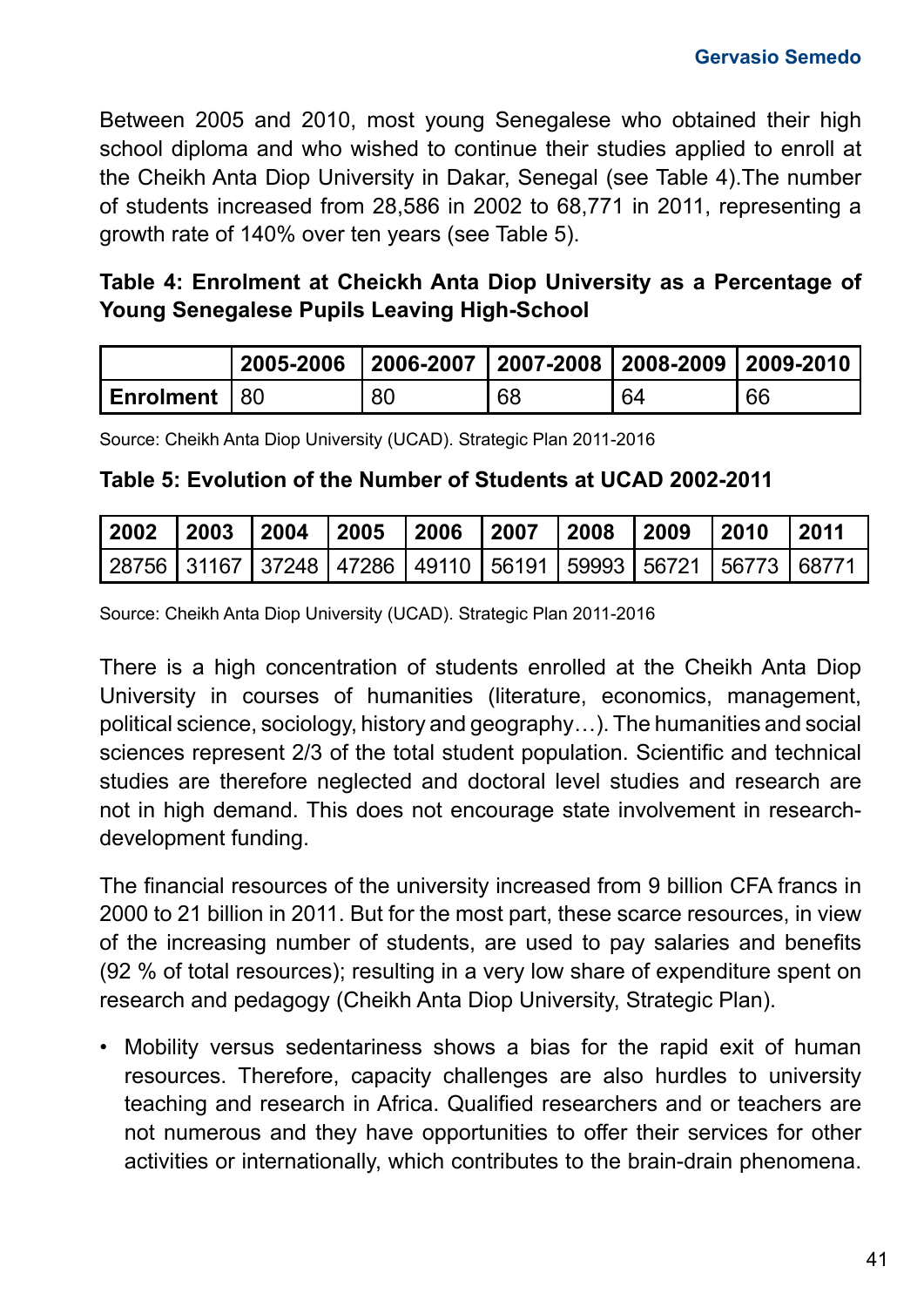Between 2005 and 2010, most young Senegalese who obtained their high school diploma and who wished to continue their studies applied to enroll at the Cheikh Anta Diop University in Dakar, Senegal (see Table 4).The number of students increased from 28,586 in 2002 to 68,771 in 2011, representing a growth rate of 140% over ten years (see Table 5).

**Table 4: Enrolment at Cheickh Anta Diop University as a Percentage of Young Senegalese Pupils Leaving High-School**

| | 2005-2006 | 2006-2007 | 2007-2008 | 2008-2009 | 2009-2010 |
|---|---|---|---|---|---|
| **Enrolment** | 80 | 80 | 68 | 64 | 66 |

Source: Cheikh Anta Diop University (UCAD). Strategic Plan 2011-2016

**Table 5: Evolution of the Number of Students at UCAD 2002-2011**

| 2002 | 2003 | 2004 | 2005 | 2006 | 2007 | 2008 | 2009 | 2010 | 2011 |
|---|---|---|---|---|---|---|---|---|---|
| 28756 | 31167 | 37248 | 47286 | 49110 | 56191 | 59993 | 56721 | 56773 | 68771 |

Source: Cheikh Anta Diop University (UCAD). Strategic Plan 2011-2016

There is a high concentration of students enrolled at the Cheikh Anta Diop University in courses of humanities (literature, economics, management, political science, sociology, history and geography…). The humanities and social sciences represent 2/3 of the total student population. Scientific and technical studies are therefore neglected and doctoral level studies and research are not in high demand. This does not encourage state involvement in research-development funding.

The financial resources of the university increased from 9 billion CFA francs in 2000 to 21 billion in 2011. But for the most part, these scarce resources, in view of the increasing number of students, are used to pay salaries and benefits (92 % of total resources); resulting in a very low share of expenditure spent on research and pedagogy (Cheikh Anta Diop University, Strategic Plan).

- Mobility versus sedentariness shows a bias for the rapid exit of human resources. Therefore, capacity challenges are also hurdles to university teaching and research in Africa. Qualified researchers and or teachers are not numerous and they have opportunities to offer their services for other activities or internationally, which contributes to the brain-drain phenomena.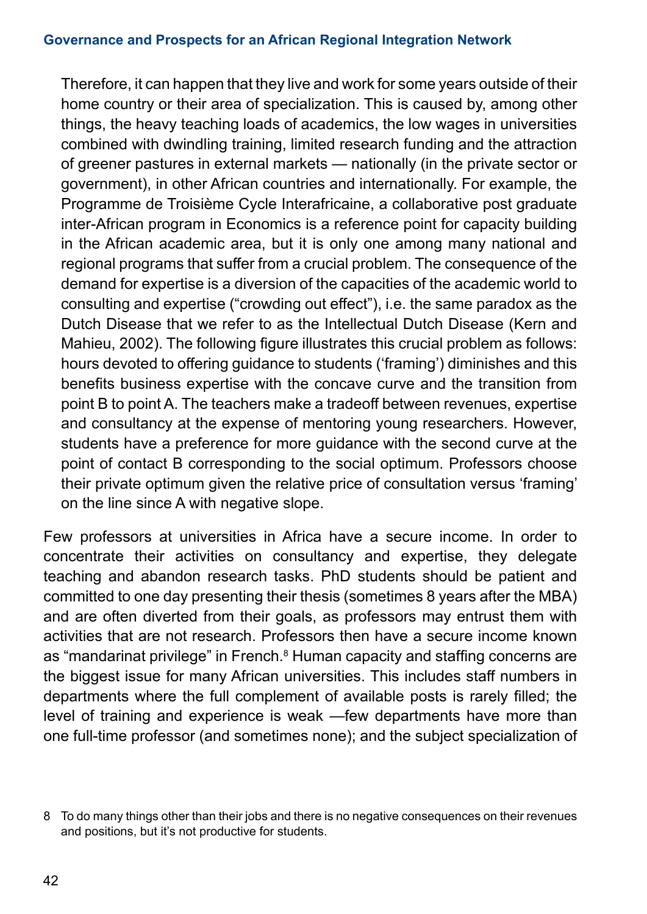Therefore, it can happen that they live and work for some years outside of their home country or their area of specialization. This is caused by, among other things, the heavy teaching loads of academics, the low wages in universities combined with dwindling training, limited research funding and the attraction of greener pastures in external markets — nationally (in the private sector or government), in other African countries and internationally. For example, the Programme de Troisième Cycle Interafricaine, a collaborative post graduate inter-African program in Economics is a reference point for capacity building in the African academic area, but it is only one among many national and regional programs that suffer from a crucial problem. The consequence of the demand for expertise is a diversion of the capacities of the academic world to consulting and expertise ("crowding out effect"), i.e. the same paradox as the Dutch Disease that we refer to as the Intellectual Dutch Disease (Kern and Mahieu, 2002). The following figure illustrates this crucial problem as follows: hours devoted to offering guidance to students ('framing') diminishes and this benefits business expertise with the concave curve and the transition from point B to point A. The teachers make a tradeoff between revenues, expertise and consultancy at the expense of mentoring young researchers. However, students have a preference for more guidance with the second curve at the point of contact B corresponding to the social optimum. Professors choose their private optimum given the relative price of consultation versus 'framing' on the line since A with negative slope.

Few professors at universities in Africa have a secure income. In order to concentrate their activities on consultancy and expertise, they delegate teaching and abandon research tasks. PhD students should be patient and committed to one day presenting their thesis (sometimes 8 years after the MBA) and are often diverted from their goals, as professors may entrust them with activities that are not research. Professors then have a secure income known as "mandarinat privilege" in French.[8] Human capacity and staffing concerns are the biggest issue for many African universities. This includes staff numbers in departments where the full complement of available posts is rarely filled; the level of training and experience is weak —few departments have more than one full-time professor (and sometimes none); and the subject specialization of

8 To do many things other than their jobs and there is no negative consequences on their revenues and positions, but it's not productive for students.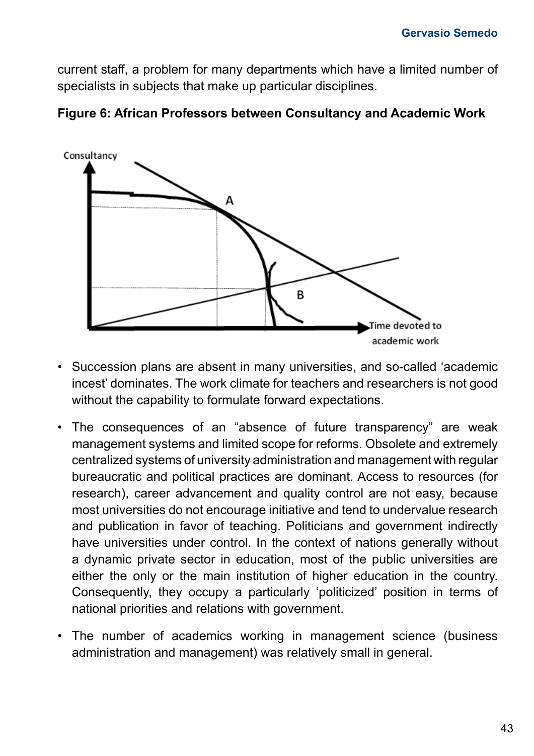current staff, a problem for many departments which have a limited number of specialists in subjects that make up particular disciplines.

**Figure 6: African Professors between Consultancy and Academic Work**

- Succession plans are absent in many universities, and so-called 'academic incest' dominates. The work climate for teachers and researchers is not good without the capability to formulate forward expectations.

- The consequences of an "absence of future transparency" are weak management systems and limited scope for reforms. Obsolete and extremely centralized systems of university administration and management with regular bureaucratic and political practices are dominant. Access to resources (for research), career advancement and quality control are not easy, because most universities do not encourage initiative and tend to undervalue research and publication in favor of teaching. Politicians and government indirectly have universities under control. In the context of nations generally without a dynamic private sector in education, most of the public universities are either the only or the main institution of higher education in the country. Consequently, they occupy a particularly 'politicized' position in terms of national priorities and relations with government.

- The number of academics working in management science (business administration and management) was relatively small in general.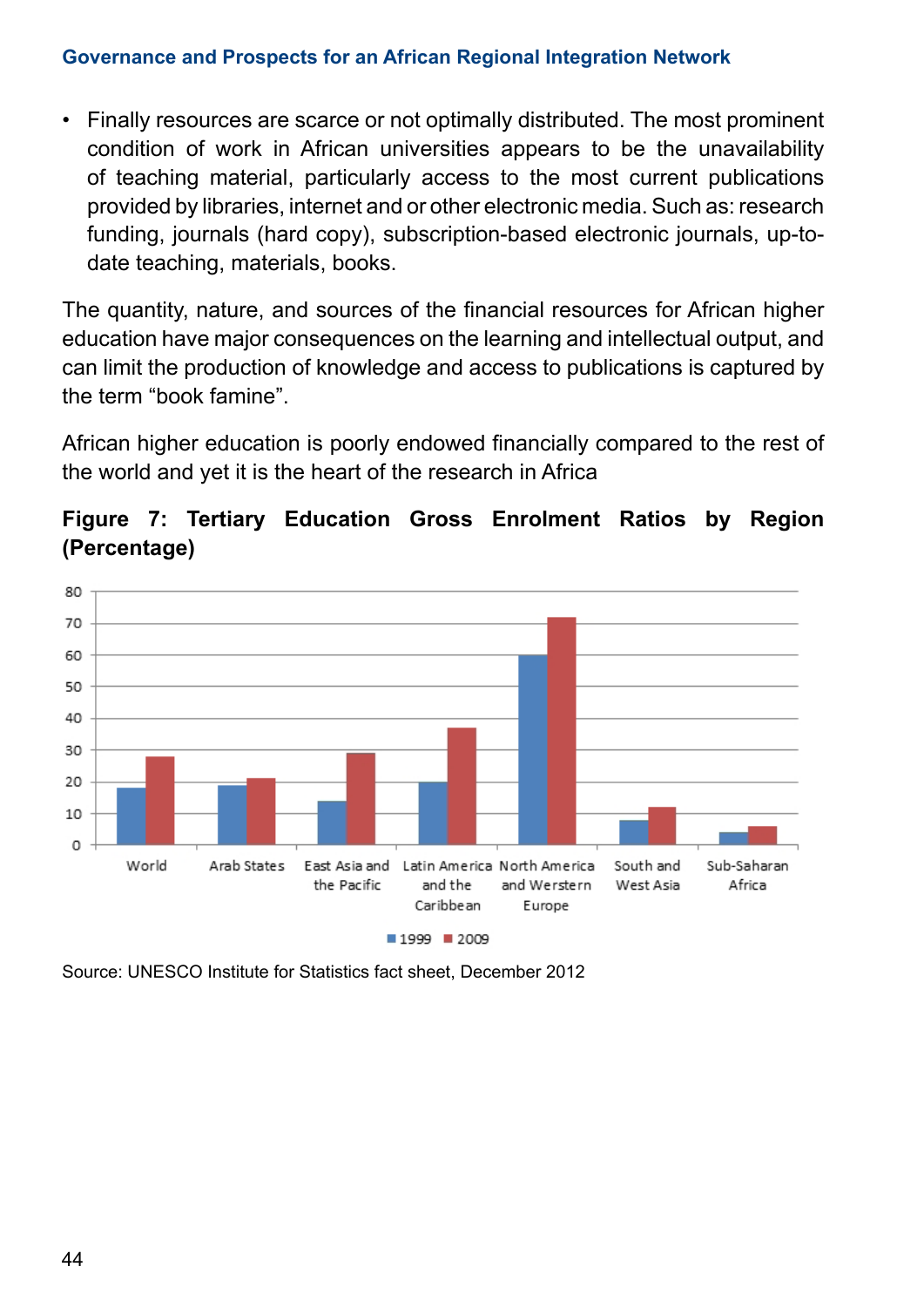- Finally resources are scarce or not optimally distributed. The most prominent condition of work in African universities appears to be the unavailability of teaching material, particularly access to the most current publications provided by libraries, internet and or other electronic media. Such as: research funding, journals (hard copy), subscription-based electronic journals, up-to-date teaching, materials, books.

The quantity, nature, and sources of the financial resources for African higher education have major consequences on the learning and intellectual output, and can limit the production of knowledge and access to publications is captured by the term “book famine”.

African higher education is poorly endowed financially compared to the rest of the world and yet it is the heart of the research in Africa

**Figure 7: Tertiary Education Gross Enrolment Ratios by Region (Percentage)**

| Region | 1999 | 2009 |
|---|---|---|
| World | 18 | 28 |
| Arab States | 19 | 21 |
| East Asia and the Pacific | 14 | 29 |
| Latin America and the Caribbean | 20 | 37 |
| North America and Werstern Europe | 60 | 72 |
| South and West Asia | 8 | 12 |
| Sub-Saharan Africa | 4 | 6 |

Source: UNESCO Institute for Statistics fact sheet, December 2012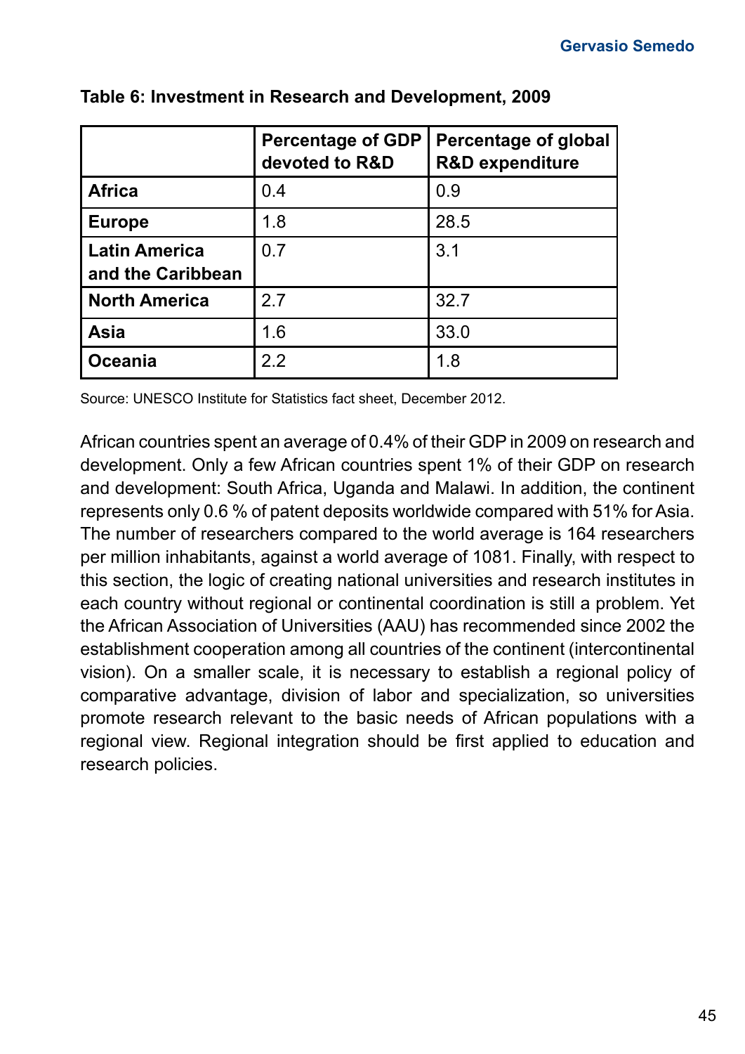**Table 6: Investment in Research and Development, 2009**

| | Percentage of GDP devoted to R&D | Percentage of global R&D expenditure |
|---|---|---|
| **Africa** | 0.4 | 0.9 |
| **Europe** | 1.8 | 28.5 |
| **Latin America and the Caribbean** | 0.7 | 3.1 |
| **North America** | 2.7 | 32.7 |
| **Asia** | 1.6 | 33.0 |
| **Oceania** | 2.2 | 1.8 |

Source: UNESCO Institute for Statistics fact sheet, December 2012.

African countries spent an average of 0.4% of their GDP in 2009 on research and development. Only a few African countries spent 1% of their GDP on research and development: South Africa, Uganda and Malawi. In addition, the continent represents only 0.6 % of patent deposits worldwide compared with 51% for Asia. The number of researchers compared to the world average is 164 researchers per million inhabitants, against a world average of 1081. Finally, with respect to this section, the logic of creating national universities and research institutes in each country without regional or continental coordination is still a problem. Yet the African Association of Universities (AAU) has recommended since 2002 the establishment cooperation among all countries of the continent (intercontinental vision). On a smaller scale, it is necessary to establish a regional policy of comparative advantage, division of labor and specialization, so universities promote research relevant to the basic needs of African populations with a regional view. Regional integration should be first applied to education and research policies.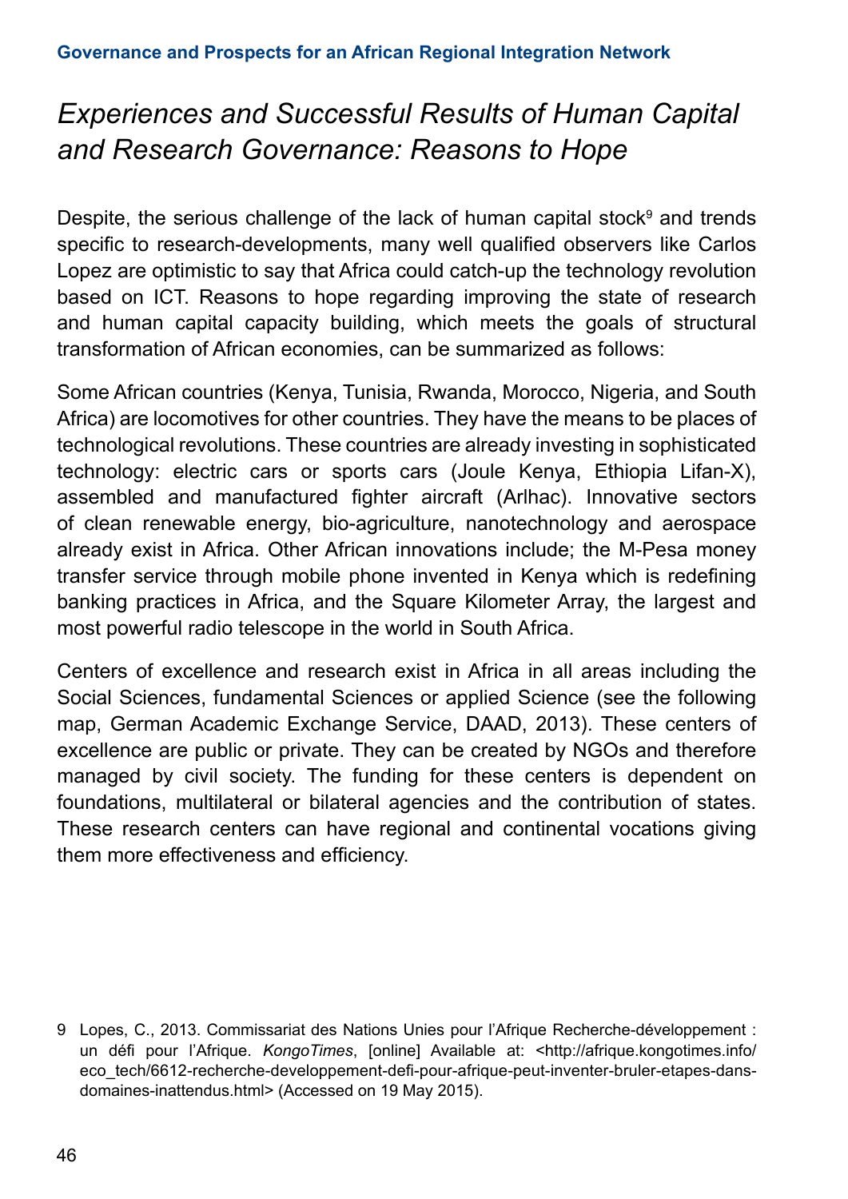## *Experiences and Successful Results of Human Capital and Research Governance: Reasons to Hope*

Despite, the serious challenge of the lack of human capital stock[9] and trends specific to research-developments, many well qualified observers like Carlos Lopez are optimistic to say that Africa could catch-up the technology revolution based on ICT. Reasons to hope regarding improving the state of research and human capital capacity building, which meets the goals of structural transformation of African economies, can be summarized as follows:

Some African countries (Kenya, Tunisia, Rwanda, Morocco, Nigeria, and South Africa) are locomotives for other countries. They have the means to be places of technological revolutions. These countries are already investing in sophisticated technology: electric cars or sports cars (Joule Kenya, Ethiopia Lifan-X), assembled and manufactured fighter aircraft (Arlhac). Innovative sectors of clean renewable energy, bio-agriculture, nanotechnology and aerospace already exist in Africa. Other African innovations include; the M-Pesa money transfer service through mobile phone invented in Kenya which is redefining banking practices in Africa, and the Square Kilometer Array, the largest and most powerful radio telescope in the world in South Africa.

Centers of excellence and research exist in Africa in all areas including the Social Sciences, fundamental Sciences or applied Science (see the following map, German Academic Exchange Service, DAAD, 2013). These centers of excellence are public or private. They can be created by NGOs and therefore managed by civil society. The funding for these centers is dependent on foundations, multilateral or bilateral agencies and the contribution of states. These research centers can have regional and continental vocations giving them more effectiveness and efficiency.

9 Lopes, C., 2013. Commissariat des Nations Unies pour l'Afrique Recherche-développement : un défi pour l'Afrique. *KongoTimes*, [online] Available at: <http://afrique.kongotimes.info/eco_tech/6612-recherche-developpement-defi-pour-afrique-peut-inventer-bruler-etapes-dans-domaines-inattendus.html> (Accessed on 19 May 2015).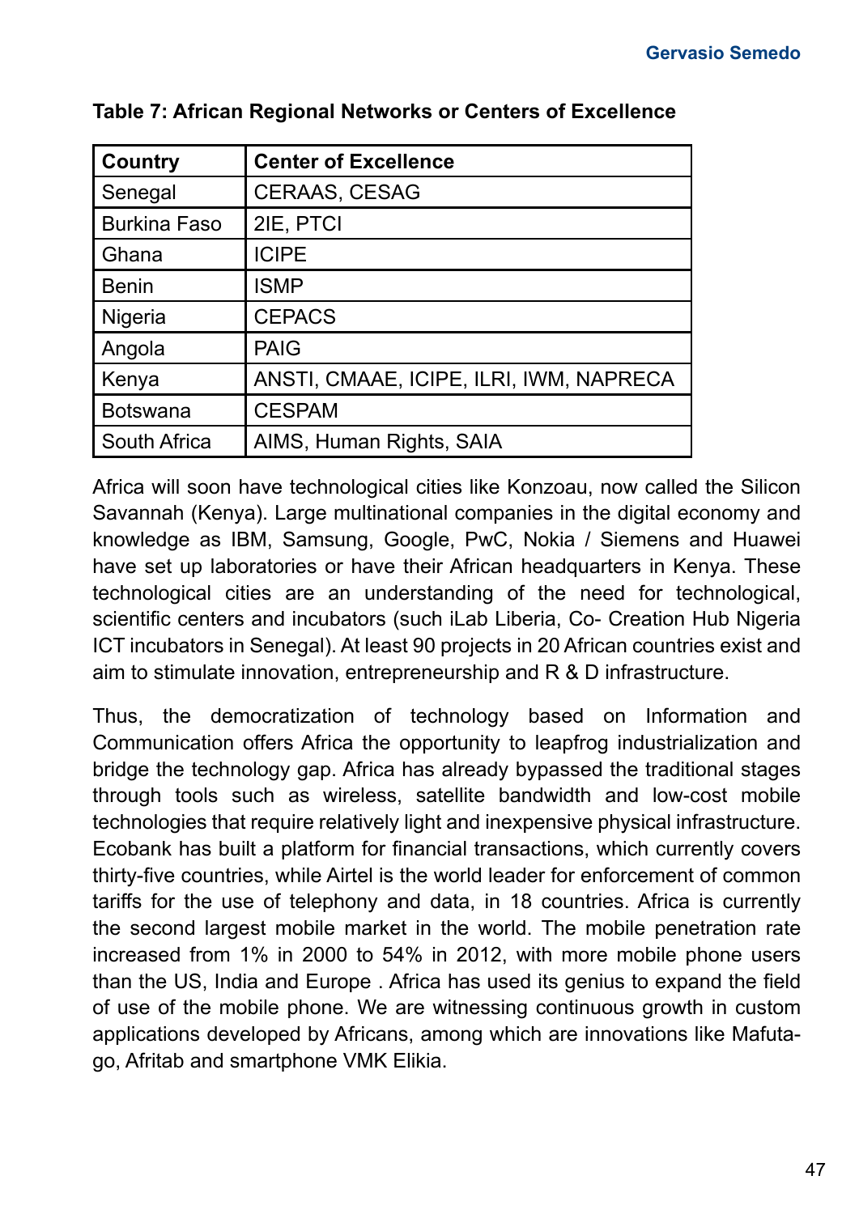**Table 7: African Regional Networks or Centers of Excellence**

| Country | Center of Excellence |
| --- | --- |
| Senegal | CERAAS, CESAG |
| Burkina Faso | 2IE, PTCI |
| Ghana | ICIPE |
| Benin | ISMP |
| Nigeria | CEPACS |
| Angola | PAIG |
| Kenya | ANSTI, CMAAE, ICIPE, ILRI, IWM, NAPRECA |
| Botswana | CESPAM |
| South Africa | AIMS, Human Rights, SAIA |

Africa will soon have technological cities like Konzoau, now called the Silicon Savannah (Kenya). Large multinational companies in the digital economy and knowledge as IBM, Samsung, Google, PwC, Nokia / Siemens and Huawei have set up laboratories or have their African headquarters in Kenya. These technological cities are an understanding of the need for technological, scientific centers and incubators (such iLab Liberia, Co- Creation Hub Nigeria ICT incubators in Senegal). At least 90 projects in 20 African countries exist and aim to stimulate innovation, entrepreneurship and R & D infrastructure.

Thus, the democratization of technology based on Information and Communication offers Africa the opportunity to leapfrog industrialization and bridge the technology gap. Africa has already bypassed the traditional stages through tools such as wireless, satellite bandwidth and low-cost mobile technologies that require relatively light and inexpensive physical infrastructure. Ecobank has built a platform for financial transactions, which currently covers thirty-five countries, while Airtel is the world leader for enforcement of common tariffs for the use of telephony and data, in 18 countries. Africa is currently the second largest mobile market in the world. The mobile penetration rate increased from 1% in 2000 to 54% in 2012, with more mobile phone users than the US, India and Europe . Africa has used its genius to expand the field of use of the mobile phone. We are witnessing continuous growth in custom applications developed by Africans, among which are innovations like Mafuta-go, Afritab and smartphone VMK Elikia.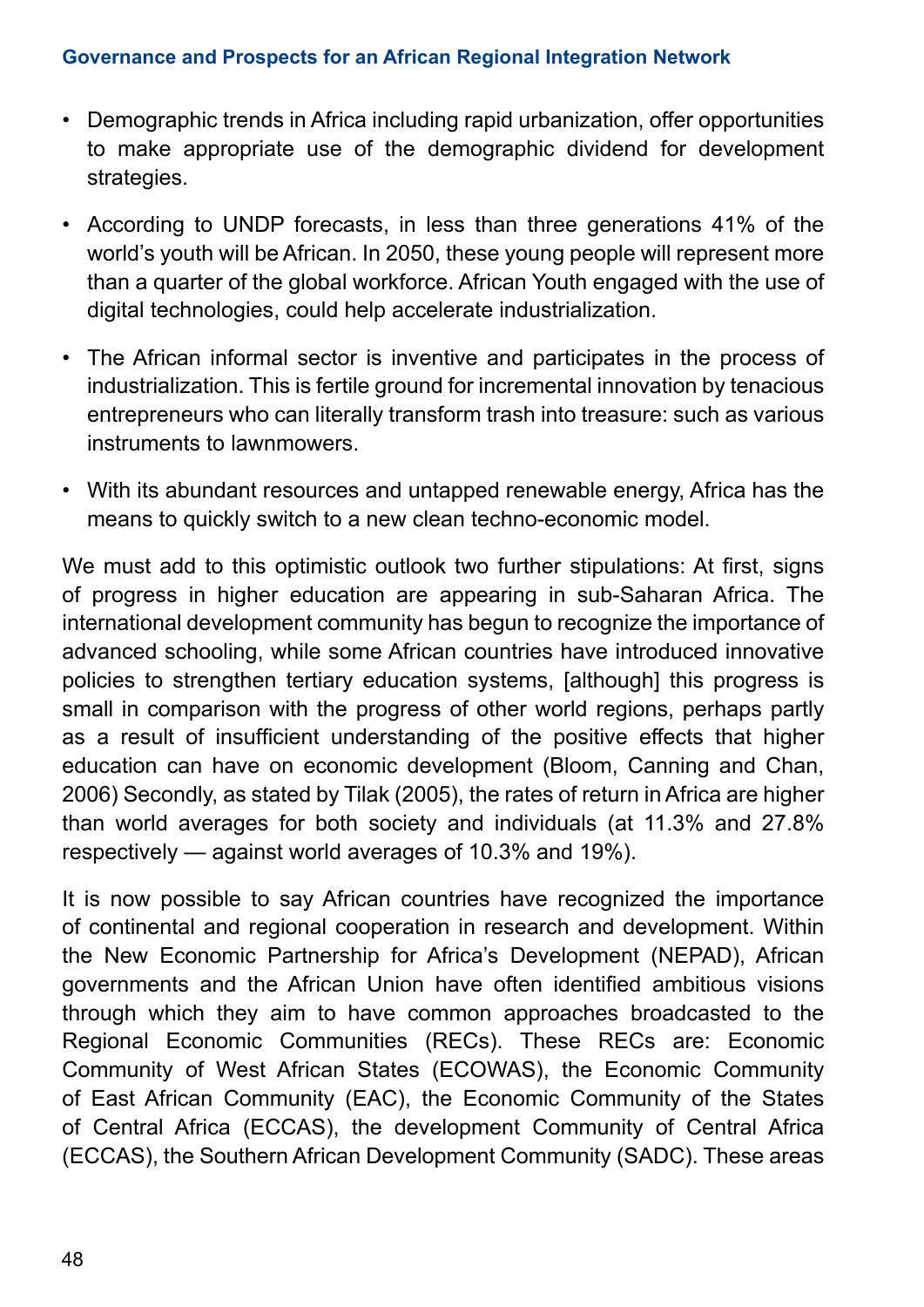- Demographic trends in Africa including rapid urbanization, offer opportunities to make appropriate use of the demographic dividend for development strategies.
- According to UNDP forecasts, in less than three generations 41% of the world's youth will be African. In 2050, these young people will represent more than a quarter of the global workforce. African Youth engaged with the use of digital technologies, could help accelerate industrialization.
- The African informal sector is inventive and participates in the process of industrialization. This is fertile ground for incremental innovation by tenacious entrepreneurs who can literally transform trash into treasure: such as various instruments to lawnmowers.
- With its abundant resources and untapped renewable energy, Africa has the means to quickly switch to a new clean techno-economic model.

We must add to this optimistic outlook two further stipulations: At first, signs of progress in higher education are appearing in sub-Saharan Africa. The international development community has begun to recognize the importance of advanced schooling, while some African countries have introduced innovative policies to strengthen tertiary education systems, [although] this progress is small in comparison with the progress of other world regions, perhaps partly as a result of insufficient understanding of the positive effects that higher education can have on economic development (Bloom, Canning and Chan, 2006) Secondly, as stated by Tilak (2005), the rates of return in Africa are higher than world averages for both society and individuals (at 11.3% and 27.8% respectively — against world averages of 10.3% and 19%).

It is now possible to say African countries have recognized the importance of continental and regional cooperation in research and development. Within the New Economic Partnership for Africa's Development (NEPAD), African governments and the African Union have often identified ambitious visions through which they aim to have common approaches broadcasted to the Regional Economic Communities (RECs). These RECs are: Economic Community of West African States (ECOWAS), the Economic Community of East African Community (EAC), the Economic Community of the States of Central Africa (ECCAS), the development Community of Central Africa (ECCAS), the Southern African Development Community (SADC). These areas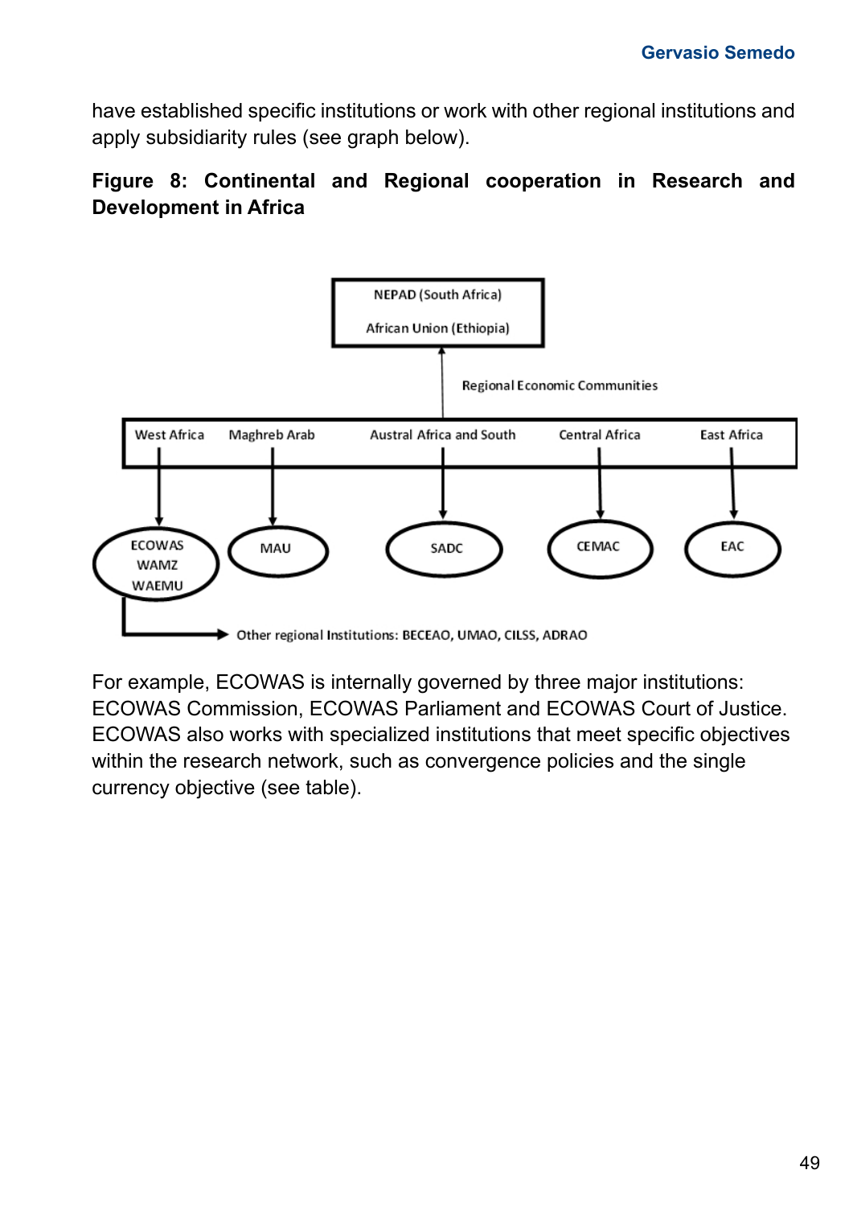have established specific institutions or work with other regional institutions and apply subsidiarity rules (see graph below).

**Figure 8: Continental and Regional cooperation in Research and Development in Africa**

NEPAD (South Africa)

African Union (Ethiopia)

Regional Economic Communities

West Africa | Maghreb Arab | Austral Africa and South | Central Africa | East Africa

ECOWAS WAMZ WAEMU | MAU | SADC | CEMAC | EAC

Other regional Institutions: BECEAO, UMAO, CILSS, ADRAO

For example, ECOWAS is internally governed by three major institutions: ECOWAS Commission, ECOWAS Parliament and ECOWAS Court of Justice. ECOWAS also works with specialized institutions that meet specific objectives within the research network, such as convergence policies and the single currency objective (see table).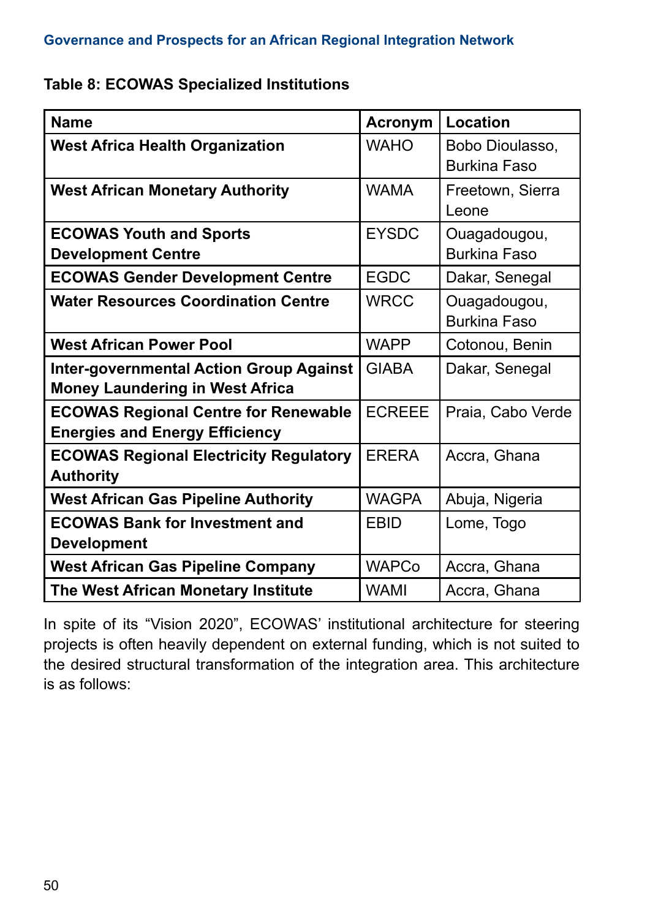**Table 8: ECOWAS Specialized Institutions**

| Name | Acronym | Location |
|---|---|---|
| **West Africa Health Organization** | WAHO | Bobo Dioulasso, Burkina Faso |
| **West African Monetary Authority** | WAMA | Freetown, Sierra Leone |
| **ECOWAS Youth and Sports Development Centre** | EYSDC | Ouagadougou, Burkina Faso |
| **ECOWAS Gender Development Centre** | EGDC | Dakar, Senegal |
| **Water Resources Coordination Centre** | WRCC | Ouagadougou, Burkina Faso |
| **West African Power Pool** | WAPP | Cotonou, Benin |
| **Inter-governmental Action Group Against Money Laundering in West Africa** | GIABA | Dakar, Senegal |
| **ECOWAS Regional Centre for Renewable Energies and Energy Efficiency** | ECREEE | Praia, Cabo Verde |
| **ECOWAS Regional Electricity Regulatory Authority** | ERERA | Accra, Ghana |
| **West African Gas Pipeline Authority** | WAGPA | Abuja, Nigeria |
| **ECOWAS Bank for Investment and Development** | EBID | Lome, Togo |
| **West African Gas Pipeline Company** | WAPCo | Accra, Ghana |
| **The West African Monetary Institute** | WAMI | Accra, Ghana |

In spite of its “Vision 2020”, ECOWAS’ institutional architecture for steering projects is often heavily dependent on external funding, which is not suited to the desired structural transformation of the integration area. This architecture is as follows: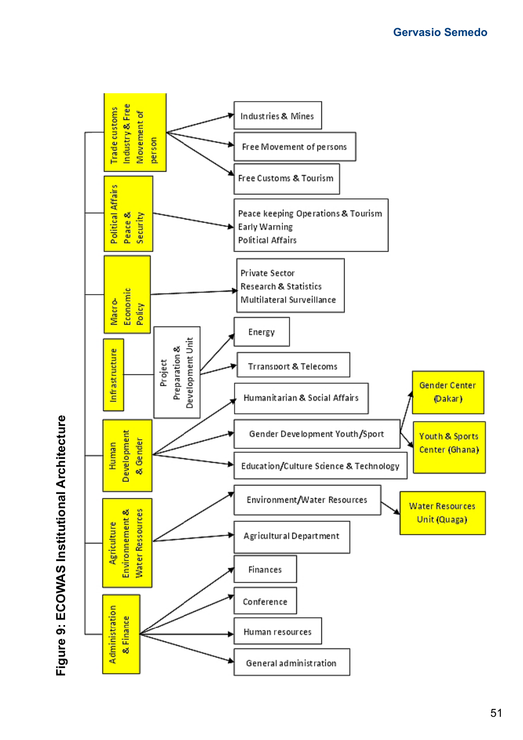Figure 9: ECOWAS Institutional Architecture

- **Trade customs Industry & Free Movement of person**
  - Industries & Mines
  - Free Movement of persons
  - Free Customs & Tourism
- **Political Affairs Peace & Security**
  - Peace keeping Operations & Tourism / Early Warning / Political Affairs
- **Macro-Economic Policy**
  - Private Sector / Research & Statistics / Multilateral Surveillance
- **Infrastructure**
  - Project Preparation & Development Unit
    - Energy
    - Trransport & Telecoms
- **Human Development & Gender**
  - Humanitarian & Social Affairs
  - Gender Development Youth/Sport
    - Gender Center (Dakar)
    - Youth & Sports Center (Ghana)
  - Education/Culture Science & Technology
- **Agriculture Environnement & Water Ressources**
  - Environment/Water Resources
    - Water Resources Unit (Quaga)
  - Agricultural Department
- **Administration & Finance**
  - Finances
  - Conference
  - Human resources
  - General administration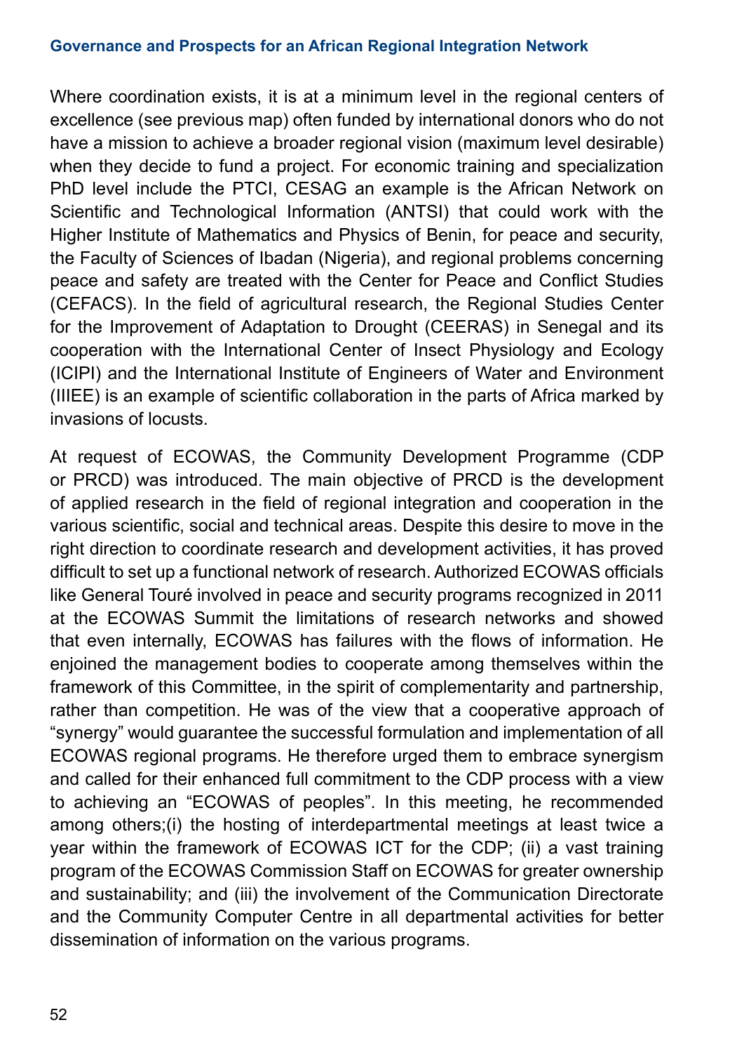Where coordination exists, it is at a minimum level in the regional centers of excellence (see previous map) often funded by international donors who do not have a mission to achieve a broader regional vision (maximum level desirable) when they decide to fund a project. For economic training and specialization PhD level include the PTCI, CESAG an example is the African Network on Scientific and Technological Information (ANTSI) that could work with the Higher Institute of Mathematics and Physics of Benin, for peace and security, the Faculty of Sciences of Ibadan (Nigeria), and regional problems concerning peace and safety are treated with the Center for Peace and Conflict Studies (CEFACS). In the field of agricultural research, the Regional Studies Center for the Improvement of Adaptation to Drought (CEERAS) in Senegal and its cooperation with the International Center of Insect Physiology and Ecology (ICIPI) and the International Institute of Engineers of Water and Environment (IIIEE) is an example of scientific collaboration in the parts of Africa marked by invasions of locusts.

At request of ECOWAS, the Community Development Programme (CDP or PRCD) was introduced. The main objective of PRCD is the development of applied research in the field of regional integration and cooperation in the various scientific, social and technical areas. Despite this desire to move in the right direction to coordinate research and development activities, it has proved difficult to set up a functional network of research. Authorized ECOWAS officials like General Touré involved in peace and security programs recognized in 2011 at the ECOWAS Summit the limitations of research networks and showed that even internally, ECOWAS has failures with the flows of information. He enjoined the management bodies to cooperate among themselves within the framework of this Committee, in the spirit of complementarity and partnership, rather than competition. He was of the view that a cooperative approach of "synergy" would guarantee the successful formulation and implementation of all ECOWAS regional programs. He therefore urged them to embrace synergism and called for their enhanced full commitment to the CDP process with a view to achieving an "ECOWAS of peoples". In this meeting, he recommended among others;(i) the hosting of interdepartmental meetings at least twice a year within the framework of ECOWAS ICT for the CDP; (ii) a vast training program of the ECOWAS Commission Staff on ECOWAS for greater ownership and sustainability; and (iii) the involvement of the Communication Directorate and the Community Computer Centre in all departmental activities for better dissemination of information on the various programs.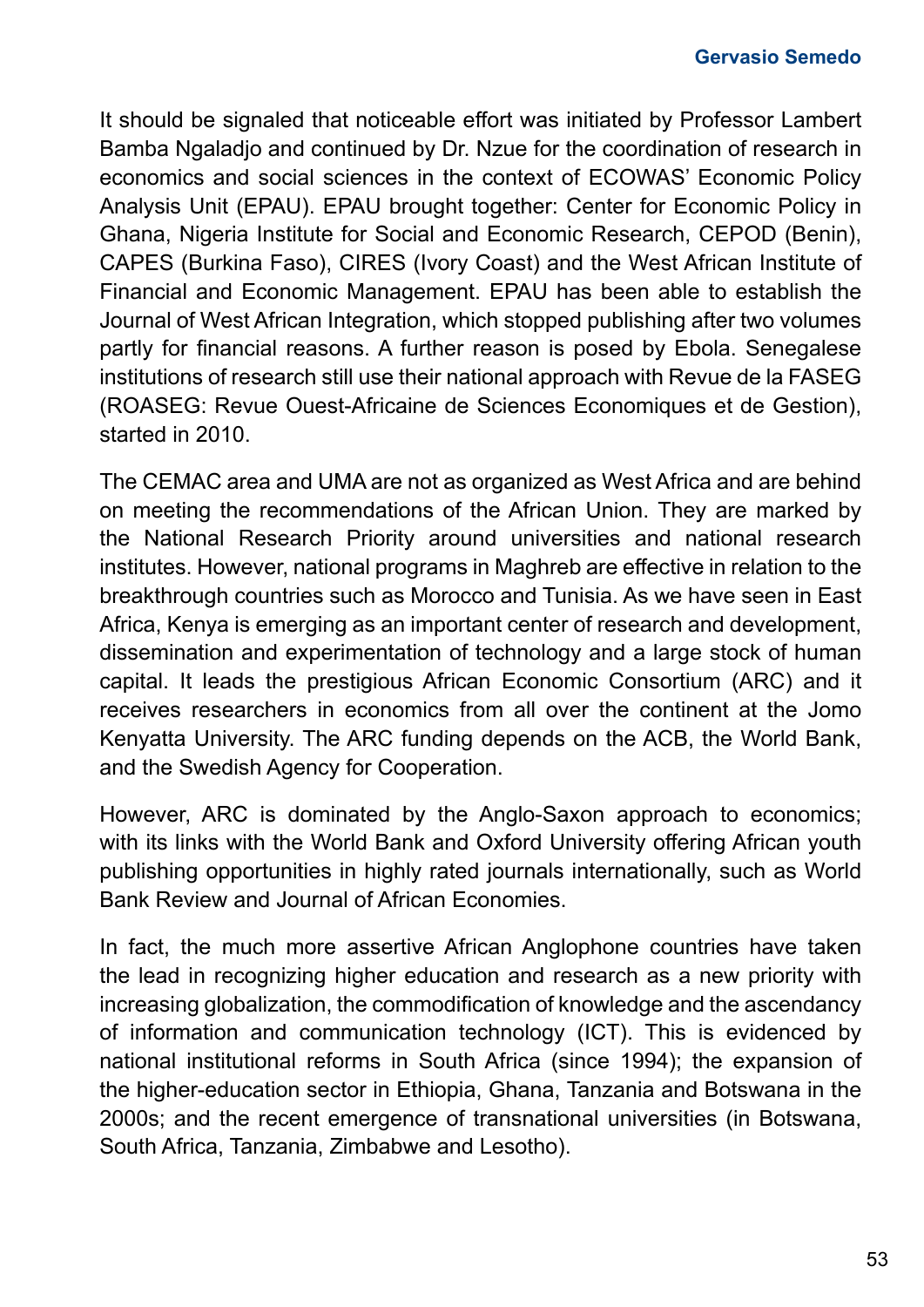It should be signaled that noticeable effort was initiated by Professor Lambert Bamba Ngaladjo and continued by Dr. Nzue for the coordination of research in economics and social sciences in the context of ECOWAS' Economic Policy Analysis Unit (EPAU). EPAU brought together: Center for Economic Policy in Ghana, Nigeria Institute for Social and Economic Research, CEPOD (Benin), CAPES (Burkina Faso), CIRES (Ivory Coast) and the West African Institute of Financial and Economic Management. EPAU has been able to establish the Journal of West African Integration, which stopped publishing after two volumes partly for financial reasons. A further reason is posed by Ebola. Senegalese institutions of research still use their national approach with Revue de la FASEG (ROASEG: Revue Ouest-Africaine de Sciences Economiques et de Gestion), started in 2010.

The CEMAC area and UMA are not as organized as West Africa and are behind on meeting the recommendations of the African Union. They are marked by the National Research Priority around universities and national research institutes. However, national programs in Maghreb are effective in relation to the breakthrough countries such as Morocco and Tunisia. As we have seen in East Africa, Kenya is emerging as an important center of research and development, dissemination and experimentation of technology and a large stock of human capital. It leads the prestigious African Economic Consortium (ARC) and it receives researchers in economics from all over the continent at the Jomo Kenyatta University. The ARC funding depends on the ACB, the World Bank, and the Swedish Agency for Cooperation.

However, ARC is dominated by the Anglo-Saxon approach to economics; with its links with the World Bank and Oxford University offering African youth publishing opportunities in highly rated journals internationally, such as World Bank Review and Journal of African Economies.

In fact, the much more assertive African Anglophone countries have taken the lead in recognizing higher education and research as a new priority with increasing globalization, the commodification of knowledge and the ascendancy of information and communication technology (ICT). This is evidenced by national institutional reforms in South Africa (since 1994); the expansion of the higher-education sector in Ethiopia, Ghana, Tanzania and Botswana in the 2000s; and the recent emergence of transnational universities (in Botswana, South Africa, Tanzania, Zimbabwe and Lesotho).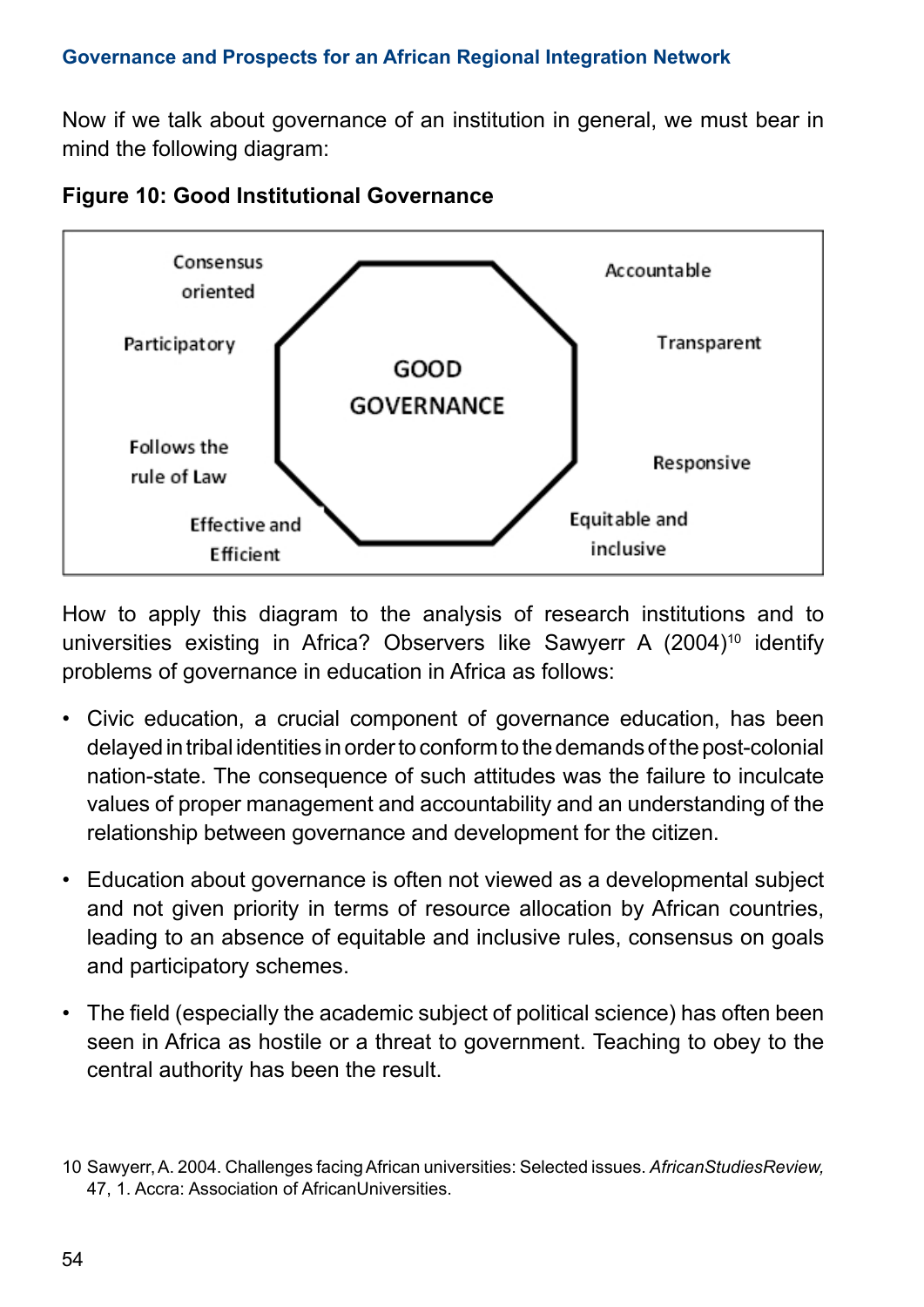Now if we talk about governance of an institution in general, we must bear in mind the following diagram:

**Figure 10: Good Institutional Governance**

GOOD GOVERNANCE

- Consensus oriented
- Accountable
- Participatory
- Transparent
- Follows the rule of Law
- Responsive
- Effective and Efficient
- Equitable and inclusive

How to apply this diagram to the analysis of research institutions and to universities existing in Africa? Observers like Sawyerr A (2004)[10] identify problems of governance in education in Africa as follows:

- Civic education, a crucial component of governance education, has been delayed in tribal identities in order to conform to the demands of the post-colonial nation-state. The consequence of such attitudes was the failure to inculcate values of proper management and accountability and an understanding of the relationship between governance and development for the citizen.
- Education about governance is often not viewed as a developmental subject and not given priority in terms of resource allocation by African countries, leading to an absence of equitable and inclusive rules, consensus on goals and participatory schemes.
- The field (especially the academic subject of political science) has often been seen in Africa as hostile or a threat to government. Teaching to obey to the central authority has been the result.

10 Sawyerr, A. 2004. Challenges facing African universities: Selected issues. *AfricanStudiesReview,* 47, 1. Accra: Association of AfricanUniversities.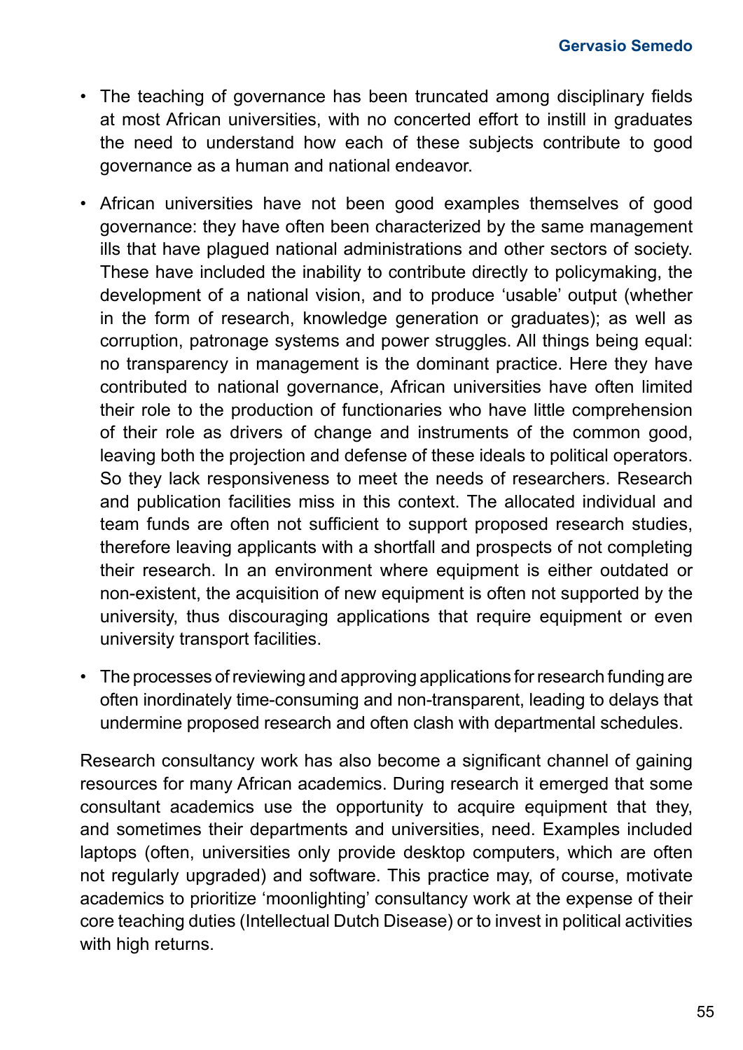- The teaching of governance has been truncated among disciplinary fields at most African universities, with no concerted effort to instill in graduates the need to understand how each of these subjects contribute to good governance as a human and national endeavor.
- African universities have not been good examples themselves of good governance: they have often been characterized by the same management ills that have plagued national administrations and other sectors of society. These have included the inability to contribute directly to policymaking, the development of a national vision, and to produce 'usable' output (whether in the form of research, knowledge generation or graduates); as well as corruption, patronage systems and power struggles. All things being equal: no transparency in management is the dominant practice. Here they have contributed to national governance, African universities have often limited their role to the production of functionaries who have little comprehension of their role as drivers of change and instruments of the common good, leaving both the projection and defense of these ideals to political operators. So they lack responsiveness to meet the needs of researchers. Research and publication facilities miss in this context. The allocated individual and team funds are often not sufficient to support proposed research studies, therefore leaving applicants with a shortfall and prospects of not completing their research. In an environment where equipment is either outdated or non-existent, the acquisition of new equipment is often not supported by the university, thus discouraging applications that require equipment or even university transport facilities.
- The processes of reviewing and approving applications for research funding are often inordinately time-consuming and non-transparent, leading to delays that undermine proposed research and often clash with departmental schedules.

Research consultancy work has also become a significant channel of gaining resources for many African academics. During research it emerged that some consultant academics use the opportunity to acquire equipment that they, and sometimes their departments and universities, need. Examples included laptops (often, universities only provide desktop computers, which are often not regularly upgraded) and software. This practice may, of course, motivate academics to prioritize 'moonlighting' consultancy work at the expense of their core teaching duties (Intellectual Dutch Disease) or to invest in political activities with high returns.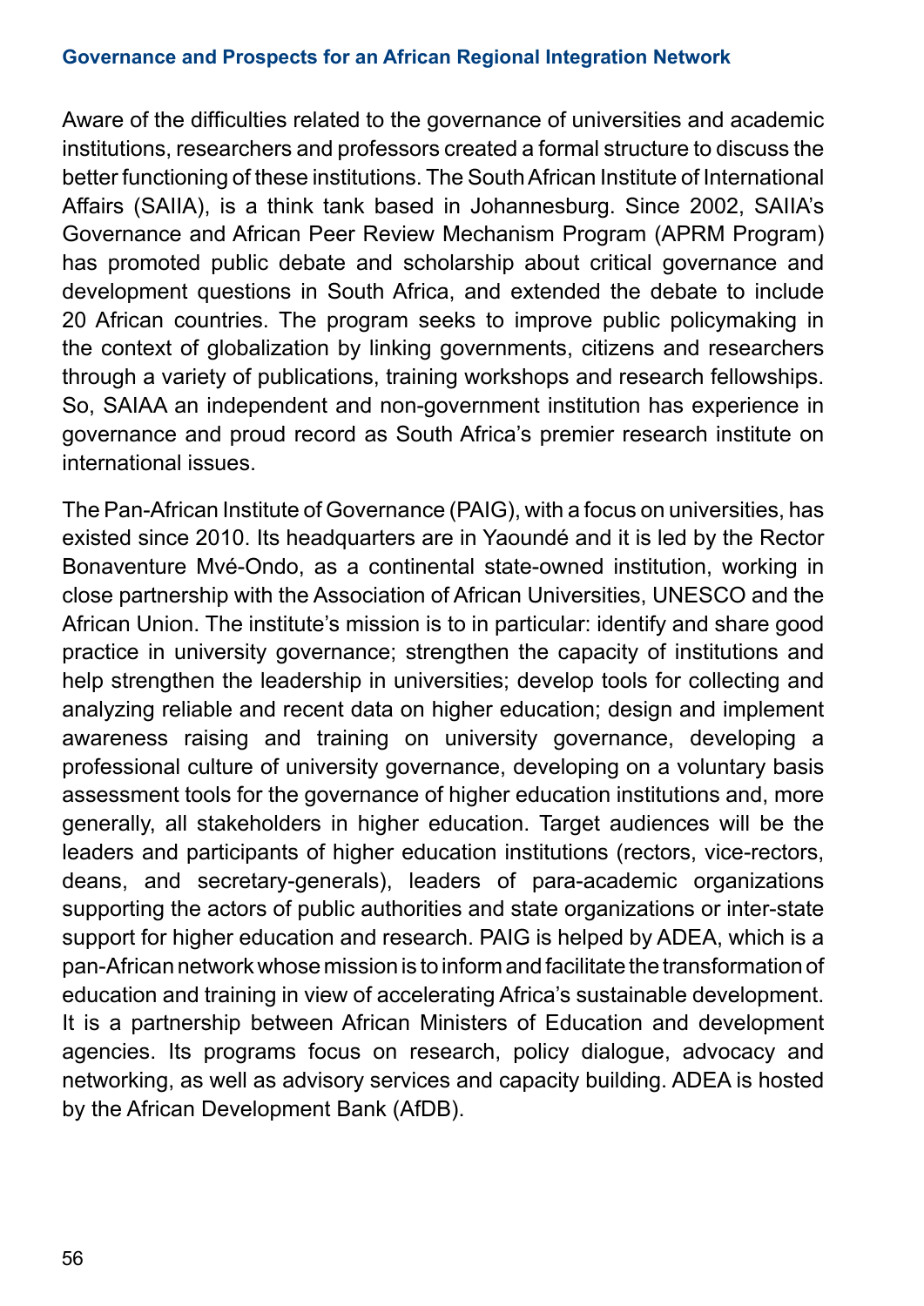Aware of the difficulties related to the governance of universities and academic institutions, researchers and professors created a formal structure to discuss the better functioning of these institutions. The South African Institute of International Affairs (SAIIA), is a think tank based in Johannesburg. Since 2002, SAIIA's Governance and African Peer Review Mechanism Program (APRM Program) has promoted public debate and scholarship about critical governance and development questions in South Africa, and extended the debate to include 20 African countries. The program seeks to improve public policymaking in the context of globalization by linking governments, citizens and researchers through a variety of publications, training workshops and research fellowships. So, SAIAA an independent and non-government institution has experience in governance and proud record as South Africa's premier research institute on international issues.

The Pan-African Institute of Governance (PAIG), with a focus on universities, has existed since 2010. Its headquarters are in Yaoundé and it is led by the Rector Bonaventure Mvé-Ondo, as a continental state-owned institution, working in close partnership with the Association of African Universities, UNESCO and the African Union. The institute's mission is to in particular: identify and share good practice in university governance; strengthen the capacity of institutions and help strengthen the leadership in universities; develop tools for collecting and analyzing reliable and recent data on higher education; design and implement awareness raising and training on university governance, developing a professional culture of university governance, developing on a voluntary basis assessment tools for the governance of higher education institutions and, more generally, all stakeholders in higher education. Target audiences will be the leaders and participants of higher education institutions (rectors, vice-rectors, deans, and secretary-generals), leaders of para-academic organizations supporting the actors of public authorities and state organizations or inter-state support for higher education and research. PAIG is helped by ADEA, which is a pan-African network whose mission is to inform and facilitate the transformation of education and training in view of accelerating Africa's sustainable development. It is a partnership between African Ministers of Education and development agencies. Its programs focus on research, policy dialogue, advocacy and networking, as well as advisory services and capacity building. ADEA is hosted by the African Development Bank (AfDB).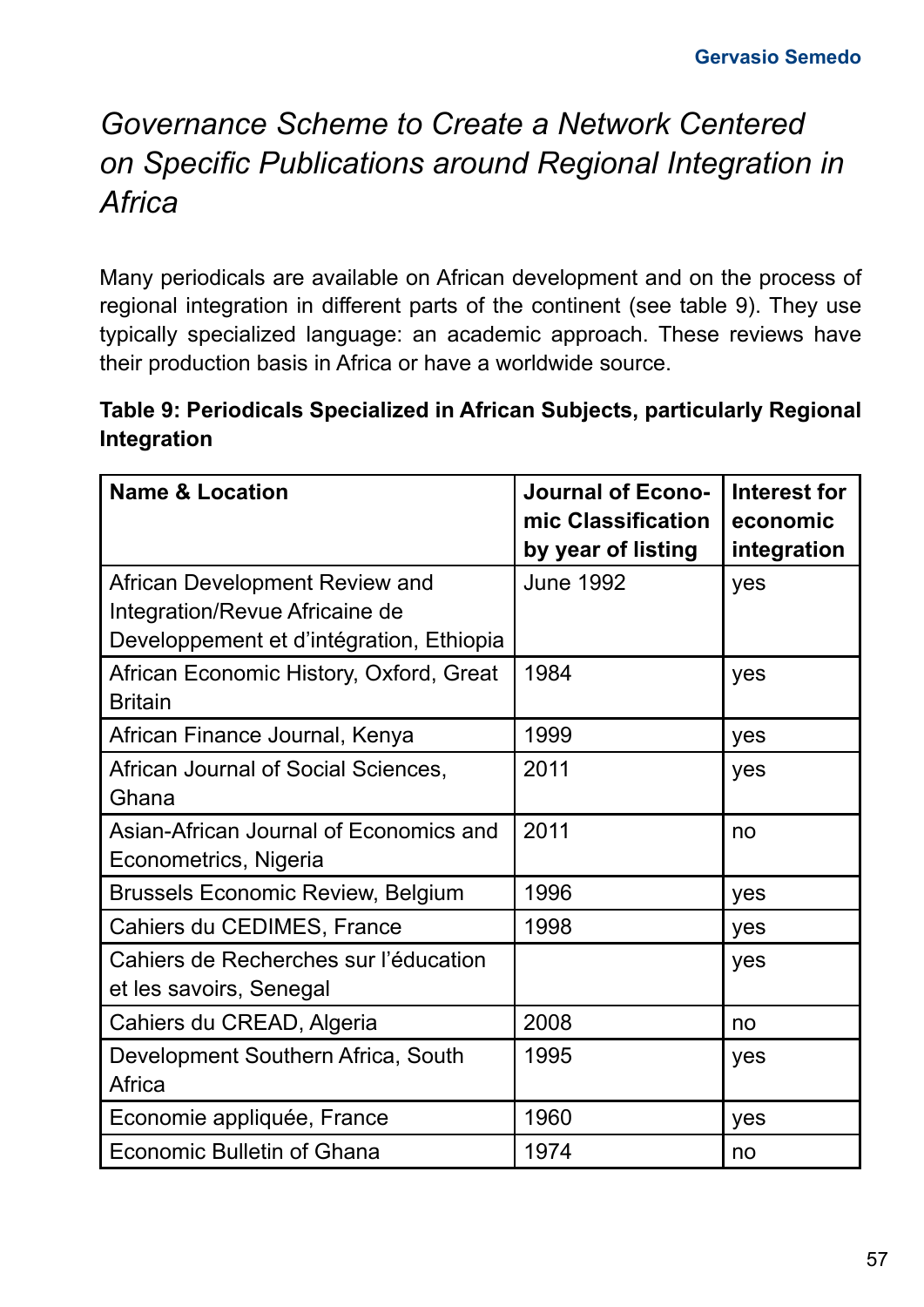## *Governance Scheme to Create a Network Centered on Specific Publications around Regional Integration in Africa*

Many periodicals are available on African development and on the process of regional integration in different parts of the continent (see table 9). They use typically specialized language: an academic approach. These reviews have their production basis in Africa or have a worldwide source.

**Table 9: Periodicals Specialized in African Subjects, particularly Regional Integration**

| Name & Location | Journal of Economic Classification by year of listing | Interest for economic integration |
|---|---|---|
| African Development Review and Integration/Revue Africaine de Developpement et d'intégration, Ethiopia | June 1992 | yes |
| African Economic History, Oxford, Great Britain | 1984 | yes |
| African Finance Journal, Kenya | 1999 | yes |
| African Journal of Social Sciences, Ghana | 2011 | yes |
| Asian-African Journal of Economics and Econometrics, Nigeria | 2011 | no |
| Brussels Economic Review, Belgium | 1996 | yes |
| Cahiers du CEDIMES, France | 1998 | yes |
| Cahiers de Recherches sur l'éducation et les savoirs, Senegal | | yes |
| Cahiers du CREAD, Algeria | 2008 | no |
| Development Southern Africa, South Africa | 1995 | yes |
| Economie appliquée, France | 1960 | yes |
| Economic Bulletin of Ghana | 1974 | no |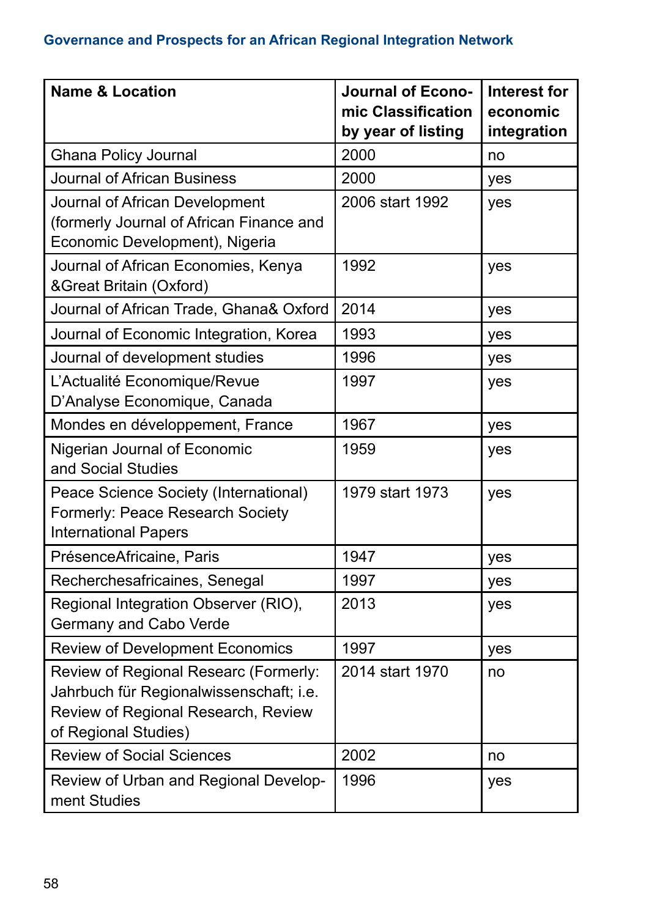| Name & Location | Journal of Economic Classification by year of listing | Interest for economic integration |
|---|---|---|
| Ghana Policy Journal | 2000 | no |
| Journal of African Business | 2000 | yes |
| Journal of African Development (formerly Journal of African Finance and Economic Development), Nigeria | 2006 start 1992 | yes |
| Journal of African Economies, Kenya &Great Britain (Oxford) | 1992 | yes |
| Journal of African Trade, Ghana& Oxford | 2014 | yes |
| Journal of Economic Integration, Korea | 1993 | yes |
| Journal of development studies | 1996 | yes |
| L'Actualité Economique/Revue D'Analyse Economique, Canada | 1997 | yes |
| Mondes en développement, France | 1967 | yes |
| Nigerian Journal of Economic and Social Studies | 1959 | yes |
| Peace Science Society (International) Formerly: Peace Research Society International Papers | 1979 start 1973 | yes |
| PrésenceAfricaine, Paris | 1947 | yes |
| Recherchesafricaines, Senegal | 1997 | yes |
| Regional Integration Observer (RIO), Germany and Cabo Verde | 2013 | yes |
| Review of Development Economics | 1997 | yes |
| Review of Regional Researc (Formerly: Jahrbuch für Regionalwissenschaft; i.e. Review of Regional Research, Review of Regional Studies) | 2014 start 1970 | no |
| Review of Social Sciences | 2002 | no |
| Review of Urban and Regional Development Studies | 1996 | yes |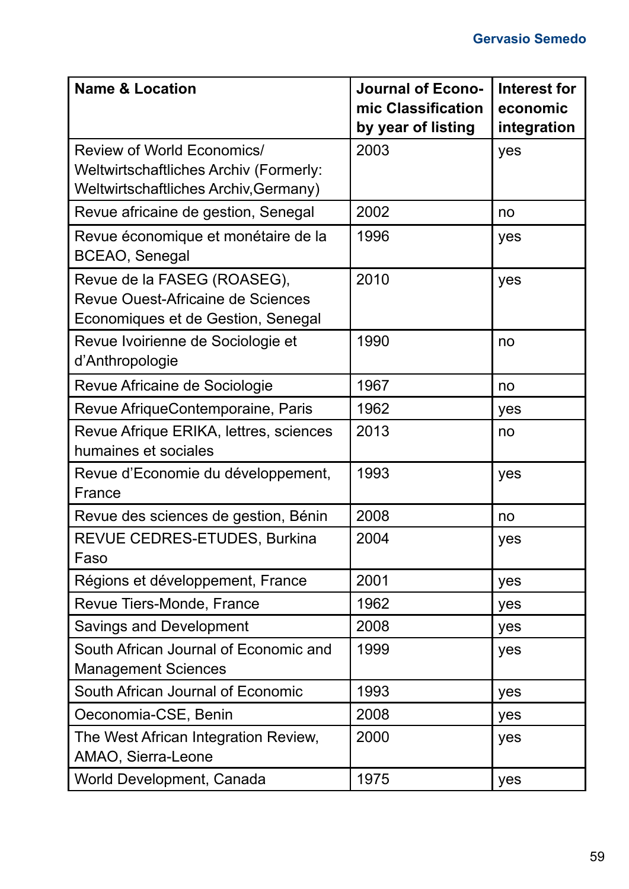| Name & Location | Journal of Economic Classification by year of listing | Interest for economic integration |
| --- | --- | --- |
| Review of World Economics/ Weltwirtschaftliches Archiv (Formerly: Weltwirtschaftliches Archiv,Germany) | 2003 | yes |
| Revue africaine de gestion, Senegal | 2002 | no |
| Revue économique et monétaire de la BCEAO, Senegal | 1996 | yes |
| Revue de la FASEG (ROASEG), Revue Ouest-Africaine de Sciences Economiques et de Gestion, Senegal | 2010 | yes |
| Revue Ivoirienne de Sociologie et d'Anthropologie | 1990 | no |
| Revue Africaine de Sociologie | 1967 | no |
| Revue AfriqueContemporaine, Paris | 1962 | yes |
| Revue Afrique ERIKA, lettres, sciences humaines et sociales | 2013 | no |
| Revue d'Economie du développement, France | 1993 | yes |
| Revue des sciences de gestion, Bénin | 2008 | no |
| REVUE CEDRES-ETUDES, Burkina Faso | 2004 | yes |
| Régions et développement, France | 2001 | yes |
| Revue Tiers-Monde, France | 1962 | yes |
| Savings and Development | 2008 | yes |
| South African Journal of Economic and Management Sciences | 1999 | yes |
| South African Journal of Economic | 1993 | yes |
| Oeconomia-CSE, Benin | 2008 | yes |
| The West African Integration Review, AMAO, Sierra-Leone | 2000 | yes |
| World Development, Canada | 1975 | yes |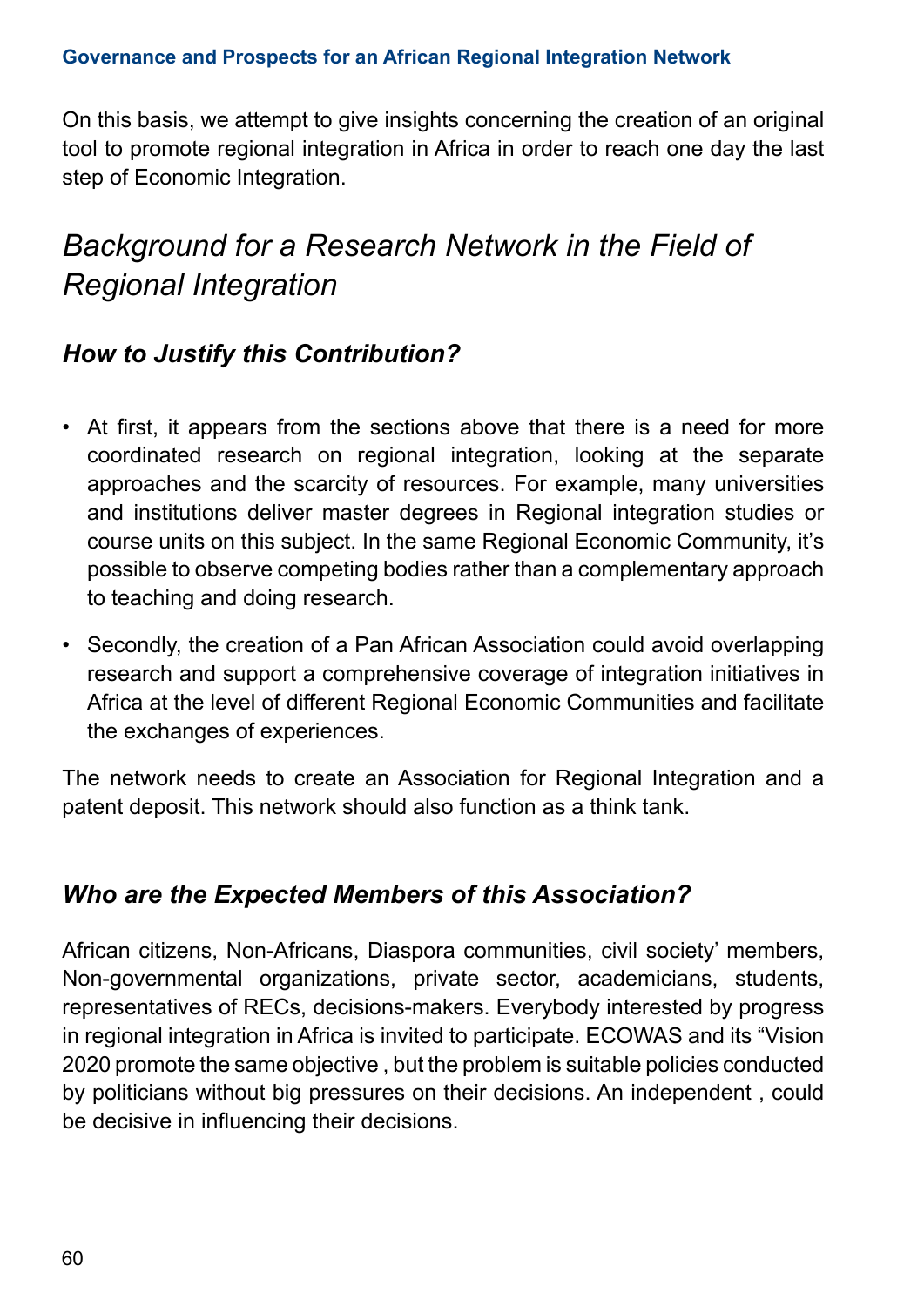On this basis, we attempt to give insights concerning the creation of an original tool to promote regional integration in Africa in order to reach one day the last step of Economic Integration.

## *Background for a Research Network in the Field of Regional Integration*

### *How to Justify this Contribution?*

- At first, it appears from the sections above that there is a need for more coordinated research on regional integration, looking at the separate approaches and the scarcity of resources. For example, many universities and institutions deliver master degrees in Regional integration studies or course units on this subject. In the same Regional Economic Community, it's possible to observe competing bodies rather than a complementary approach to teaching and doing research.
- Secondly, the creation of a Pan African Association could avoid overlapping research and support a comprehensive coverage of integration initiatives in Africa at the level of different Regional Economic Communities and facilitate the exchanges of experiences.

The network needs to create an Association for Regional Integration and a patent deposit. This network should also function as a think tank.

### *Who are the Expected Members of this Association?*

African citizens, Non-Africans, Diaspora communities, civil society' members, Non-governmental organizations, private sector, academicians, students, representatives of RECs, decisions-makers. Everybody interested by progress in regional integration in Africa is invited to participate. ECOWAS and its "Vision 2020 promote the same objective , but the problem is suitable policies conducted by politicians without big pressures on their decisions. An independent , could be decisive in influencing their decisions.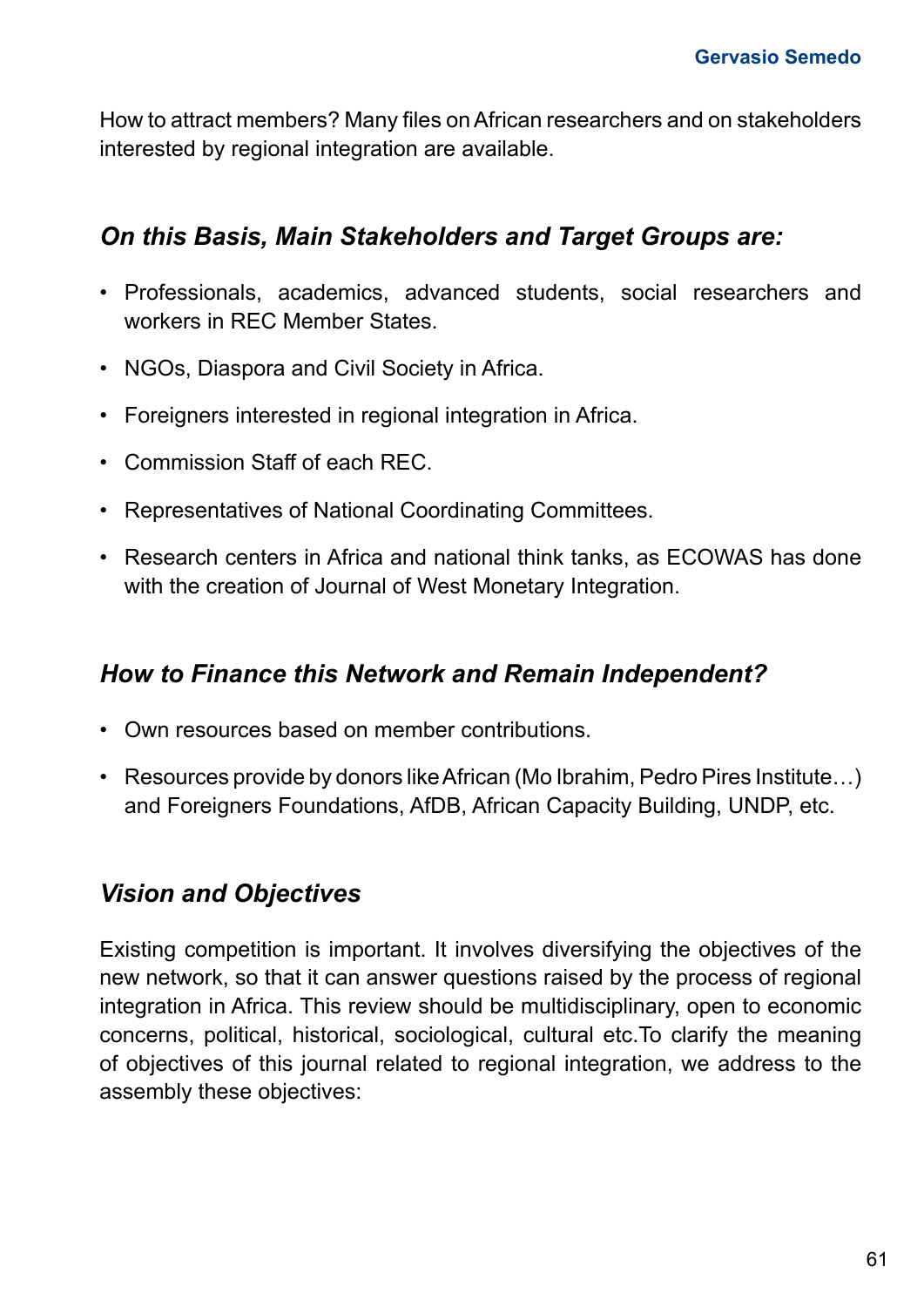How to attract members? Many files on African researchers and on stakeholders interested by regional integration are available.

### *On this Basis, Main Stakeholders and Target Groups are:*

- Professionals, academics, advanced students, social researchers and workers in REC Member States.
- NGOs, Diaspora and Civil Society in Africa.
- Foreigners interested in regional integration in Africa.
- Commission Staff of each REC.
- Representatives of National Coordinating Committees.
- Research centers in Africa and national think tanks, as ECOWAS has done with the creation of Journal of West Monetary Integration.

### *How to Finance this Network and Remain Independent?*

- Own resources based on member contributions.
- Resources provide by donors like African (Mo Ibrahim, Pedro Pires Institute…) and Foreigners Foundations, AfDB, African Capacity Building, UNDP, etc.

### *Vision and Objectives*

Existing competition is important. It involves diversifying the objectives of the new network, so that it can answer questions raised by the process of regional integration in Africa. This review should be multidisciplinary, open to economic concerns, political, historical, sociological, cultural etc.To clarify the meaning of objectives of this journal related to regional integration, we address to the assembly these objectives: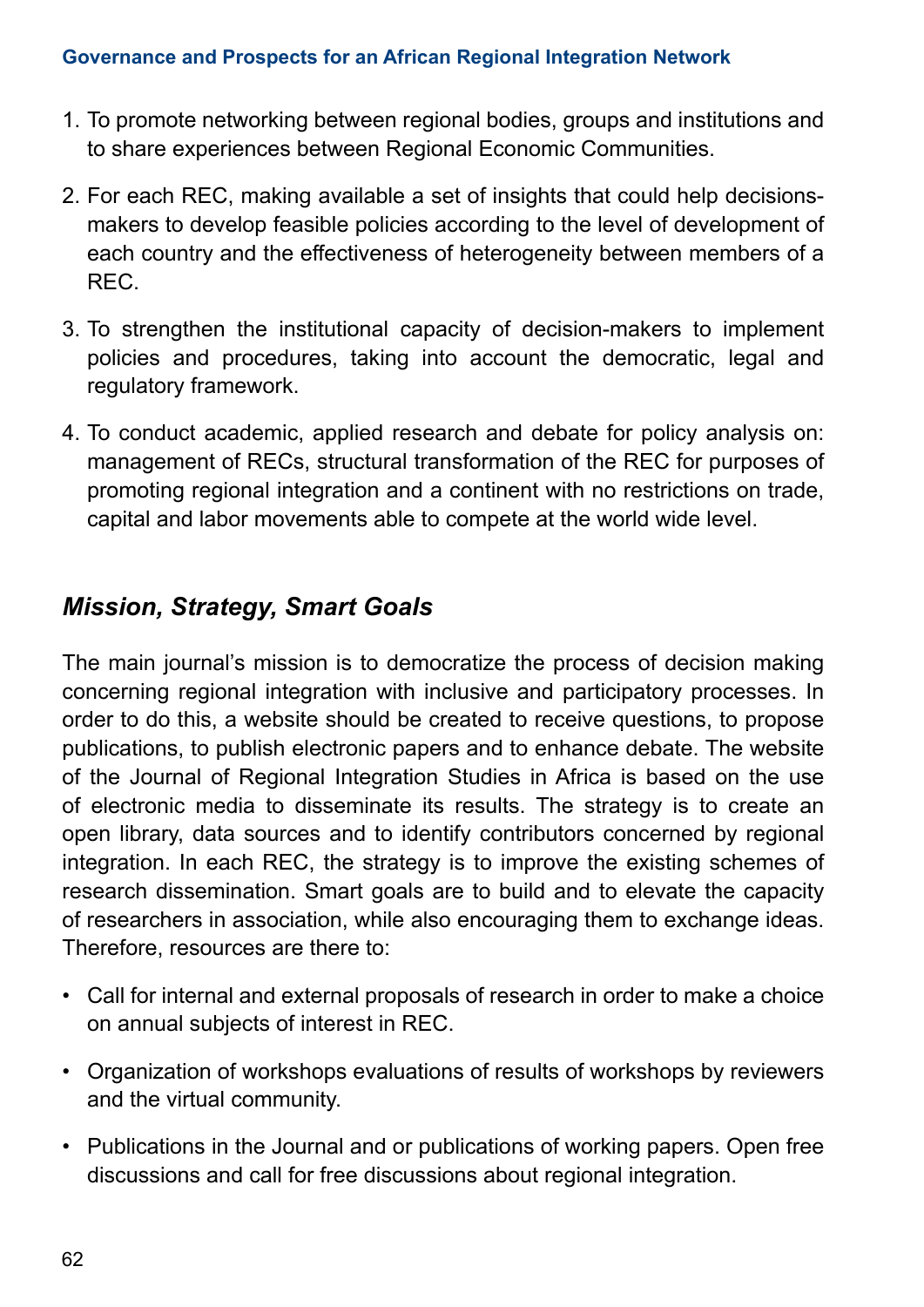1. To promote networking between regional bodies, groups and institutions and to share experiences between Regional Economic Communities.

2. For each REC, making available a set of insights that could help decisions-makers to develop feasible policies according to the level of development of each country and the effectiveness of heterogeneity between members of a REC.

3. To strengthen the institutional capacity of decision-makers to implement policies and procedures, taking into account the democratic, legal and regulatory framework.

4. To conduct academic, applied research and debate for policy analysis on: management of RECs, structural transformation of the REC for purposes of promoting regional integration and a continent with no restrictions on trade, capital and labor movements able to compete at the world wide level.

## *Mission, Strategy, Smart Goals*

The main journal's mission is to democratize the process of decision making concerning regional integration with inclusive and participatory processes. In order to do this, a website should be created to receive questions, to propose publications, to publish electronic papers and to enhance debate. The website of the Journal of Regional Integration Studies in Africa is based on the use of electronic media to disseminate its results. The strategy is to create an open library, data sources and to identify contributors concerned by regional integration. In each REC, the strategy is to improve the existing schemes of research dissemination. Smart goals are to build and to elevate the capacity of researchers in association, while also encouraging them to exchange ideas. Therefore, resources are there to:

- Call for internal and external proposals of research in order to make a choice on annual subjects of interest in REC.
- Organization of workshops evaluations of results of workshops by reviewers and the virtual community.
- Publications in the Journal and or publications of working papers. Open free discussions and call for free discussions about regional integration.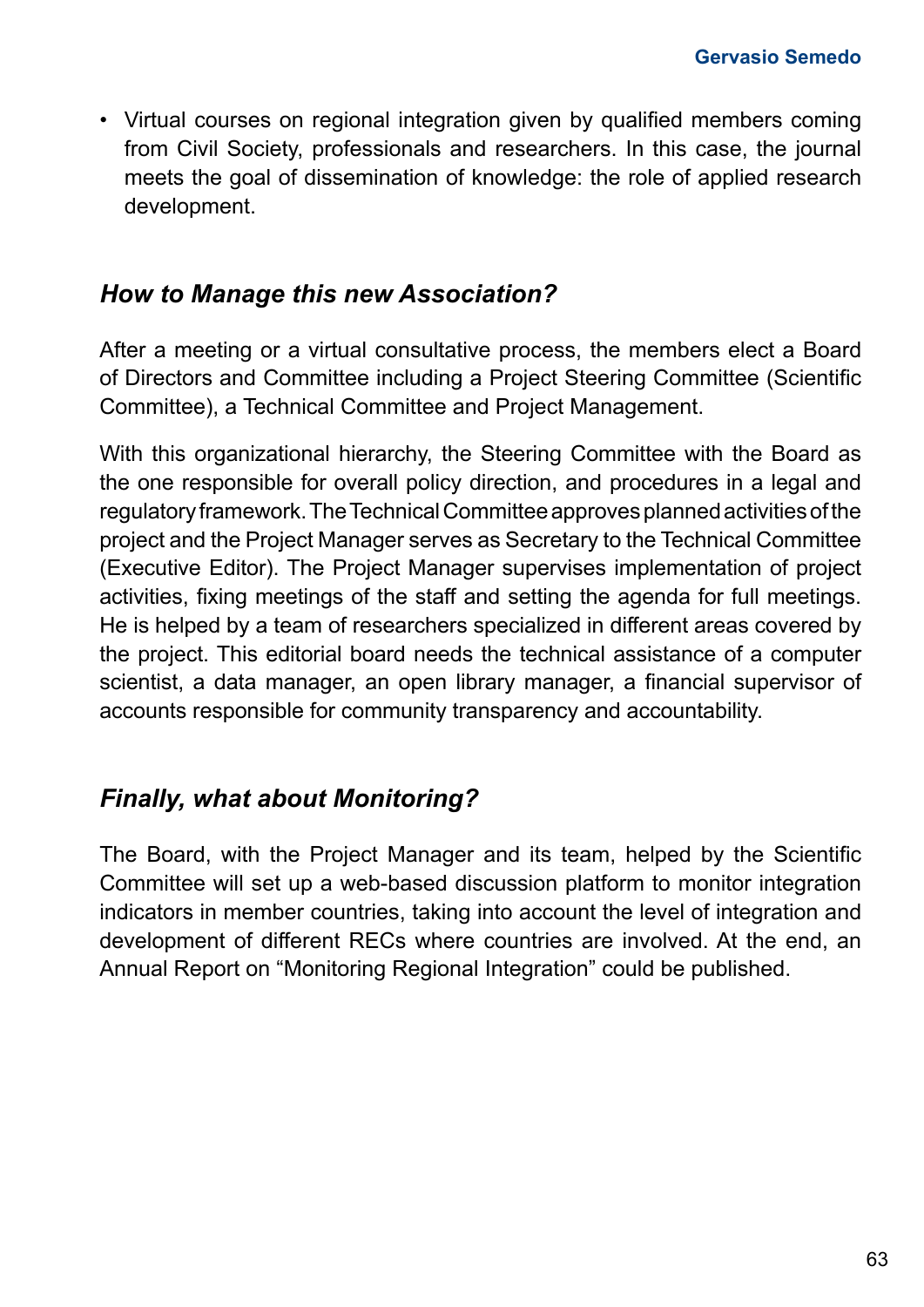- Virtual courses on regional integration given by qualified members coming from Civil Society, professionals and researchers. In this case, the journal meets the goal of dissemination of knowledge: the role of applied research development.

### *How to Manage this new Association?*

After a meeting or a virtual consultative process, the members elect a Board of Directors and Committee including a Project Steering Committee (Scientific Committee), a Technical Committee and Project Management.

With this organizational hierarchy, the Steering Committee with the Board as the one responsible for overall policy direction, and procedures in a legal and regulatory framework. The Technical Committee approves planned activities of the project and the Project Manager serves as Secretary to the Technical Committee (Executive Editor). The Project Manager supervises implementation of project activities, fixing meetings of the staff and setting the agenda for full meetings. He is helped by a team of researchers specialized in different areas covered by the project. This editorial board needs the technical assistance of a computer scientist, a data manager, an open library manager, a financial supervisor of accounts responsible for community transparency and accountability.

### *Finally, what about Monitoring?*

The Board, with the Project Manager and its team, helped by the Scientific Committee will set up a web-based discussion platform to monitor integration indicators in member countries, taking into account the level of integration and development of different RECs where countries are involved. At the end, an Annual Report on "Monitoring Regional Integration" could be published.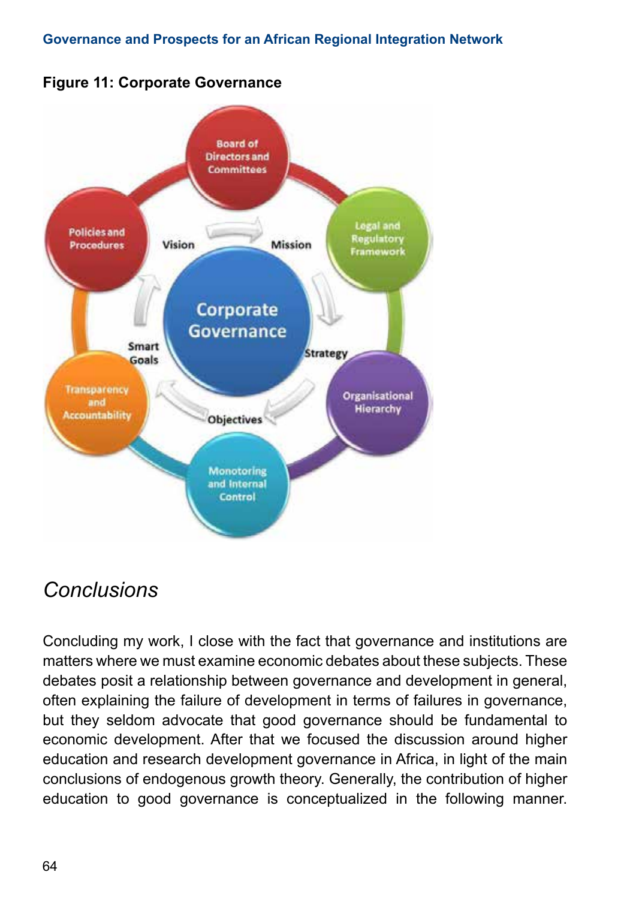**Figure 11: Corporate Governance**

# *Conclusions*

Concluding my work, I close with the fact that governance and institutions are matters where we must examine economic debates about these subjects. These debates posit a relationship between governance and development in general, often explaining the failure of development in terms of failures in governance, but they seldom advocate that good governance should be fundamental to economic development. After that we focused the discussion around higher education and research development governance in Africa, in light of the main conclusions of endogenous growth theory. Generally, the contribution of higher education to good governance is conceptualized in the following manner.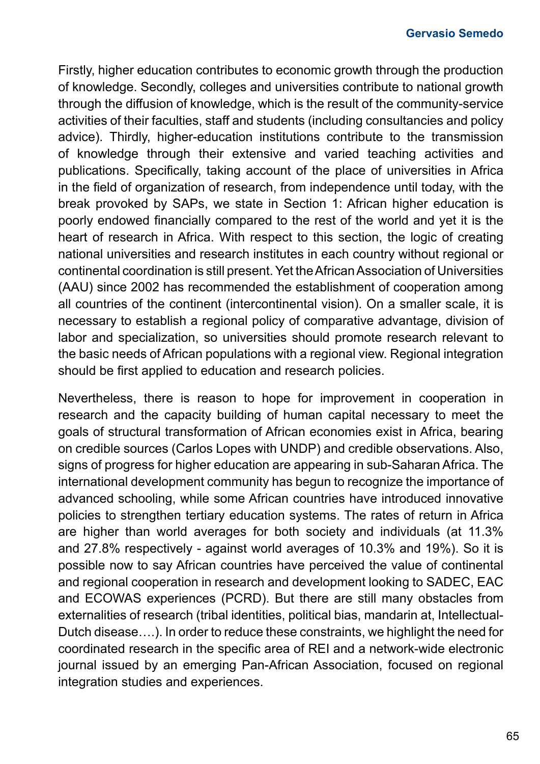Firstly, higher education contributes to economic growth through the production of knowledge. Secondly, colleges and universities contribute to national growth through the diffusion of knowledge, which is the result of the community-service activities of their faculties, staff and students (including consultancies and policy advice). Thirdly, higher-education institutions contribute to the transmission of knowledge through their extensive and varied teaching activities and publications. Specifically, taking account of the place of universities in Africa in the field of organization of research, from independence until today, with the break provoked by SAPs, we state in Section 1: African higher education is poorly endowed financially compared to the rest of the world and yet it is the heart of research in Africa. With respect to this section, the logic of creating national universities and research institutes in each country without regional or continental coordination is still present. Yet the African Association of Universities (AAU) since 2002 has recommended the establishment of cooperation among all countries of the continent (intercontinental vision). On a smaller scale, it is necessary to establish a regional policy of comparative advantage, division of labor and specialization, so universities should promote research relevant to the basic needs of African populations with a regional view. Regional integration should be first applied to education and research policies.

Nevertheless, there is reason to hope for improvement in cooperation in research and the capacity building of human capital necessary to meet the goals of structural transformation of African economies exist in Africa, bearing on credible sources (Carlos Lopes with UNDP) and credible observations. Also, signs of progress for higher education are appearing in sub-Saharan Africa. The international development community has begun to recognize the importance of advanced schooling, while some African countries have introduced innovative policies to strengthen tertiary education systems. The rates of return in Africa are higher than world averages for both society and individuals (at 11.3% and 27.8% respectively - against world averages of 10.3% and 19%). So it is possible now to say African countries have perceived the value of continental and regional cooperation in research and development looking to SADEC, EAC and ECOWAS experiences (PCRD). But there are still many obstacles from externalities of research (tribal identities, political bias, mandarin at, Intellectual-Dutch disease….). In order to reduce these constraints, we highlight the need for coordinated research in the specific area of REI and a network-wide electronic journal issued by an emerging Pan-African Association, focused on regional integration studies and experiences.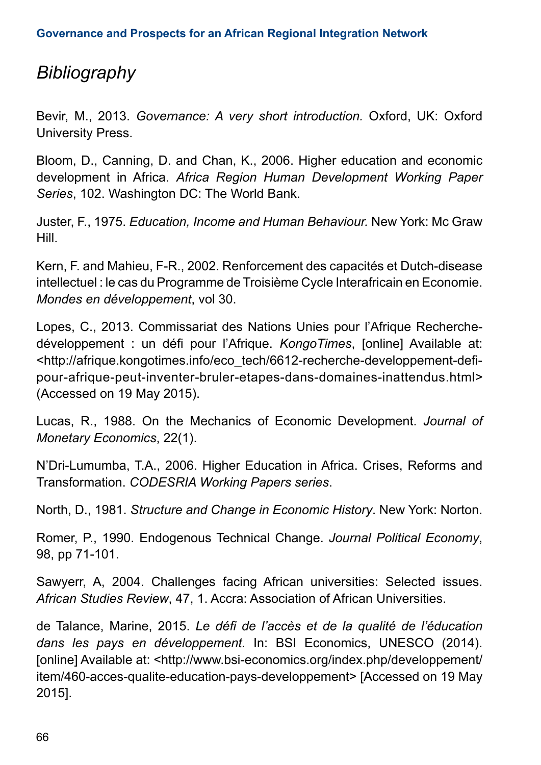# *Bibliography*

Bevir, M., 2013. *Governance: A very short introduction.* Oxford, UK: Oxford University Press.

Bloom, D., Canning, D. and Chan, K., 2006. Higher education and economic development in Africa. *Africa Region Human Development Working Paper Series*, 102. Washington DC: The World Bank.

Juster, F., 1975. *Education, Income and Human Behaviour.* New York: Mc Graw Hill.

Kern, F. and Mahieu, F-R., 2002. Renforcement des capacités et Dutch-disease intellectuel : le cas du Programme de Troisième Cycle Interafricain en Economie. *Mondes en développement*, vol 30.

Lopes, C., 2013. Commissariat des Nations Unies pour l'Afrique Recherche-développement : un défi pour l'Afrique. *KongoTimes*, [online] Available at: <http://afrique.kongotimes.info/eco_tech/6612-recherche-developpement-defi-pour-afrique-peut-inventer-bruler-etapes-dans-domaines-inattendus.html> (Accessed on 19 May 2015).

Lucas, R., 1988. On the Mechanics of Economic Development. *Journal of Monetary Economics*, 22(1).

N'Dri-Lumumba, T.A., 2006. Higher Education in Africa. Crises, Reforms and Transformation. *CODESRIA Working Papers series*.

North, D., 1981. *Structure and Change in Economic History*. New York: Norton.

Romer, P., 1990. Endogenous Technical Change. *Journal Political Economy*, 98, pp 71-101.

Sawyerr, A, 2004. Challenges facing African universities: Selected issues. *African Studies Review*, 47, 1. Accra: Association of African Universities.

de Talance, Marine, 2015. *Le défi de l'accès et de la qualité de l'éducation dans les pays en développement.* In: BSI Economics, UNESCO (2014). [online] Available at: <http://www.bsi-economics.org/index.php/developpement/item/460-acces-qualite-education-pays-developpement> [Accessed on 19 May 2015].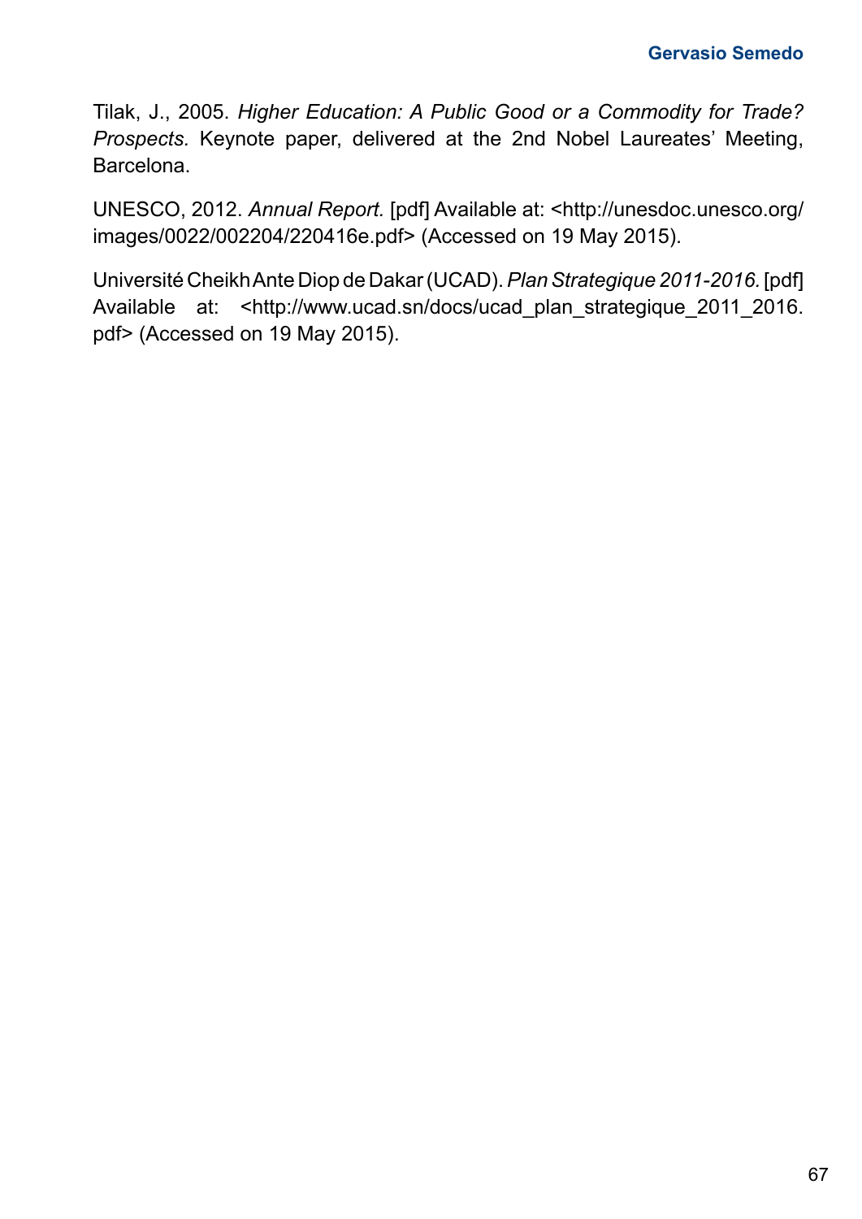Tilak, J., 2005. *Higher Education: A Public Good or a Commodity for Trade? Prospects.* Keynote paper, delivered at the 2nd Nobel Laureates' Meeting, Barcelona.

UNESCO, 2012. *Annual Report.* [pdf] Available at: <http://unesdoc.unesco.org/images/0022/002204/220416e.pdf> (Accessed on 19 May 2015).

Université Cheikh Ante Diop de Dakar (UCAD). *Plan Strategique 2011-2016.* [pdf] Available at: <http://www.ucad.sn/docs/ucad_plan_strategique_2011_2016.pdf> (Accessed on 19 May 2015).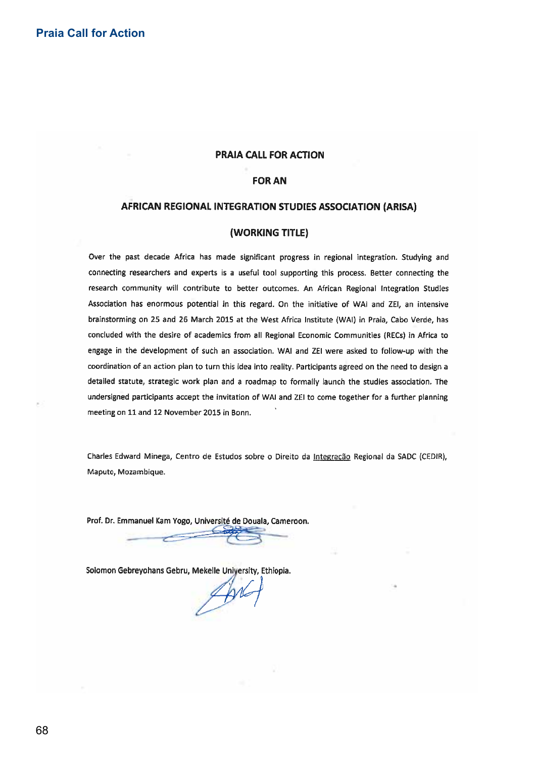# PRAIA CALL FOR ACTION

## FOR AN

## AFRICAN REGIONAL INTEGRATION STUDIES ASSOCIATION (ARISA)

## (WORKING TITLE)

Over the past decade Africa has made significant progress in regional integration. Studying and connecting researchers and experts is a useful tool supporting this process. Better connecting the research community will contribute to better outcomes. An African Regional Integration Studies Association has enormous potential in this regard. On the initiative of WAI and ZEI, an intensive brainstorming on 25 and 26 March 2015 at the West Africa Institute (WAI) in Praia, Cabo Verde, has concluded with the desire of academics from all Regional Economic Communities (RECs) in Africa to engage in the development of such an association. WAI and ZEI were asked to follow-up with the coordination of an action plan to turn this idea into reality. Participants agreed on the need to design a detailed statute, strategic work plan and a roadmap to formally launch the studies association. The undersigned participants accept the invitation of WAI and ZEI to come together for a further planning meeting on 11 and 12 November 2015 in Bonn.

Charles Edward Minega, Centro de Estudos sobre o Direito da Integração Regional da SADC (CEDIR), Maputo, Mozambique.

Prof. Dr. Emmanuel Kam Yogo, Université de Douala, Cameroon.

Solomon Gebreyohans Gebru, Mekelle University, Ethiopia.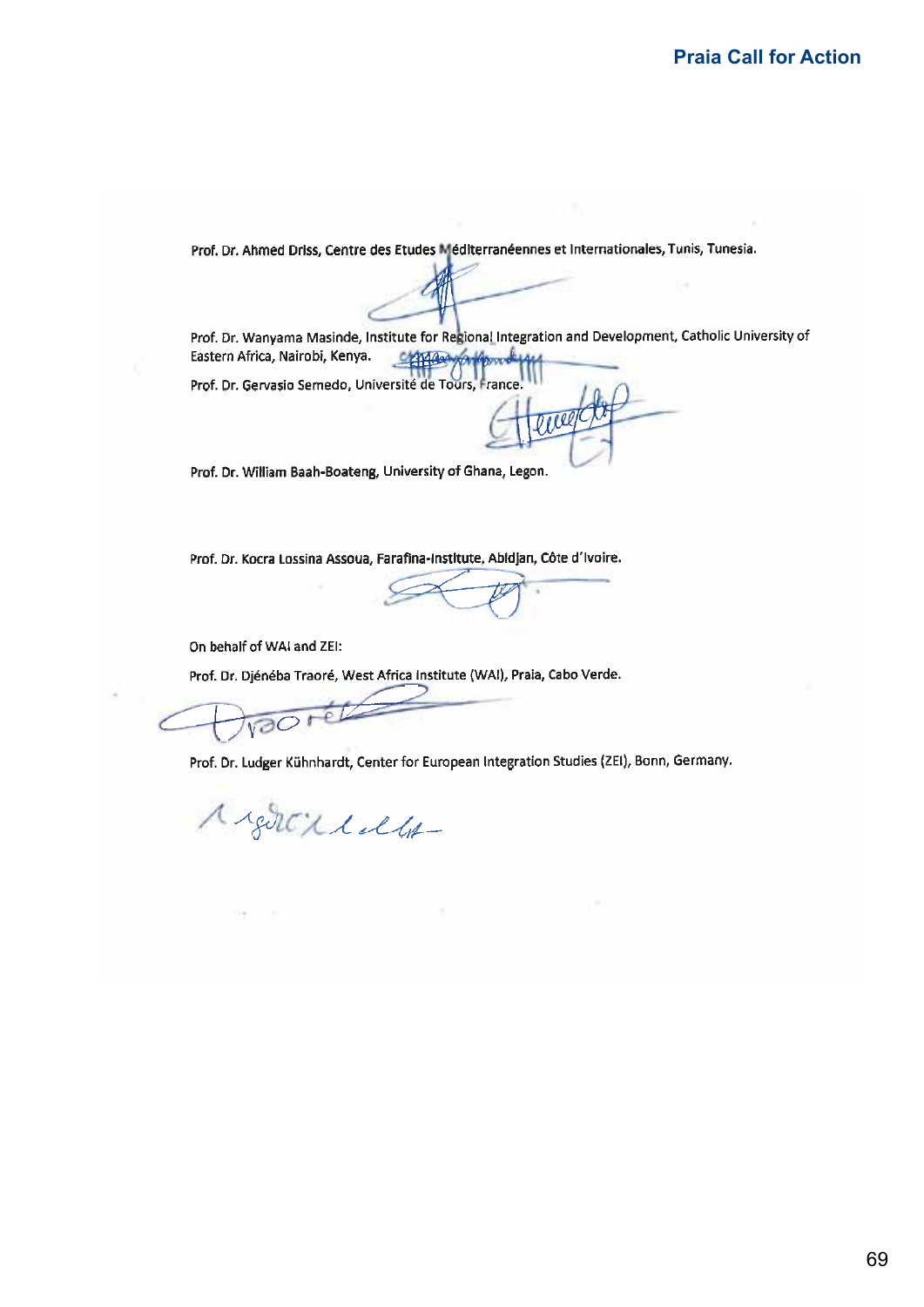Prof. Dr. Ahmed Driss, Centre des Etudes Méditerranéennes et Internationales, Tunis, Tunesia.

Prof. Dr. Wanyama Masinde, Institute for Regional Integration and Development, Catholic University of Eastern Africa, Nairobi, Kenya.

Prof. Dr. Gervasio Semedo, Université de Tours, France.

Prof. Dr. William Baah-Boateng, University of Ghana, Legon.

Prof. Dr. Kocra Lossina Assoua, Farafina-Institute, Abidjan, Côte d'Ivoire.

On behalf of WAI and ZEI:

Prof. Dr. Djénéba Traoré, West Africa Institute (WAI), Praia, Cabo Verde.

Prof. Dr. Ludger Kühnhardt, Center for European Integration Studies (ZEI), Bonn, Germany.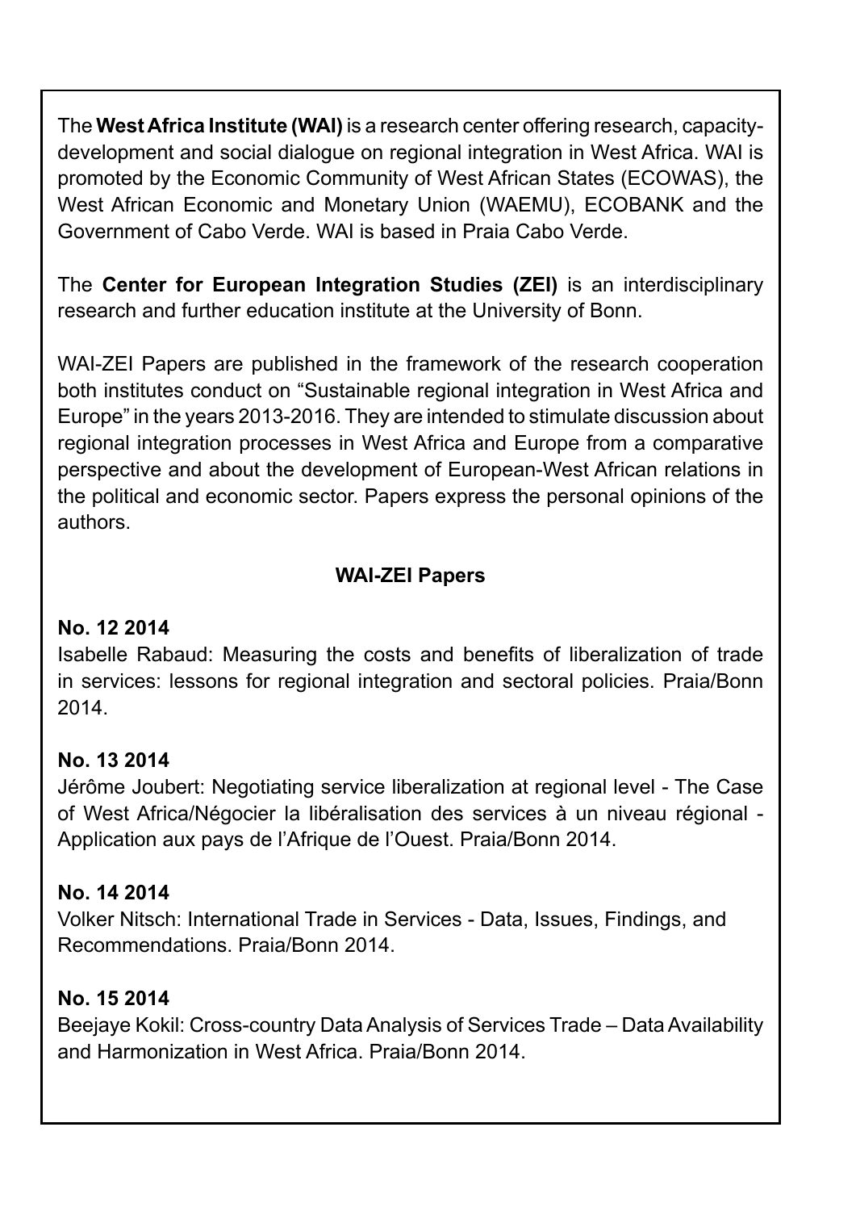The **West Africa Institute (WAI)** is a research center offering research, capacity-development and social dialogue on regional integration in West Africa. WAI is promoted by the Economic Community of West African States (ECOWAS), the West African Economic and Monetary Union (WAEMU), ECOBANK and the Government of Cabo Verde. WAI is based in Praia Cabo Verde.

The **Center for European Integration Studies (ZEI)** is an interdisciplinary research and further education institute at the University of Bonn.

WAI-ZEI Papers are published in the framework of the research cooperation both institutes conduct on "Sustainable regional integration in West Africa and Europe" in the years 2013-2016. They are intended to stimulate discussion about regional integration processes in West Africa and Europe from a comparative perspective and about the development of European-West African relations in the political and economic sector. Papers express the personal opinions of the authors.

**WAI-ZEI Papers**

**No. 12 2014**
Isabelle Rabaud: Measuring the costs and benefits of liberalization of trade in services: lessons for regional integration and sectoral policies. Praia/Bonn 2014.

**No. 13 2014**
Jérôme Joubert: Negotiating service liberalization at regional level - The Case of West Africa/Négocier la libéralisation des services à un niveau régional - Application aux pays de l'Afrique de l'Ouest. Praia/Bonn 2014.

**No. 14 2014**
Volker Nitsch: International Trade in Services - Data, Issues, Findings, and Recommendations. Praia/Bonn 2014.

**No. 15 2014**
Beejaye Kokil: Cross-country Data Analysis of Services Trade – Data Availability and Harmonization in West Africa. Praia/Bonn 2014.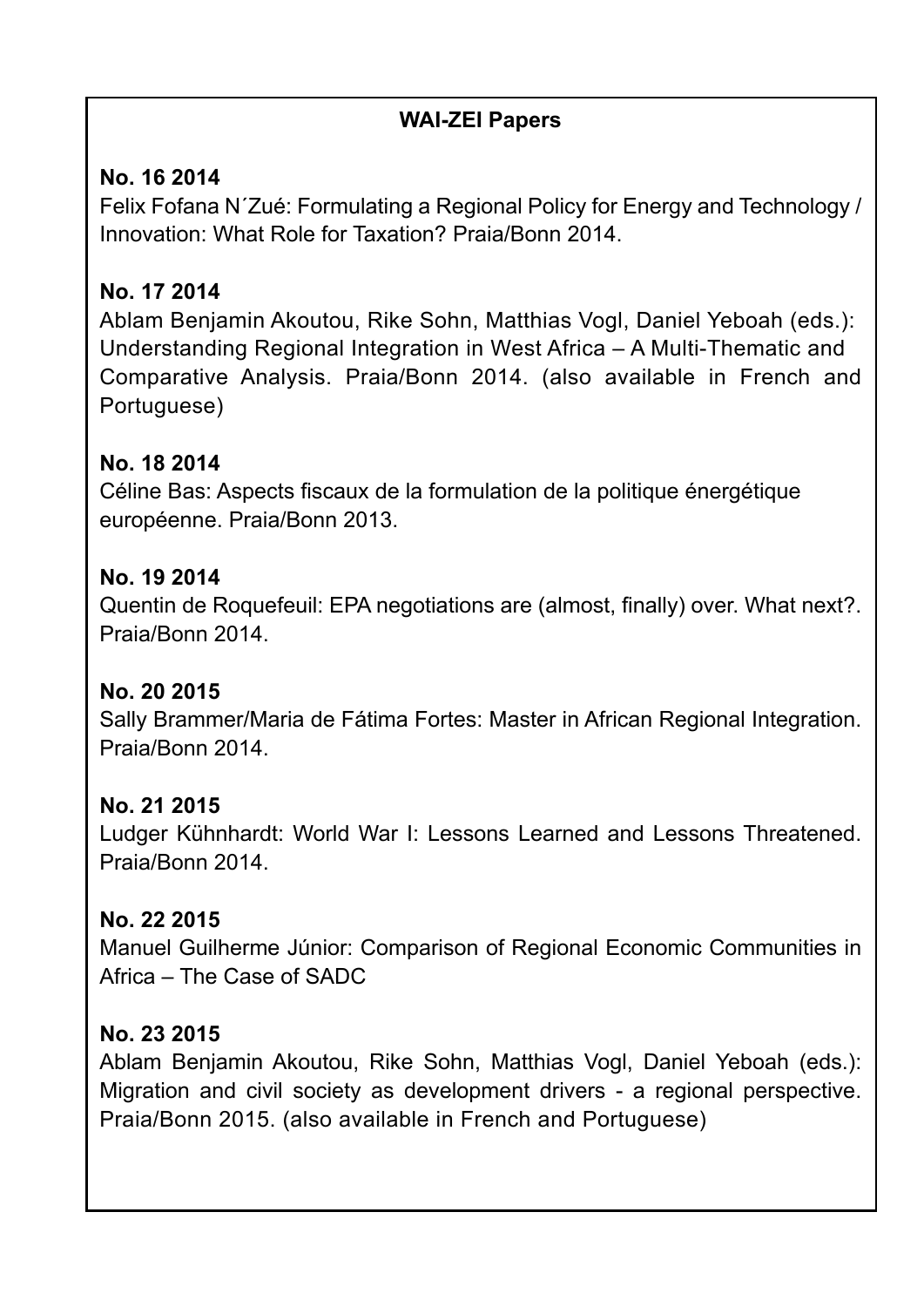## WAI-ZEI Papers

**No. 16 2014**
Felix Fofana N´Zué: Formulating a Regional Policy for Energy and Technology / Innovation: What Role for Taxation? Praia/Bonn 2014.

**No. 17 2014**
Ablam Benjamin Akoutou, Rike Sohn, Matthias Vogl, Daniel Yeboah (eds.): Understanding Regional Integration in West Africa – A Multi-Thematic and Comparative Analysis. Praia/Bonn 2014. (also available in French and Portuguese)

**No. 18 2014**
Céline Bas: Aspects fiscaux de la formulation de la politique énergétique européenne. Praia/Bonn 2013.

**No. 19 2014**
Quentin de Roquefeuil: EPA negotiations are (almost, finally) over. What next?. Praia/Bonn 2014.

**No. 20 2015**
Sally Brammer/Maria de Fátima Fortes: Master in African Regional Integration. Praia/Bonn 2014.

**No. 21 2015**
Ludger Kühnhardt: World War I: Lessons Learned and Lessons Threatened. Praia/Bonn 2014.

**No. 22 2015**
Manuel Guilherme Júnior: Comparison of Regional Economic Communities in Africa – The Case of SADC

**No. 23 2015**
Ablam Benjamin Akoutou, Rike Sohn, Matthias Vogl, Daniel Yeboah (eds.): Migration and civil society as development drivers - a regional perspective. Praia/Bonn 2015. (also available in French and Portuguese)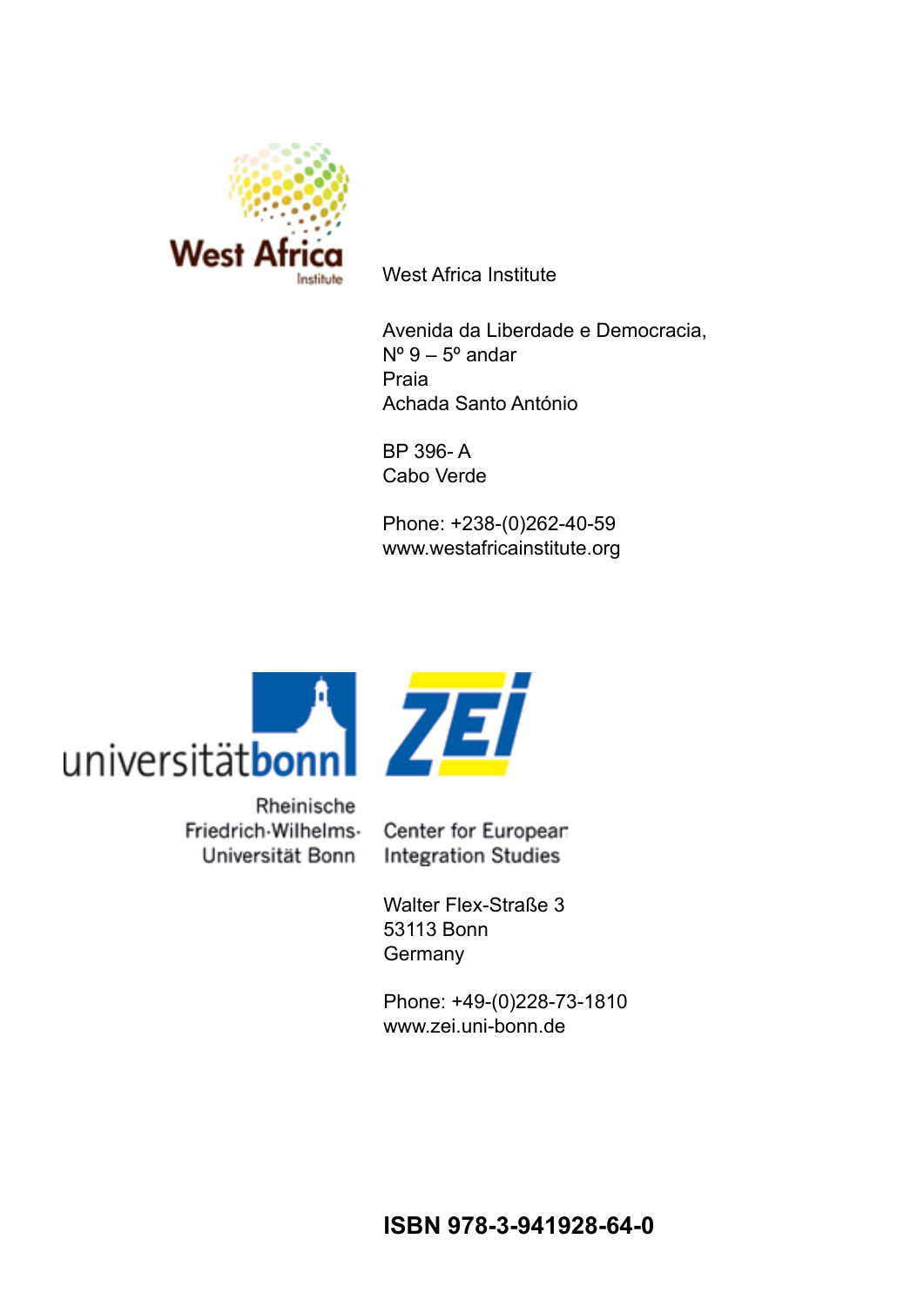West Africa Institute

Avenida da Liberdade e Democracia,
Nº 9 – 5º andar
Praia
Achada Santo António

BP 396- A
Cabo Verde

Phone: +238-(0)262-40-59
www.westafricainstitute.org

Rheinische
Friedrich-Wilhelms-
Universität Bonn

Center for European
Integration Studies

Walter Flex-Straße 3
53113 Bonn
Germany

Phone: +49-(0)228-73-1810
www.zei.uni-bonn.de

**ISBN 978-3-941928-64-0**